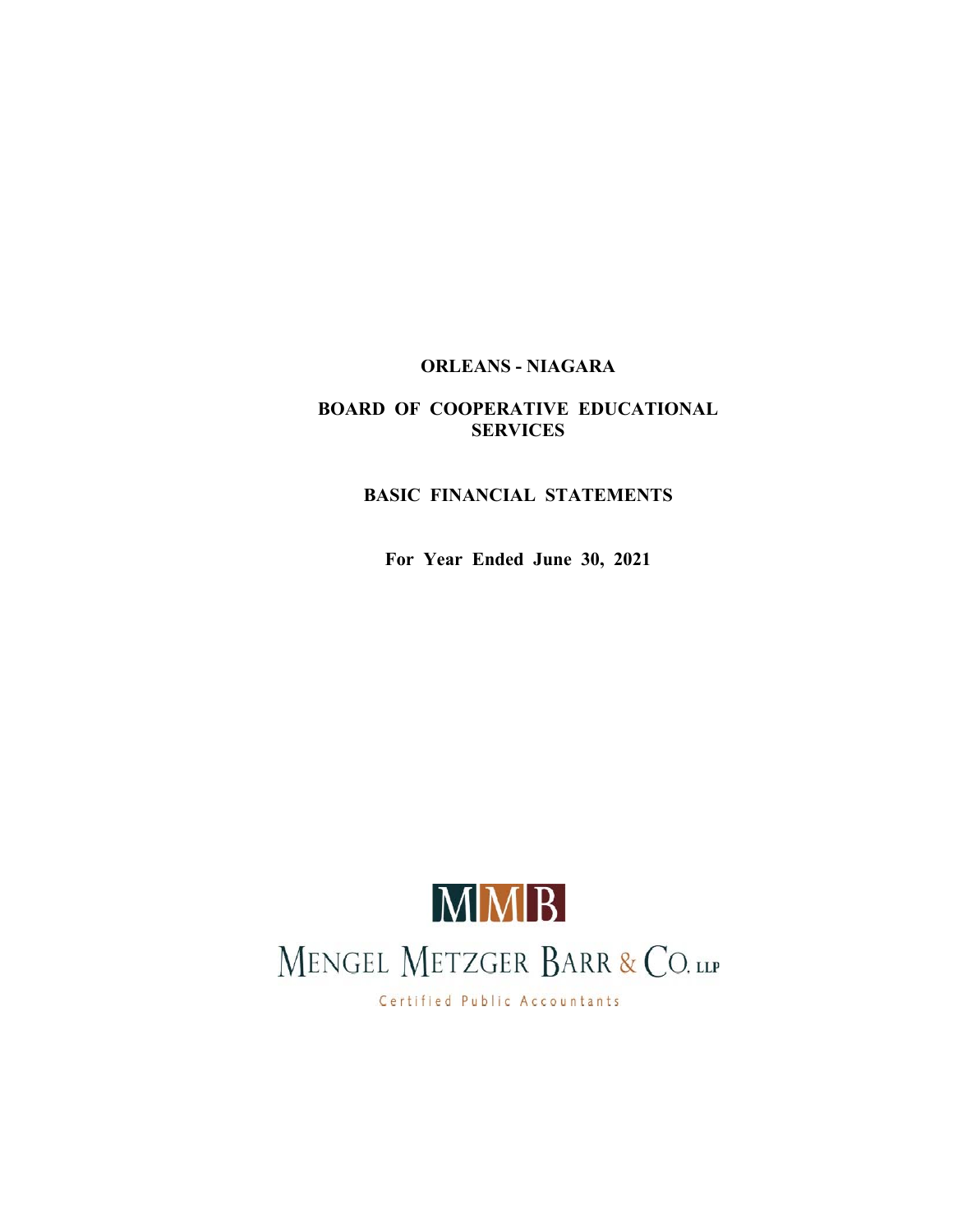# ORLEANS - NIAGARA

## BOARD OF COOPERATIVE EDUCATIONAL SERVICES

## BASIC FINANCIAL STATEMENTS

**For Year Ended June 30, 2021**

MMB

MENGEL METZGER BARR & CO. LLP

Certified Public Accountants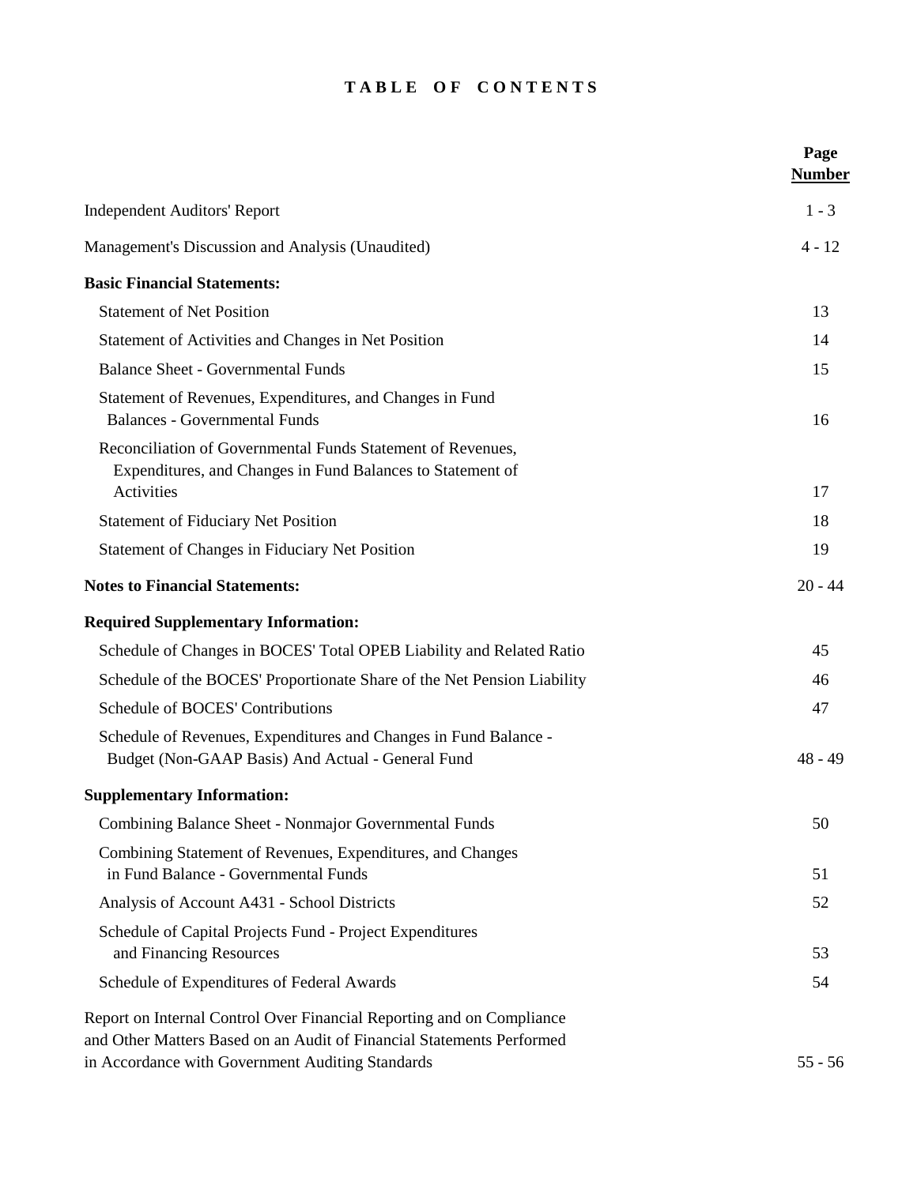# TABLE OF CONTENTS

| | Page Number |
|---|---|
| Independent Auditors' Report | 1 - 3 |
| Management's Discussion and Analysis (Unaudited) | 4 - 12 |
| **Basic Financial Statements:** | |
| Statement of Net Position | 13 |
| Statement of Activities and Changes in Net Position | 14 |
| Balance Sheet - Governmental Funds | 15 |
| Statement of Revenues, Expenditures, and Changes in Fund Balances - Governmental Funds | 16 |
| Reconciliation of Governmental Funds Statement of Revenues, Expenditures, and Changes in Fund Balances to Statement of Activities | 17 |
| Statement of Fiduciary Net Position | 18 |
| Statement of Changes in Fiduciary Net Position | 19 |
| **Notes to Financial Statements:** | 20 - 44 |
| **Required Supplementary Information:** | |
| Schedule of Changes in BOCES' Total OPEB Liability and Related Ratio | 45 |
| Schedule of the BOCES' Proportionate Share of the Net Pension Liability | 46 |
| Schedule of BOCES' Contributions | 47 |
| Schedule of Revenues, Expenditures and Changes in Fund Balance - Budget (Non-GAAP Basis) And Actual - General Fund | 48 - 49 |
| **Supplementary Information:** | |
| Combining Balance Sheet - Nonmajor Governmental Funds | 50 |
| Combining Statement of Revenues, Expenditures, and Changes in Fund Balance - Governmental Funds | 51 |
| Analysis of Account A431 - School Districts | 52 |
| Schedule of Capital Projects Fund - Project Expenditures and Financing Resources | 53 |
| Schedule of Expenditures of Federal Awards | 54 |
| Report on Internal Control Over Financial Reporting and on Compliance and Other Matters Based on an Audit of Financial Statements Performed in Accordance with Government Auditing Standards | 55 - 56 |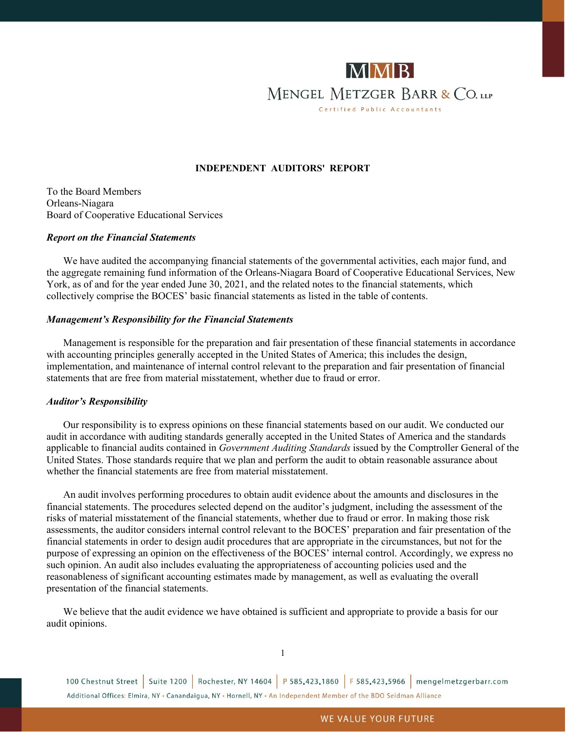# MMB

MENGEL METZGER BARR & CO. LLP

Certified Public Accountants

## INDEPENDENT AUDITORS' REPORT

To the Board Members
Orleans-Niagara
Board of Cooperative Educational Services

***Report on the Financial Statements***

We have audited the accompanying financial statements of the governmental activities, each major fund, and the aggregate remaining fund information of the Orleans-Niagara Board of Cooperative Educational Services, New York, as of and for the year ended June 30, 2021, and the related notes to the financial statements, which collectively comprise the BOCES' basic financial statements as listed in the table of contents.

***Management's Responsibility for the Financial Statements***

Management is responsible for the preparation and fair presentation of these financial statements in accordance with accounting principles generally accepted in the United States of America; this includes the design, implementation, and maintenance of internal control relevant to the preparation and fair presentation of financial statements that are free from material misstatement, whether due to fraud or error.

***Auditor's Responsibility***

Our responsibility is to express opinions on these financial statements based on our audit. We conducted our audit in accordance with auditing standards generally accepted in the United States of America and the standards applicable to financial audits contained in *Government Auditing Standards* issued by the Comptroller General of the United States. Those standards require that we plan and perform the audit to obtain reasonable assurance about whether the financial statements are free from material misstatement.

An audit involves performing procedures to obtain audit evidence about the amounts and disclosures in the financial statements. The procedures selected depend on the auditor's judgment, including the assessment of the risks of material misstatement of the financial statements, whether due to fraud or error. In making those risk assessments, the auditor considers internal control relevant to the BOCES' preparation and fair presentation of the financial statements in order to design audit procedures that are appropriate in the circumstances, but not for the purpose of expressing an opinion on the effectiveness of the BOCES' internal control. Accordingly, we express no such opinion. An audit also includes evaluating the appropriateness of accounting policies used and the reasonableness of significant accounting estimates made by management, as well as evaluating the overall presentation of the financial statements.

We believe that the audit evidence we have obtained is sufficient and appropriate to provide a basis for our audit opinions.

100 Chestnut Street | Suite 1200 | Rochester, NY 14604 | P 585.423.1860 | F 585.423.5966 | mengelmetzgerbarr.com

Additional Offices: Elmira, NY • Canandaigua, NY • Hornell, NY • An Independent Member of the BDO Seidman Alliance

WE VALUE YOUR FUTURE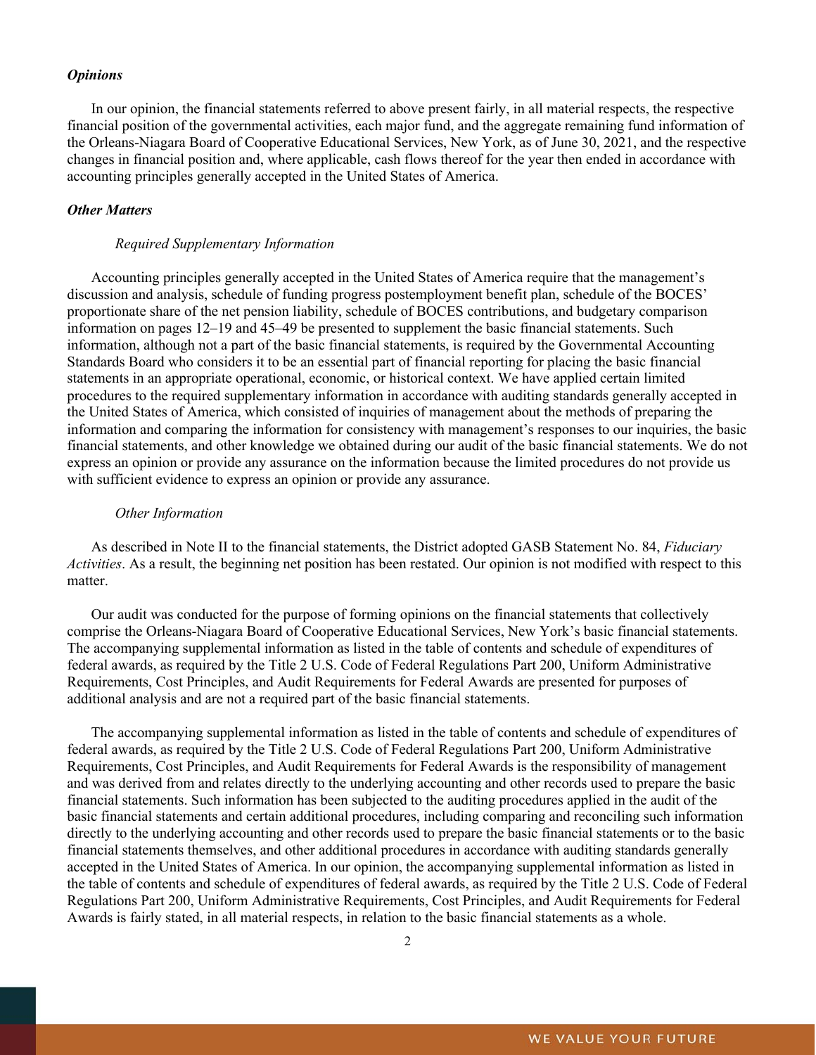***Opinions***

In our opinion, the financial statements referred to above present fairly, in all material respects, the respective financial position of the governmental activities, each major fund, and the aggregate remaining fund information of the Orleans-Niagara Board of Cooperative Educational Services, New York, as of June 30, 2021, and the respective changes in financial position and, where applicable, cash flows thereof for the year then ended in accordance with accounting principles generally accepted in the United States of America.

***Other Matters***

*Required Supplementary Information*

Accounting principles generally accepted in the United States of America require that the management's discussion and analysis, schedule of funding progress postemployment benefit plan, schedule of the BOCES' proportionate share of the net pension liability, schedule of BOCES contributions, and budgetary comparison information on pages 12–19 and 45–49 be presented to supplement the basic financial statements. Such information, although not a part of the basic financial statements, is required by the Governmental Accounting Standards Board who considers it to be an essential part of financial reporting for placing the basic financial statements in an appropriate operational, economic, or historical context. We have applied certain limited procedures to the required supplementary information in accordance with auditing standards generally accepted in the United States of America, which consisted of inquiries of management about the methods of preparing the information and comparing the information for consistency with management's responses to our inquiries, the basic financial statements, and other knowledge we obtained during our audit of the basic financial statements. We do not express an opinion or provide any assurance on the information because the limited procedures do not provide us with sufficient evidence to express an opinion or provide any assurance.

*Other Information*

As described in Note II to the financial statements, the District adopted GASB Statement No. 84, *Fiduciary Activities*. As a result, the beginning net position has been restated. Our opinion is not modified with respect to this matter.

Our audit was conducted for the purpose of forming opinions on the financial statements that collectively comprise the Orleans-Niagara Board of Cooperative Educational Services, New York's basic financial statements. The accompanying supplemental information as listed in the table of contents and schedule of expenditures of federal awards, as required by the Title 2 U.S. Code of Federal Regulations Part 200, Uniform Administrative Requirements, Cost Principles, and Audit Requirements for Federal Awards are presented for purposes of additional analysis and are not a required part of the basic financial statements.

The accompanying supplemental information as listed in the table of contents and schedule of expenditures of federal awards, as required by the Title 2 U.S. Code of Federal Regulations Part 200, Uniform Administrative Requirements, Cost Principles, and Audit Requirements for Federal Awards is the responsibility of management and was derived from and relates directly to the underlying accounting and other records used to prepare the basic financial statements. Such information has been subjected to the auditing procedures applied in the audit of the basic financial statements and certain additional procedures, including comparing and reconciling such information directly to the underlying accounting and other records used to prepare the basic financial statements or to the basic financial statements themselves, and other additional procedures in accordance with auditing standards generally accepted in the United States of America. In our opinion, the accompanying supplemental information as listed in the table of contents and schedule of expenditures of federal awards, as required by the Title 2 U.S. Code of Federal Regulations Part 200, Uniform Administrative Requirements, Cost Principles, and Audit Requirements for Federal Awards is fairly stated, in all material respects, in relation to the basic financial statements as a whole.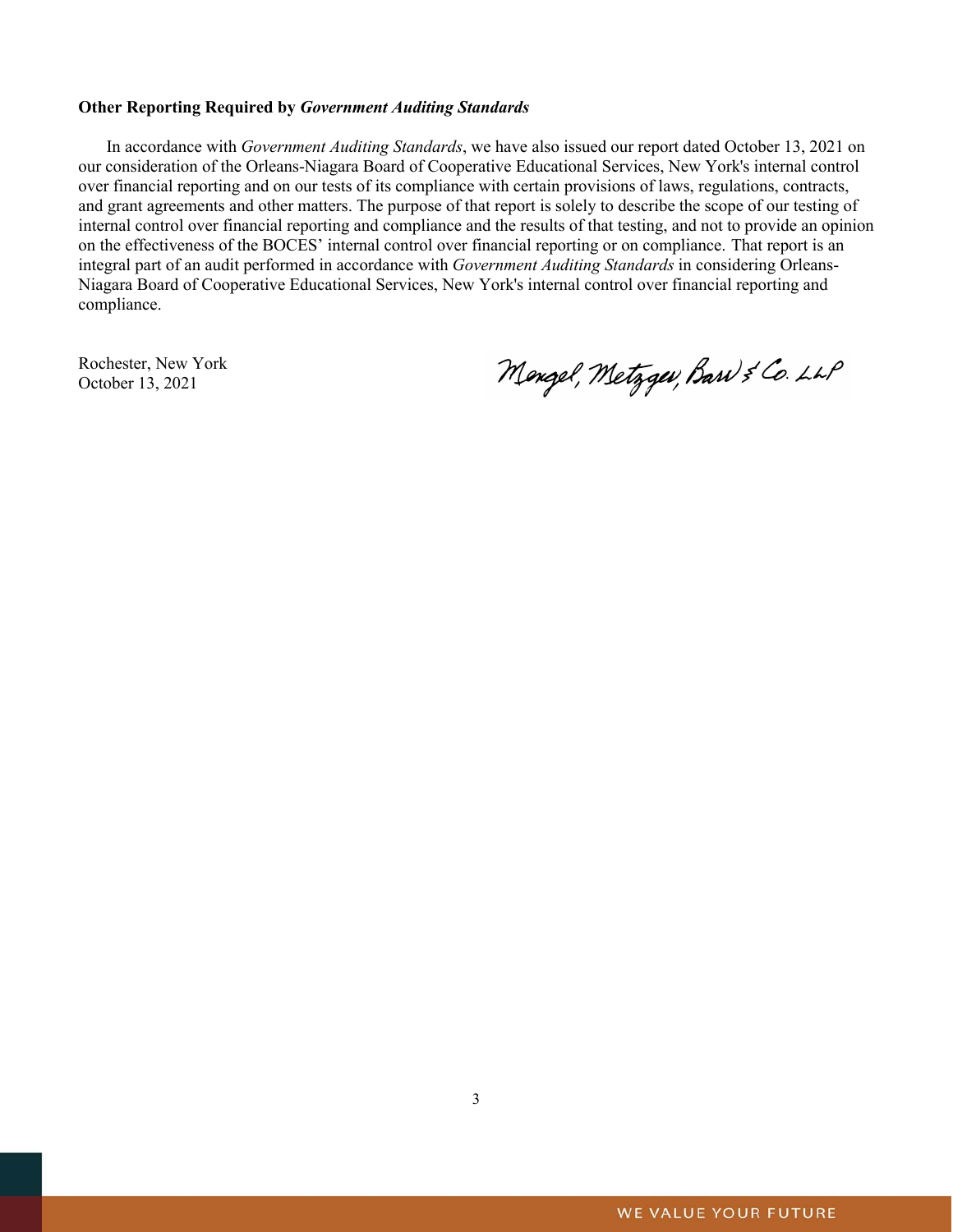**Other Reporting Required by *Government Auditing Standards***

In accordance with *Government Auditing Standards*, we have also issued our report dated October 13, 2021 on our consideration of the Orleans-Niagara Board of Cooperative Educational Services, New York's internal control over financial reporting and on our tests of its compliance with certain provisions of laws, regulations, contracts, and grant agreements and other matters. The purpose of that report is solely to describe the scope of our testing of internal control over financial reporting and compliance and the results of that testing, and not to provide an opinion on the effectiveness of the BOCES' internal control over financial reporting or on compliance. That report is an integral part of an audit performed in accordance with *Government Auditing Standards* in considering Orleans-Niagara Board of Cooperative Educational Services, New York's internal control over financial reporting and compliance.

Rochester, New York
October 13, 2021

Mengel, Metzger, Barr & Co. LLP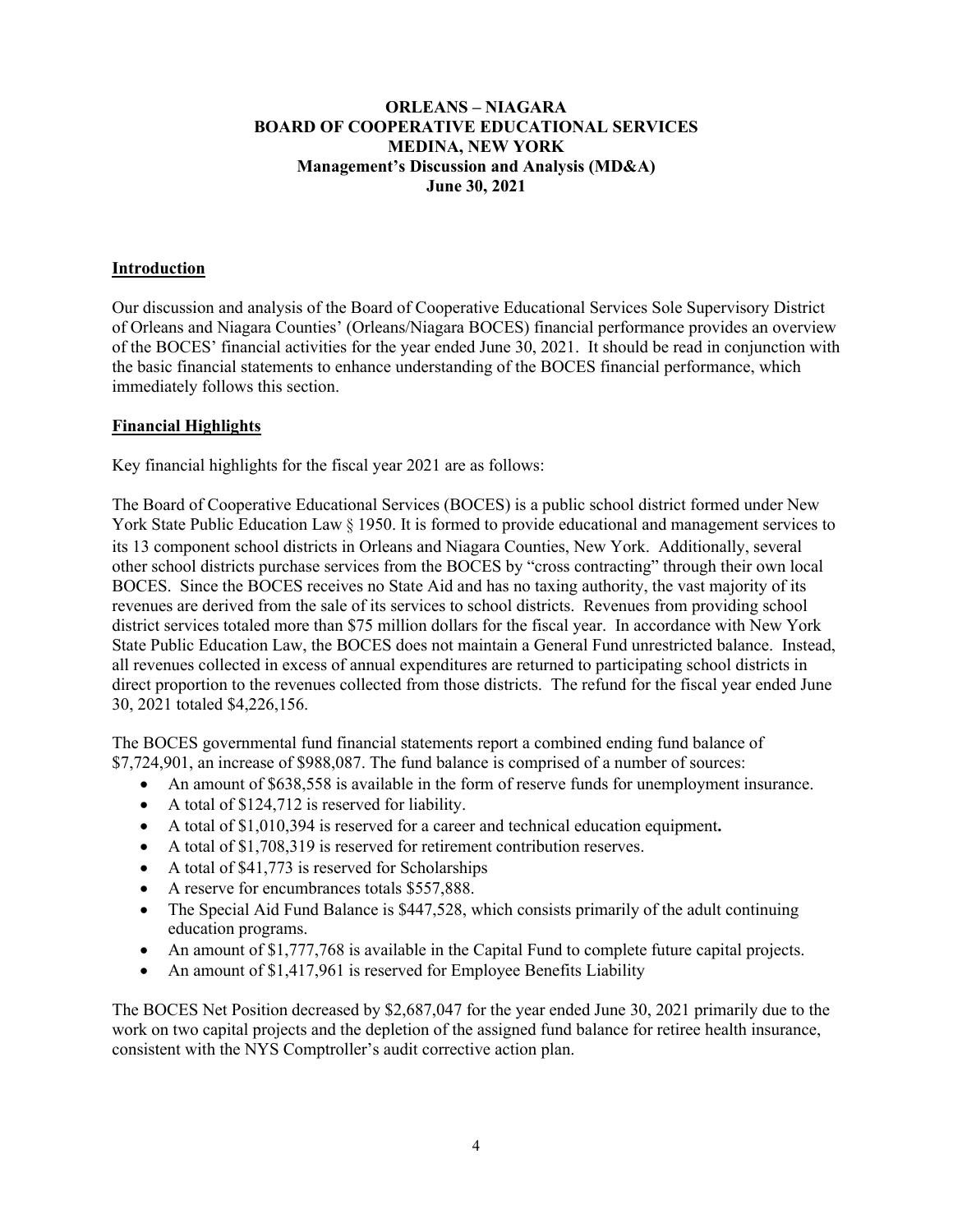**ORLEANS – NIAGARA**
**BOARD OF COOPERATIVE EDUCATIONAL SERVICES**
**MEDINA, NEW YORK**
**Management's Discussion and Analysis (MD&A)**
**June 30, 2021**

## Introduction

Our discussion and analysis of the Board of Cooperative Educational Services Sole Supervisory District of Orleans and Niagara Counties' (Orleans/Niagara BOCES) financial performance provides an overview of the BOCES' financial activities for the year ended June 30, 2021. It should be read in conjunction with the basic financial statements to enhance understanding of the BOCES financial performance, which immediately follows this section.

## Financial Highlights

Key financial highlights for the fiscal year 2021 are as follows:

The Board of Cooperative Educational Services (BOCES) is a public school district formed under New York State Public Education Law § 1950. It is formed to provide educational and management services to its 13 component school districts in Orleans and Niagara Counties, New York. Additionally, several other school districts purchase services from the BOCES by "cross contracting" through their own local BOCES. Since the BOCES receives no State Aid and has no taxing authority, the vast majority of its revenues are derived from the sale of its services to school districts. Revenues from providing school district services totaled more than $75 million dollars for the fiscal year. In accordance with New York State Public Education Law, the BOCES does not maintain a General Fund unrestricted balance. Instead, all revenues collected in excess of annual expenditures are returned to participating school districts in direct proportion to the revenues collected from those districts. The refund for the fiscal year ended June 30, 2021 totaled $4,226,156.

The BOCES governmental fund financial statements report a combined ending fund balance of $7,724,901, an increase of $988,087. The fund balance is comprised of a number of sources:

- An amount of $638,558 is available in the form of reserve funds for unemployment insurance.
- A total of $124,712 is reserved for liability.
- A total of $1,010,394 is reserved for a career and technical education equipment**.**
- A total of $1,708,319 is reserved for retirement contribution reserves.
- A total of $41,773 is reserved for Scholarships
- A reserve for encumbrances totals $557,888.
- The Special Aid Fund Balance is $447,528, which consists primarily of the adult continuing education programs.
- An amount of $1,777,768 is available in the Capital Fund to complete future capital projects.
- An amount of $1,417,961 is reserved for Employee Benefits Liability

The BOCES Net Position decreased by $2,687,047 for the year ended June 30, 2021 primarily due to the work on two capital projects and the depletion of the assigned fund balance for retiree health insurance, consistent with the NYS Comptroller's audit corrective action plan.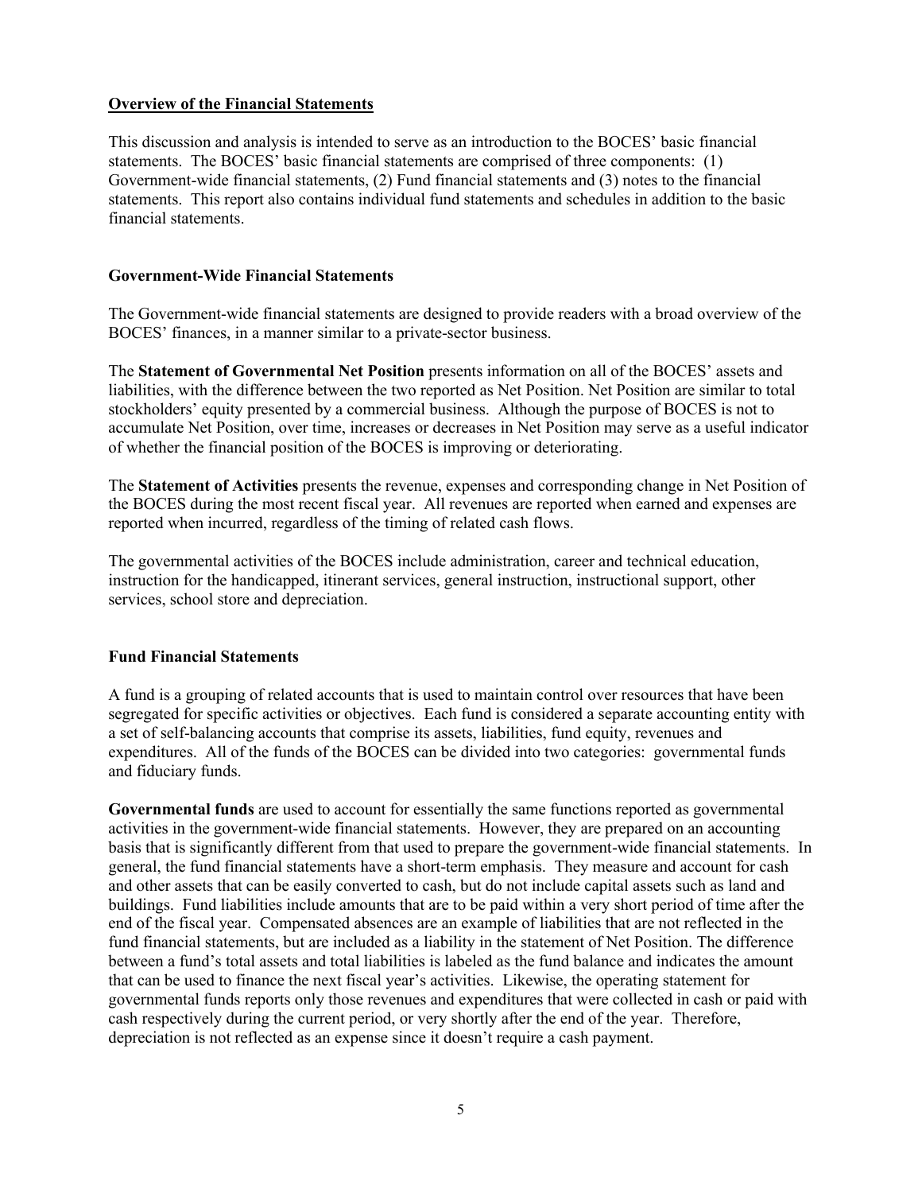## Overview of the Financial Statements

This discussion and analysis is intended to serve as an introduction to the BOCES' basic financial statements. The BOCES' basic financial statements are comprised of three components: (1) Government-wide financial statements, (2) Fund financial statements and (3) notes to the financial statements. This report also contains individual fund statements and schedules in addition to the basic financial statements.

### Government-Wide Financial Statements

The Government-wide financial statements are designed to provide readers with a broad overview of the BOCES' finances, in a manner similar to a private-sector business.

The **Statement of Governmental Net Position** presents information on all of the BOCES' assets and liabilities, with the difference between the two reported as Net Position. Net Position are similar to total stockholders' equity presented by a commercial business. Although the purpose of BOCES is not to accumulate Net Position, over time, increases or decreases in Net Position may serve as a useful indicator of whether the financial position of the BOCES is improving or deteriorating.

The **Statement of Activities** presents the revenue, expenses and corresponding change in Net Position of the BOCES during the most recent fiscal year. All revenues are reported when earned and expenses are reported when incurred, regardless of the timing of related cash flows.

The governmental activities of the BOCES include administration, career and technical education, instruction for the handicapped, itinerant services, general instruction, instructional support, other services, school store and depreciation.

### Fund Financial Statements

A fund is a grouping of related accounts that is used to maintain control over resources that have been segregated for specific activities or objectives. Each fund is considered a separate accounting entity with a set of self-balancing accounts that comprise its assets, liabilities, fund equity, revenues and expenditures. All of the funds of the BOCES can be divided into two categories: governmental funds and fiduciary funds.

**Governmental funds** are used to account for essentially the same functions reported as governmental activities in the government-wide financial statements. However, they are prepared on an accounting basis that is significantly different from that used to prepare the government-wide financial statements. In general, the fund financial statements have a short-term emphasis. They measure and account for cash and other assets that can be easily converted to cash, but do not include capital assets such as land and buildings. Fund liabilities include amounts that are to be paid within a very short period of time after the end of the fiscal year. Compensated absences are an example of liabilities that are not reflected in the fund financial statements, but are included as a liability in the statement of Net Position. The difference between a fund's total assets and total liabilities is labeled as the fund balance and indicates the amount that can be used to finance the next fiscal year's activities. Likewise, the operating statement for governmental funds reports only those revenues and expenditures that were collected in cash or paid with cash respectively during the current period, or very shortly after the end of the year. Therefore, depreciation is not reflected as an expense since it doesn't require a cash payment.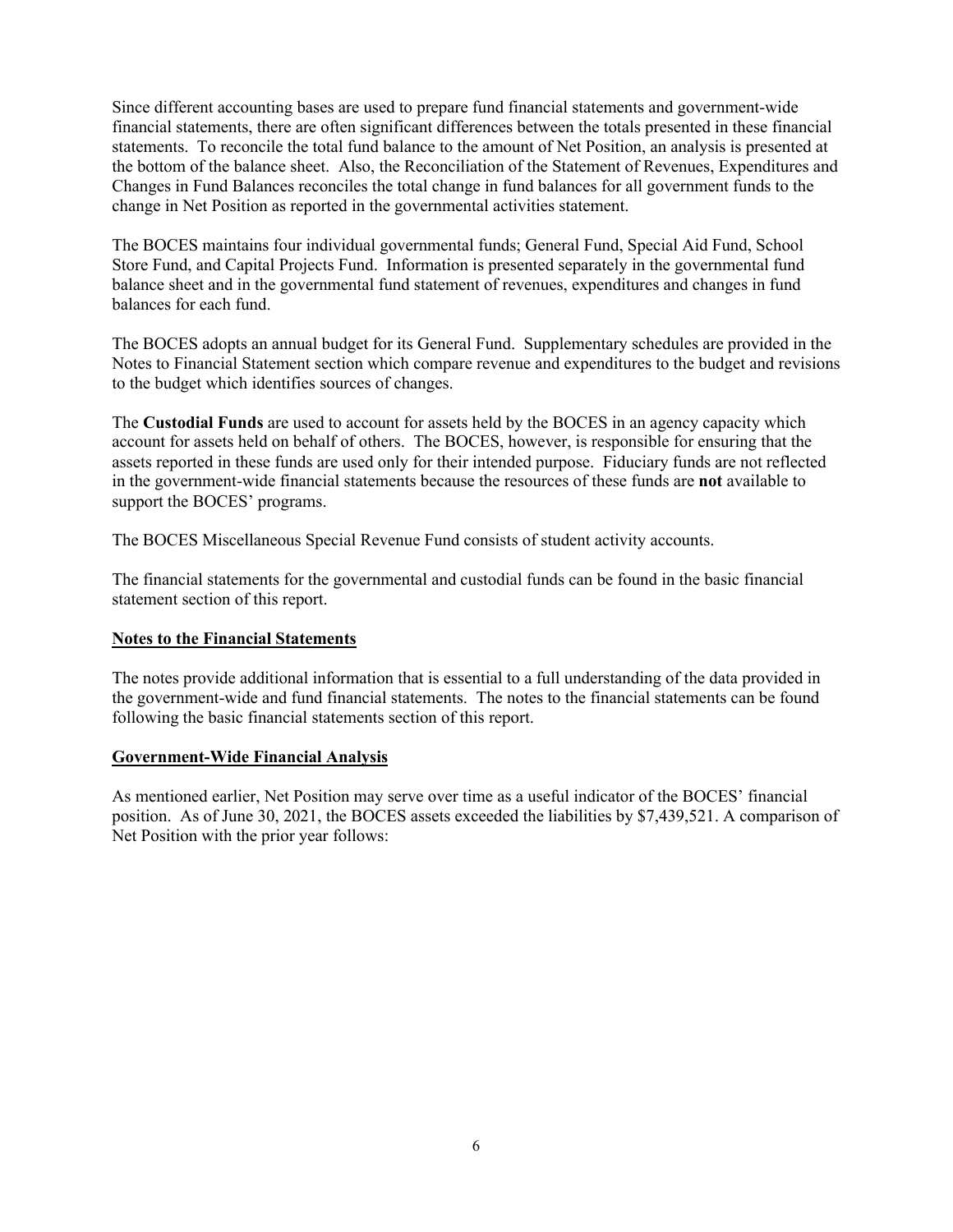Since different accounting bases are used to prepare fund financial statements and government-wide financial statements, there are often significant differences between the totals presented in these financial statements. To reconcile the total fund balance to the amount of Net Position, an analysis is presented at the bottom of the balance sheet. Also, the Reconciliation of the Statement of Revenues, Expenditures and Changes in Fund Balances reconciles the total change in fund balances for all government funds to the change in Net Position as reported in the governmental activities statement.

The BOCES maintains four individual governmental funds; General Fund, Special Aid Fund, School Store Fund, and Capital Projects Fund. Information is presented separately in the governmental fund balance sheet and in the governmental fund statement of revenues, expenditures and changes in fund balances for each fund.

The BOCES adopts an annual budget for its General Fund. Supplementary schedules are provided in the Notes to Financial Statement section which compare revenue and expenditures to the budget and revisions to the budget which identifies sources of changes.

The **Custodial Funds** are used to account for assets held by the BOCES in an agency capacity which account for assets held on behalf of others. The BOCES, however, is responsible for ensuring that the assets reported in these funds are used only for their intended purpose. Fiduciary funds are not reflected in the government-wide financial statements because the resources of these funds are **not** available to support the BOCES' programs.

The BOCES Miscellaneous Special Revenue Fund consists of student activity accounts.

The financial statements for the governmental and custodial funds can be found in the basic financial statement section of this report.

**Notes to the Financial Statements**

The notes provide additional information that is essential to a full understanding of the data provided in the government-wide and fund financial statements. The notes to the financial statements can be found following the basic financial statements section of this report.

**Government-Wide Financial Analysis**

As mentioned earlier, Net Position may serve over time as a useful indicator of the BOCES' financial position. As of June 30, 2021, the BOCES assets exceeded the liabilities by $7,439,521. A comparison of Net Position with the prior year follows: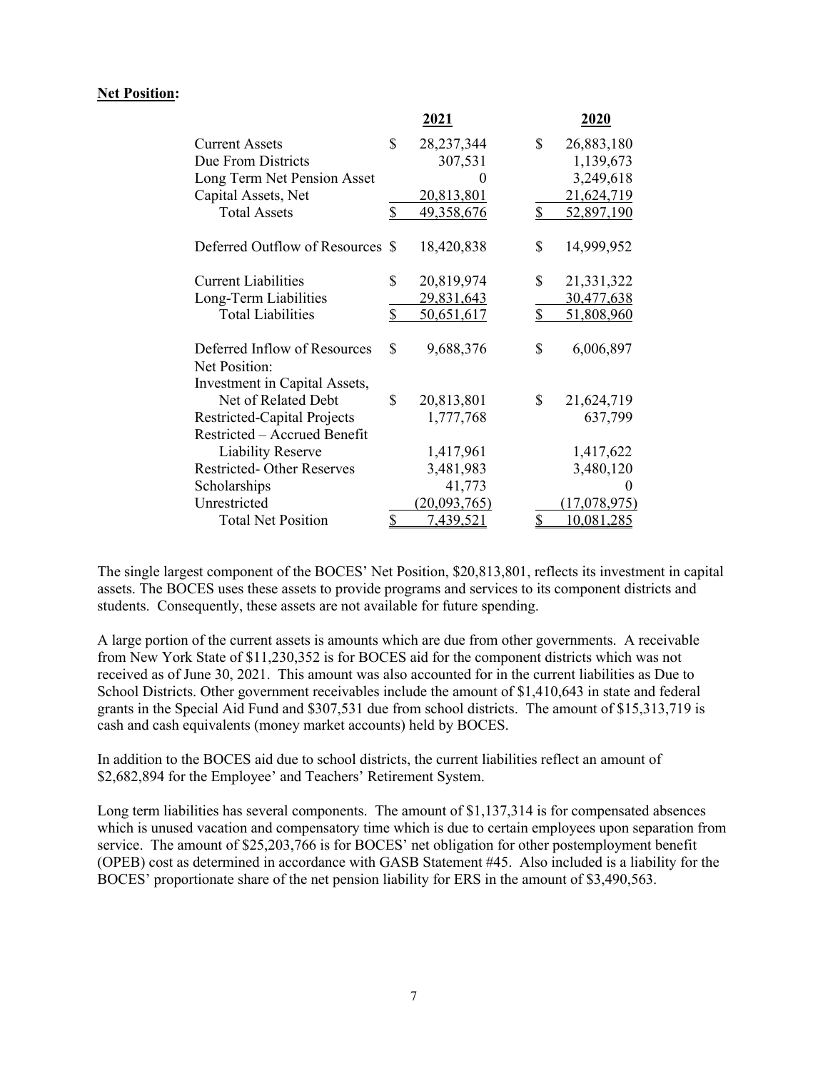**Net Position:**

| | 2021 | 2020 |
|---|---|---|
| Current Assets | $ 28,237,344 | $ 26,883,180 |
| Due From Districts | 307,531 | 1,139,673 |
| Long Term Net Pension Asset | 0 | 3,249,618 |
| Capital Assets, Net | 20,813,801 | 21,624,719 |
| Total Assets | $ 49,358,676 | $ 52,897,190 |
| | | |
| Deferred Outflow of Resources | $ 18,420,838 | $ 14,999,952 |
| | | |
| Current Liabilities | $ 20,819,974 | $ 21,331,322 |
| Long-Term Liabilities | 29,831,643 | 30,477,638 |
| Total Liabilities | $ 50,651,617 | $ 51,808,960 |
| | | |
| Deferred Inflow of Resources | $ 9,688,376 | $ 6,006,897 |
| Net Position: | | |
| Investment in Capital Assets, Net of Related Debt | $ 20,813,801 | $ 21,624,719 |
| Restricted-Capital Projects | 1,777,768 | 637,799 |
| Restricted – Accrued Benefit Liability Reserve | 1,417,961 | 1,417,622 |
| Restricted- Other Reserves | 3,481,983 | 3,480,120 |
| Scholarships | 41,773 | 0 |
| Unrestricted | (20,093,765) | (17,078,975) |
| Total Net Position | $ 7,439,521 | $ 10,081,285 |

The single largest component of the BOCES' Net Position, $20,813,801, reflects its investment in capital assets. The BOCES uses these assets to provide programs and services to its component districts and students. Consequently, these assets are not available for future spending.

A large portion of the current assets is amounts which are due from other governments. A receivable from New York State of $11,230,352 is for BOCES aid for the component districts which was not received as of June 30, 2021. This amount was also accounted for in the current liabilities as Due to School Districts. Other government receivables include the amount of $1,410,643 in state and federal grants in the Special Aid Fund and $307,531 due from school districts. The amount of $15,313,719 is cash and cash equivalents (money market accounts) held by BOCES.

In addition to the BOCES aid due to school districts, the current liabilities reflect an amount of $2,682,894 for the Employee' and Teachers' Retirement System.

Long term liabilities has several components. The amount of $1,137,314 is for compensated absences which is unused vacation and compensatory time which is due to certain employees upon separation from service. The amount of $25,203,766 is for BOCES' net obligation for other postemployment benefit (OPEB) cost as determined in accordance with GASB Statement #45. Also included is a liability for the BOCES' proportionate share of the net pension liability for ERS in the amount of $3,490,563.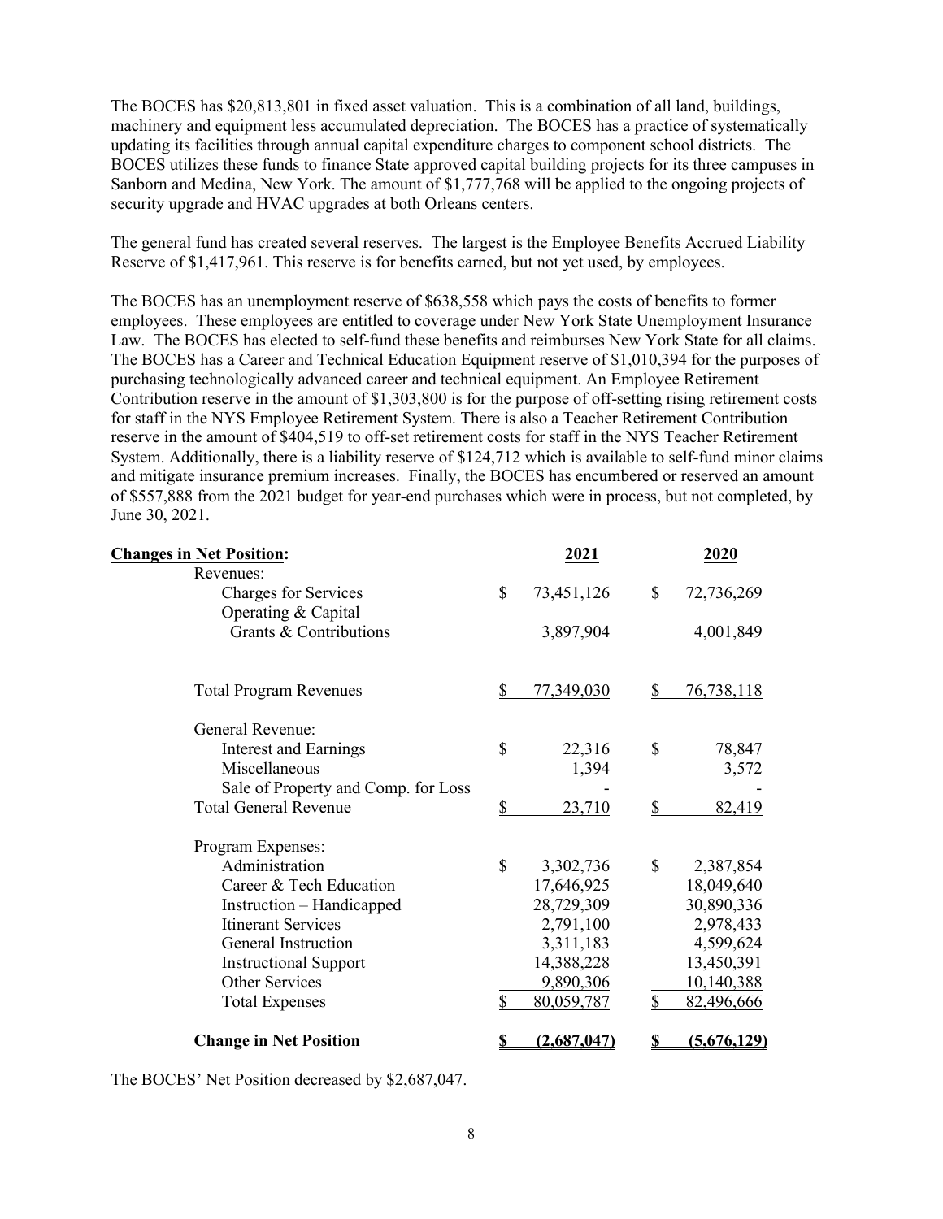The BOCES has $20,813,801 in fixed asset valuation. This is a combination of all land, buildings, machinery and equipment less accumulated depreciation. The BOCES has a practice of systematically updating its facilities through annual capital expenditure charges to component school districts. The BOCES utilizes these funds to finance State approved capital building projects for its three campuses in Sanborn and Medina, New York. The amount of $1,777,768 will be applied to the ongoing projects of security upgrade and HVAC upgrades at both Orleans centers.

The general fund has created several reserves. The largest is the Employee Benefits Accrued Liability Reserve of $1,417,961. This reserve is for benefits earned, but not yet used, by employees.

The BOCES has an unemployment reserve of $638,558 which pays the costs of benefits to former employees. These employees are entitled to coverage under New York State Unemployment Insurance Law. The BOCES has elected to self-fund these benefits and reimburses New York State for all claims. The BOCES has a Career and Technical Education Equipment reserve of $1,010,394 for the purposes of purchasing technologically advanced career and technical equipment. An Employee Retirement Contribution reserve in the amount of $1,303,800 is for the purpose of off-setting rising retirement costs for staff in the NYS Employee Retirement System. There is also a Teacher Retirement Contribution reserve in the amount of $404,519 to off-set retirement costs for staff in the NYS Teacher Retirement System. Additionally, there is a liability reserve of $124,712 which is available to self-fund minor claims and mitigate insurance premium increases. Finally, the BOCES has encumbered or reserved an amount of $557,888 from the 2021 budget for year-end purchases which were in process, but not completed, by June 30, 2021.

| **Changes in Net Position:** | **2021** | **2020** |
|---|---|---|
| Revenues: | | |
| Charges for Services | $ 73,451,126 | $ 72,736,269 |
| Operating & Capital Grants & Contributions | 3,897,904 | 4,001,849 |
| Total Program Revenues | $ 77,349,030 | $ 76,738,118 |
| General Revenue: | | |
| Interest and Earnings | $ 22,316 | $ 78,847 |
| Miscellaneous | 1,394 | 3,572 |
| Sale of Property and Comp. for Loss | - | - |
| Total General Revenue | $ 23,710 | $ 82,419 |
| Program Expenses: | | |
| Administration | $ 3,302,736 | $ 2,387,854 |
| Career & Tech Education | 17,646,925 | 18,049,640 |
| Instruction – Handicapped | 28,729,309 | 30,890,336 |
| Itinerant Services | 2,791,100 | 2,978,433 |
| General Instruction | 3,311,183 | 4,599,624 |
| Instructional Support | 14,388,228 | 13,450,391 |
| Other Services | 9,890,306 | 10,140,388 |
| Total Expenses | $ 80,059,787 | $ 82,496,666 |
| **Change in Net Position** | **$ (2,687,047)** | **$ (5,676,129)** |

The BOCES' Net Position decreased by $2,687,047.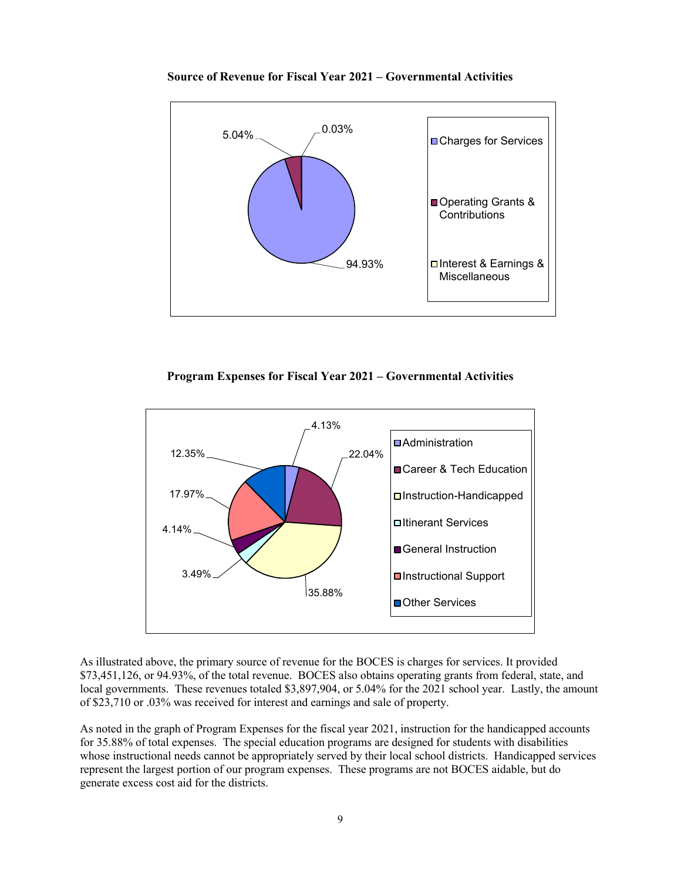**Source of Revenue for Fiscal Year 2021 – Governmental Activities**

| Source | Percentage |
| --- | --- |
| Charges for Services | 94.93% |
| Operating Grants & Contributions | 5.04% |
| Interest & Earnings & Miscellaneous | 0.03% |

**Program Expenses for Fiscal Year 2021 – Governmental Activities**

| Program | Percentage |
| --- | --- |
| Administration | 4.13% |
| Career & Tech Education | 22.04% |
| Instruction-Handicapped | 35.88% |
| Itinerant Services | 3.49% |
| General Instruction | 4.14% |
| Instructional Support | 17.97% |
| Other Services | 12.35% |

As illustrated above, the primary source of revenue for the BOCES is charges for services. It provided $73,451,126, or 94.93%, of the total revenue. BOCES also obtains operating grants from federal, state, and local governments. These revenues totaled $3,897,904, or 5.04% for the 2021 school year. Lastly, the amount of $23,710 or .03% was received for interest and earnings and sale of property.

As noted in the graph of Program Expenses for the fiscal year 2021, instruction for the handicapped accounts for 35.88% of total expenses. The special education programs are designed for students with disabilities whose instructional needs cannot be appropriately served by their local school districts. Handicapped services represent the largest portion of our program expenses. These programs are not BOCES aidable, but do generate excess cost aid for the districts.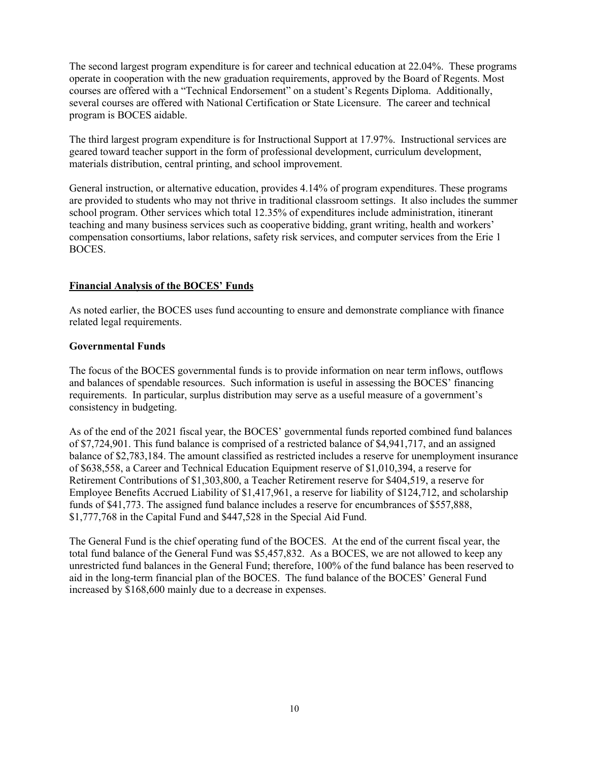The second largest program expenditure is for career and technical education at 22.04%. These programs operate in cooperation with the new graduation requirements, approved by the Board of Regents. Most courses are offered with a "Technical Endorsement" on a student's Regents Diploma. Additionally, several courses are offered with National Certification or State Licensure. The career and technical program is BOCES aidable.

The third largest program expenditure is for Instructional Support at 17.97%. Instructional services are geared toward teacher support in the form of professional development, curriculum development, materials distribution, central printing, and school improvement.

General instruction, or alternative education, provides 4.14% of program expenditures. These programs are provided to students who may not thrive in traditional classroom settings. It also includes the summer school program. Other services which total 12.35% of expenditures include administration, itinerant teaching and many business services such as cooperative bidding, grant writing, health and workers' compensation consortiums, labor relations, safety risk services, and computer services from the Erie 1 BOCES.

## Financial Analysis of the BOCES' Funds

As noted earlier, the BOCES uses fund accounting to ensure and demonstrate compliance with finance related legal requirements.

### Governmental Funds

The focus of the BOCES governmental funds is to provide information on near term inflows, outflows and balances of spendable resources. Such information is useful in assessing the BOCES' financing requirements. In particular, surplus distribution may serve as a useful measure of a government's consistency in budgeting.

As of the end of the 2021 fiscal year, the BOCES' governmental funds reported combined fund balances of $7,724,901. This fund balance is comprised of a restricted balance of $4,941,717, and an assigned balance of $2,783,184. The amount classified as restricted includes a reserve for unemployment insurance of $638,558, a Career and Technical Education Equipment reserve of $1,010,394, a reserve for Retirement Contributions of $1,303,800, a Teacher Retirement reserve for $404,519, a reserve for Employee Benefits Accrued Liability of $1,417,961, a reserve for liability of $124,712, and scholarship funds of $41,773. The assigned fund balance includes a reserve for encumbrances of $557,888, $1,777,768 in the Capital Fund and $447,528 in the Special Aid Fund.

The General Fund is the chief operating fund of the BOCES. At the end of the current fiscal year, the total fund balance of the General Fund was $5,457,832. As a BOCES, we are not allowed to keep any unrestricted fund balances in the General Fund; therefore, 100% of the fund balance has been reserved to aid in the long-term financial plan of the BOCES. The fund balance of the BOCES' General Fund increased by $168,600 mainly due to a decrease in expenses.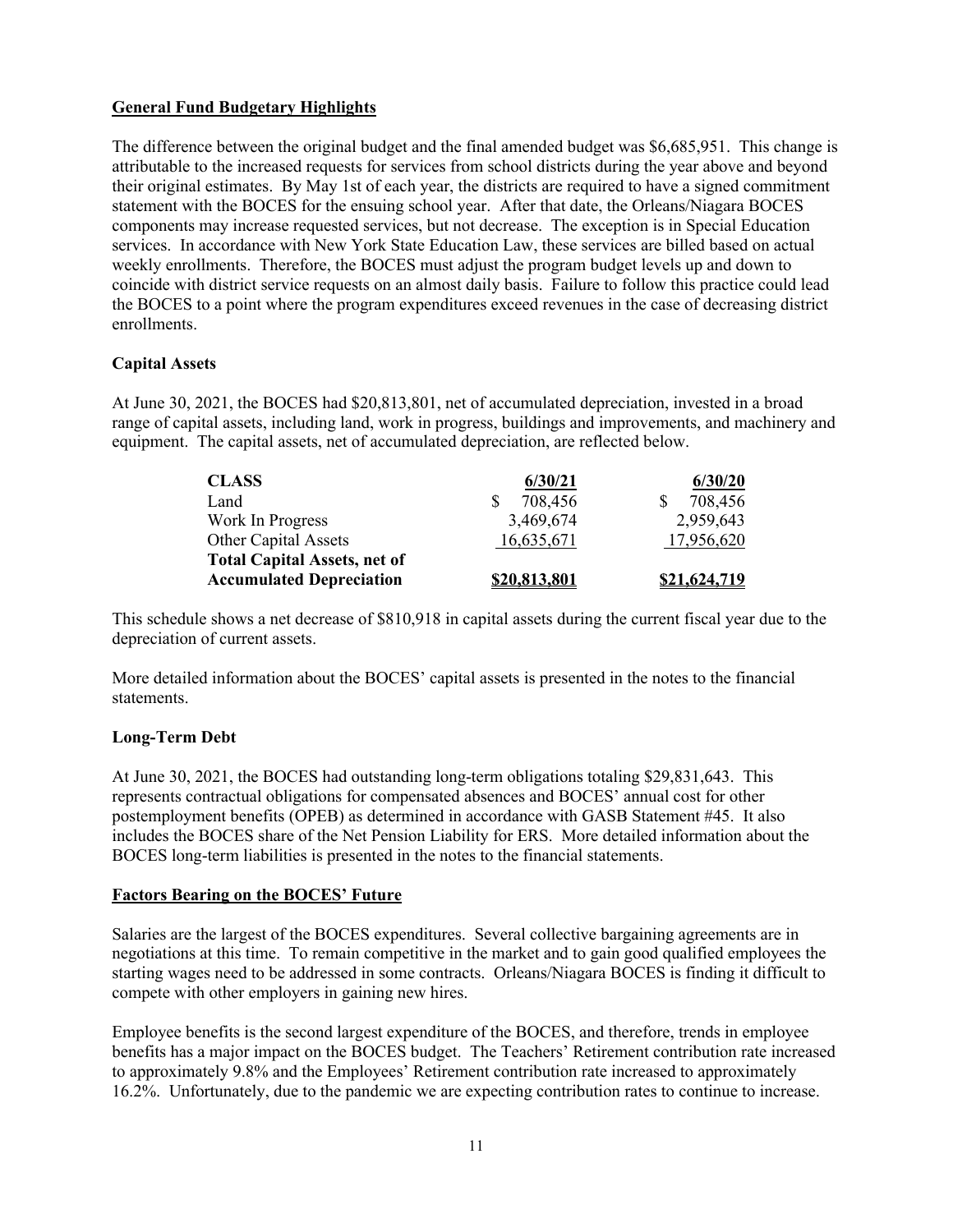## General Fund Budgetary Highlights

The difference between the original budget and the final amended budget was $6,685,951. This change is attributable to the increased requests for services from school districts during the year above and beyond their original estimates. By May 1st of each year, the districts are required to have a signed commitment statement with the BOCES for the ensuing school year. After that date, the Orleans/Niagara BOCES components may increase requested services, but not decrease. The exception is in Special Education services. In accordance with New York State Education Law, these services are billed based on actual weekly enrollments. Therefore, the BOCES must adjust the program budget levels up and down to coincide with district service requests on an almost daily basis. Failure to follow this practice could lead the BOCES to a point where the program expenditures exceed revenues in the case of decreasing district enrollments.

### Capital Assets

At June 30, 2021, the BOCES had $20,813,801, net of accumulated depreciation, invested in a broad range of capital assets, including land, work in progress, buildings and improvements, and machinery and equipment. The capital assets, net of accumulated depreciation, are reflected below.

| CLASS | 6/30/21 | 6/30/20 |
|---|---|---|
| Land | $ 708,456 | $ 708,456 |
| Work In Progress | 3,469,674 | 2,959,643 |
| Other Capital Assets | 16,635,671 | 17,956,620 |
| **Total Capital Assets, net of Accumulated Depreciation** | **$20,813,801** | **$21,624,719** |

This schedule shows a net decrease of $810,918 in capital assets during the current fiscal year due to the depreciation of current assets.

More detailed information about the BOCES' capital assets is presented in the notes to the financial statements.

### Long-Term Debt

At June 30, 2021, the BOCES had outstanding long-term obligations totaling $29,831,643. This represents contractual obligations for compensated absences and BOCES' annual cost for other postemployment benefits (OPEB) as determined in accordance with GASB Statement #45. It also includes the BOCES share of the Net Pension Liability for ERS. More detailed information about the BOCES long-term liabilities is presented in the notes to the financial statements.

## Factors Bearing on the BOCES' Future

Salaries are the largest of the BOCES expenditures. Several collective bargaining agreements are in negotiations at this time. To remain competitive in the market and to gain good qualified employees the starting wages need to be addressed in some contracts. Orleans/Niagara BOCES is finding it difficult to compete with other employers in gaining new hires.

Employee benefits is the second largest expenditure of the BOCES, and therefore, trends in employee benefits has a major impact on the BOCES budget. The Teachers' Retirement contribution rate increased to approximately 9.8% and the Employees' Retirement contribution rate increased to approximately 16.2%. Unfortunately, due to the pandemic we are expecting contribution rates to continue to increase.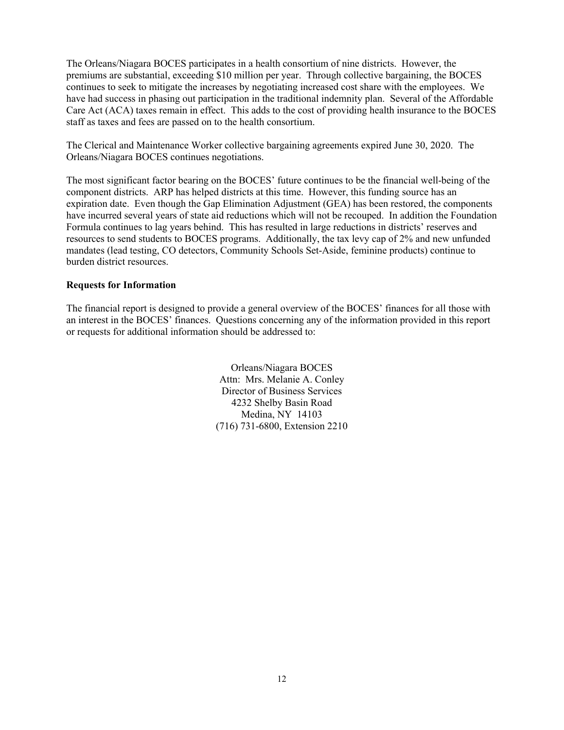The Orleans/Niagara BOCES participates in a health consortium of nine districts. However, the premiums are substantial, exceeding $10 million per year. Through collective bargaining, the BOCES continues to seek to mitigate the increases by negotiating increased cost share with the employees. We have had success in phasing out participation in the traditional indemnity plan. Several of the Affordable Care Act (ACA) taxes remain in effect. This adds to the cost of providing health insurance to the BOCES staff as taxes and fees are passed on to the health consortium.

The Clerical and Maintenance Worker collective bargaining agreements expired June 30, 2020. The Orleans/Niagara BOCES continues negotiations.

The most significant factor bearing on the BOCES' future continues to be the financial well-being of the component districts. ARP has helped districts at this time. However, this funding source has an expiration date. Even though the Gap Elimination Adjustment (GEA) has been restored, the components have incurred several years of state aid reductions which will not be recouped. In addition the Foundation Formula continues to lag years behind. This has resulted in large reductions in districts' reserves and resources to send students to BOCES programs. Additionally, the tax levy cap of 2% and new unfunded mandates (lead testing, CO detectors, Community Schools Set-Aside, feminine products) continue to burden district resources.

**Requests for Information**

The financial report is designed to provide a general overview of the BOCES' finances for all those with an interest in the BOCES' finances. Questions concerning any of the information provided in this report or requests for additional information should be addressed to:

Orleans/Niagara BOCES
Attn: Mrs. Melanie A. Conley
Director of Business Services
4232 Shelby Basin Road
Medina, NY 14103
(716) 731-6800, Extension 2210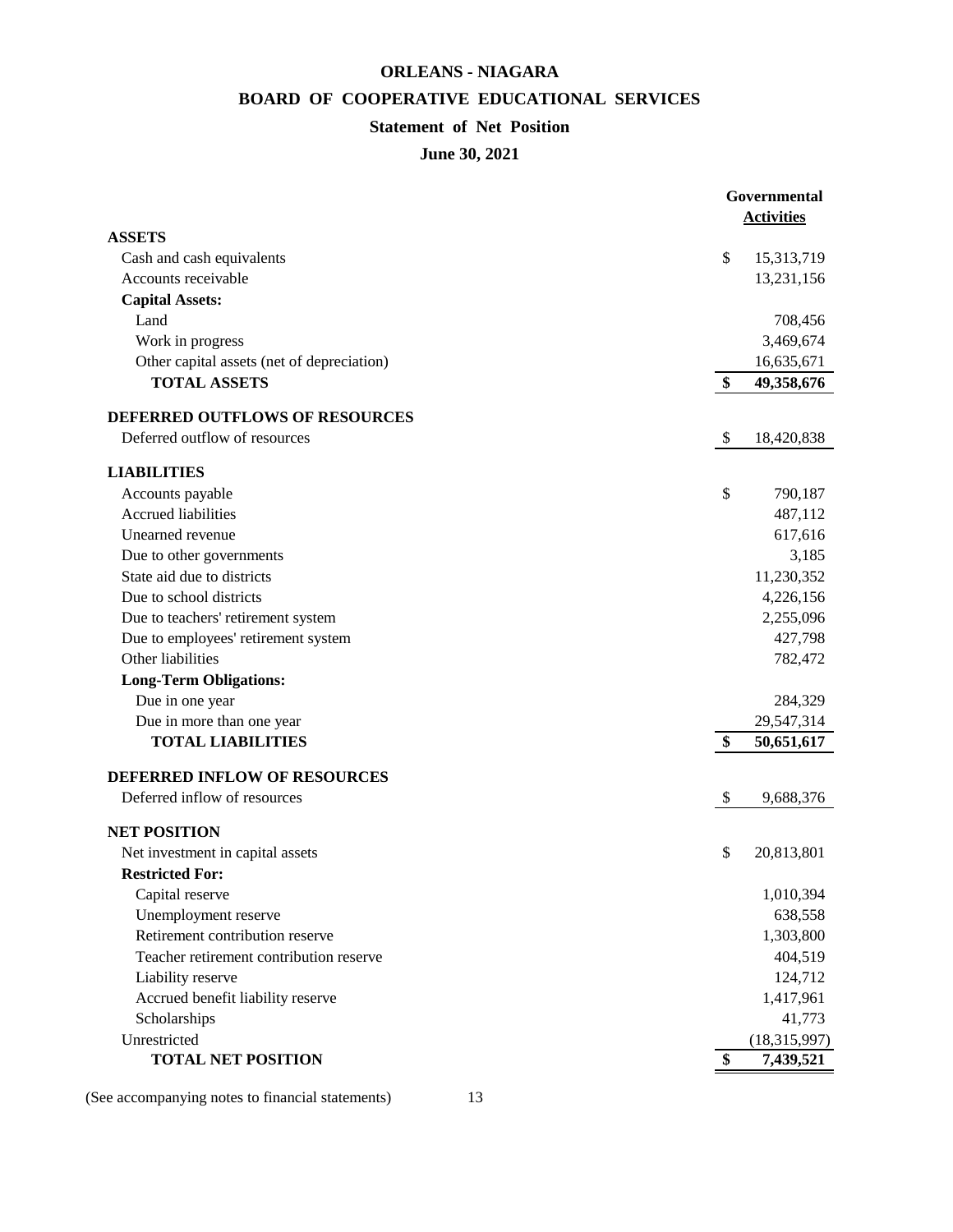# ORLEANS - NIAGARA

## BOARD OF COOPERATIVE EDUCATIONAL SERVICES

### Statement of Net Position

### June 30, 2021

| | Governmental Activities |
|---|---|
| **ASSETS** | |
| Cash and cash equivalents | $ 15,313,719 |
| Accounts receivable | 13,231,156 |
| **Capital Assets:** | |
| Land | 708,456 |
| Work in progress | 3,469,674 |
| Other capital assets (net of depreciation) | 16,635,671 |
| **TOTAL ASSETS** | **$ 49,358,676** |
| **DEFERRED OUTFLOWS OF RESOURCES** | |
| Deferred outflow of resources | $ 18,420,838 |
| **LIABILITIES** | |
| Accounts payable | $ 790,187 |
| Accrued liabilities | 487,112 |
| Unearned revenue | 617,616 |
| Due to other governments | 3,185 |
| State aid due to districts | 11,230,352 |
| Due to school districts | 4,226,156 |
| Due to teachers' retirement system | 2,255,096 |
| Due to employees' retirement system | 427,798 |
| Other liabilities | 782,472 |
| **Long-Term Obligations:** | |
| Due in one year | 284,329 |
| Due in more than one year | 29,547,314 |
| **TOTAL LIABILITIES** | **$ 50,651,617** |
| **DEFERRED INFLOW OF RESOURCES** | |
| Deferred inflow of resources | $ 9,688,376 |
| **NET POSITION** | |
| Net investment in capital assets | $ 20,813,801 |
| **Restricted For:** | |
| Capital reserve | 1,010,394 |
| Unemployment reserve | 638,558 |
| Retirement contribution reserve | 1,303,800 |
| Teacher retirement contribution reserve | 404,519 |
| Liability reserve | 124,712 |
| Accrued benefit liability reserve | 1,417,961 |
| Scholarships | 41,773 |
| Unrestricted | (18,315,997) |
| **TOTAL NET POSITION** | **$ 7,439,521** |

(See accompanying notes to financial statements)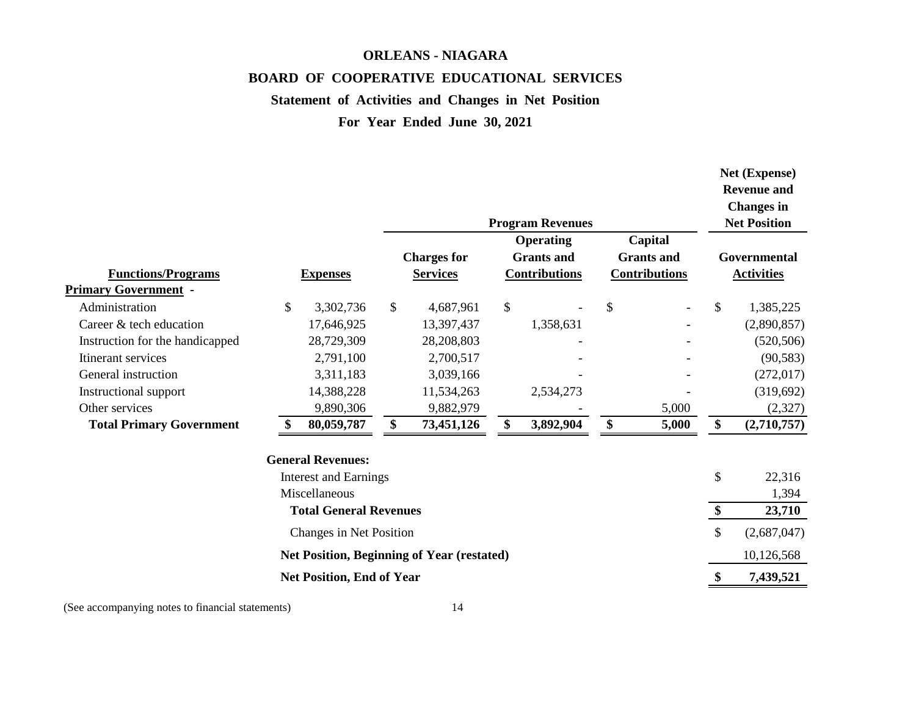# ORLEANS - NIAGARA

# BOARD OF COOPERATIVE EDUCATIONAL SERVICES

## Statement of Activities and Changes in Net Position

## For Year Ended June 30, 2021

| | | Program Revenues | | | Net (Expense) Revenue and Changes in Net Position |
|---|---|---|---|---|---|
| **Functions/Programs** | **Expenses** | **Charges for Services** | **Operating Grants and Contributions** | **Capital Grants and Contributions** | **Governmental Activities** |
| **Primary Government -** | | | | | |
| Administration | $ 3,302,736 | $ 4,687,961 | $ - | $ - | $ 1,385,225 |
| Career & tech education | 17,646,925 | 13,397,437 | 1,358,631 | - | (2,890,857) |
| Instruction for the handicapped | 28,729,309 | 28,208,803 | - | - | (520,506) |
| Itinerant services | 2,791,100 | 2,700,517 | - | - | (90,583) |
| General instruction | 3,311,183 | 3,039,166 | - | - | (272,017) |
| Instructional support | 14,388,228 | 11,534,263 | 2,534,273 | - | (319,692) |
| Other services | 9,890,306 | 9,882,979 | - | 5,000 | (2,327) |
| **Total Primary Government** | **$ 80,059,787** | **$ 73,451,126** | **$ 3,892,904** | **$ 5,000** | **$ (2,710,757)** |
| | | | | | |
| **General Revenues:** | | | | | |
| Interest and Earnings | | | | | $ 22,316 |
| Miscellaneous | | | | | 1,394 |
| **Total General Revenues** | | | | | **$ 23,710** |
| Changes in Net Position | | | | | $ (2,687,047) |
| **Net Position, Beginning of Year (restated)** | | | | | 10,126,568 |
| **Net Position, End of Year** | | | | | **$ 7,439,521** |

(See accompanying notes to financial statements)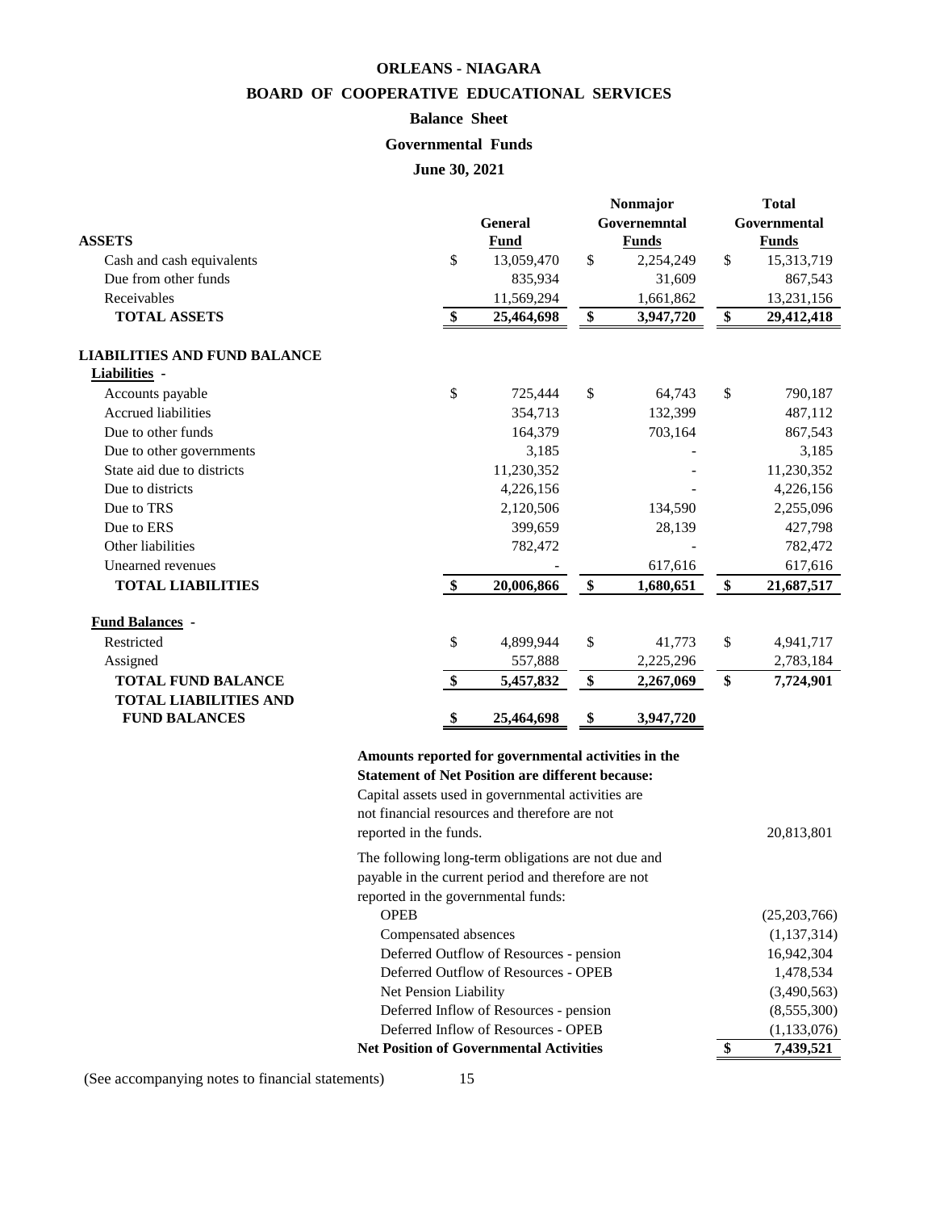# ORLEANS - NIAGARA

## BOARD OF COOPERATIVE EDUCATIONAL SERVICES

### Balance Sheet

### Governmental Funds

### June 30, 2021

| ASSETS | General Fund | Nonmajor Governemntal Funds | Total Governmental Funds |
|---|---|---|---|
| Cash and cash equivalents | $ 13,059,470 | $ 2,254,249 | $ 15,313,719 |
| Due from other funds | 835,934 | 31,609 | 867,543 |
| Receivables | 11,569,294 | 1,661,862 | 13,231,156 |
| **TOTAL ASSETS** | **$ 25,464,698** | **$ 3,947,720** | **$ 29,412,418** |
| **LIABILITIES AND FUND BALANCE** | | | |
| **Liabilities** - | | | |
| Accounts payable | $ 725,444 | $ 64,743 | $ 790,187 |
| Accrued liabilities | 354,713 | 132,399 | 487,112 |
| Due to other funds | 164,379 | 703,164 | 867,543 |
| Due to other governments | 3,185 | - | 3,185 |
| State aid due to districts | 11,230,352 | - | 11,230,352 |
| Due to districts | 4,226,156 | - | 4,226,156 |
| Due to TRS | 2,120,506 | 134,590 | 2,255,096 |
| Due to ERS | 399,659 | 28,139 | 427,798 |
| Other liabilities | 782,472 | - | 782,472 |
| Unearned revenues | - | 617,616 | 617,616 |
| **TOTAL LIABILITIES** | **$ 20,006,866** | **$ 1,680,651** | **$ 21,687,517** |
| **Fund Balances** - | | | |
| Restricted | $ 4,899,944 | $ 41,773 | $ 4,941,717 |
| Assigned | 557,888 | 2,225,296 | 2,783,184 |
| **TOTAL FUND BALANCE** | **$ 5,457,832** | **$ 2,267,069** | **$ 7,724,901** |
| **TOTAL LIABILITIES AND FUND BALANCES** | **$ 25,464,698** | **$ 3,947,720** | |

**Amounts reported for governmental activities in the Statement of Net Position are different because:**

| | |
|---|---|
| Capital assets used in governmental activities are not financial resources and therefore are not reported in the funds. | 20,813,801 |
| The following long-term obligations are not due and payable in the current period and therefore are not reported in the governmental funds: | |
| OPEB | (25,203,766) |
| Compensated absences | (1,137,314) |
| Deferred Outflow of Resources - pension | 16,942,304 |
| Deferred Outflow of Resources - OPEB | 1,478,534 |
| Net Pension Liability | (3,490,563) |
| Deferred Inflow of Resources - pension | (8,555,300) |
| Deferred Inflow of Resources - OPEB | (1,133,076) |
| **Net Position of Governmental Activities** | **$ 7,439,521** |

(See accompanying notes to financial statements)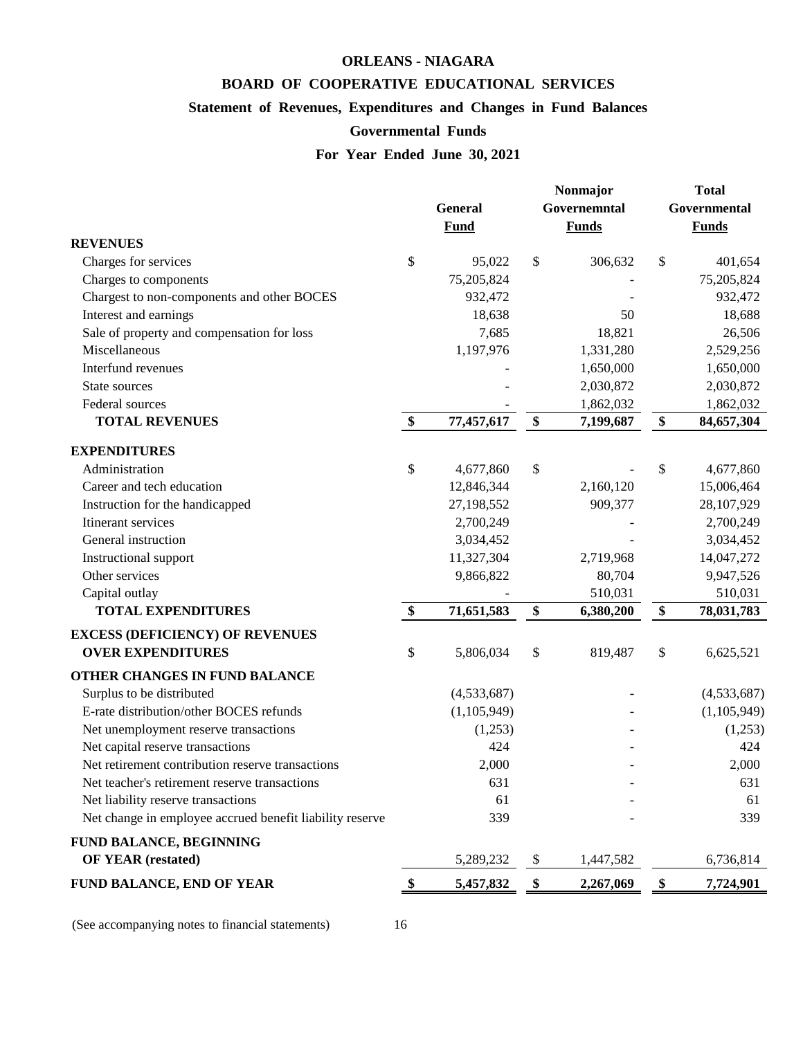# ORLEANS - NIAGARA

## BOARD OF COOPERATIVE EDUCATIONAL SERVICES

### Statement of Revenues, Expenditures and Changes in Fund Balances

### Governmental Funds

### For Year Ended June 30, 2021

| | General Fund | Nonmajor Governemntal Funds | Total Governmental Funds |
|---|---|---|---|
| **REVENUES** | | | |
| Charges for services | $ 95,022 | $ 306,632 | $ 401,654 |
| Charges to components | 75,205,824 | - | 75,205,824 |
| Chargest to non-components and other BOCES | 932,472 | - | 932,472 |
| Interest and earnings | 18,638 | 50 | 18,688 |
| Sale of property and compensation for loss | 7,685 | 18,821 | 26,506 |
| Miscellaneous | 1,197,976 | 1,331,280 | 2,529,256 |
| Interfund revenues | - | 1,650,000 | 1,650,000 |
| State sources | - | 2,030,872 | 2,030,872 |
| Federal sources | - | 1,862,032 | 1,862,032 |
| **TOTAL REVENUES** | **$ 77,457,617** | **$ 7,199,687** | **$ 84,657,304** |
| **EXPENDITURES** | | | |
| Administration | $ 4,677,860 | $ - | $ 4,677,860 |
| Career and tech education | 12,846,344 | 2,160,120 | 15,006,464 |
| Instruction for the handicapped | 27,198,552 | 909,377 | 28,107,929 |
| Itinerant services | 2,700,249 | - | 2,700,249 |
| General instruction | 3,034,452 | - | 3,034,452 |
| Instructional support | 11,327,304 | 2,719,968 | 14,047,272 |
| Other services | 9,866,822 | 80,704 | 9,947,526 |
| Capital outlay | - | 510,031 | 510,031 |
| **TOTAL EXPENDITURES** | **$ 71,651,583** | **$ 6,380,200** | **$ 78,031,783** |
| **EXCESS (DEFICIENCY) OF REVENUES OVER EXPENDITURES** | $ 5,806,034 | $ 819,487 | $ 6,625,521 |
| **OTHER CHANGES IN FUND BALANCE** | | | |
| Surplus to be distributed | (4,533,687) | - | (4,533,687) |
| E-rate distribution/other BOCES refunds | (1,105,949) | - | (1,105,949) |
| Net unemployment reserve transactions | (1,253) | - | (1,253) |
| Net capital reserve transactions | 424 | - | 424 |
| Net retirement contribution reserve transactions | 2,000 | - | 2,000 |
| Net teacher's retirement reserve transactions | 631 | - | 631 |
| Net liability reserve transactions | 61 | - | 61 |
| Net change in employee accrued benefit liability reserve | 339 | - | 339 |
| **FUND BALANCE, BEGINNING OF YEAR (restated)** | 5,289,232 | $ 1,447,582 | 6,736,814 |
| **FUND BALANCE, END OF YEAR** | **$ 5,457,832** | **$ 2,267,069** | **$ 7,724,901** |

(See accompanying notes to financial statements)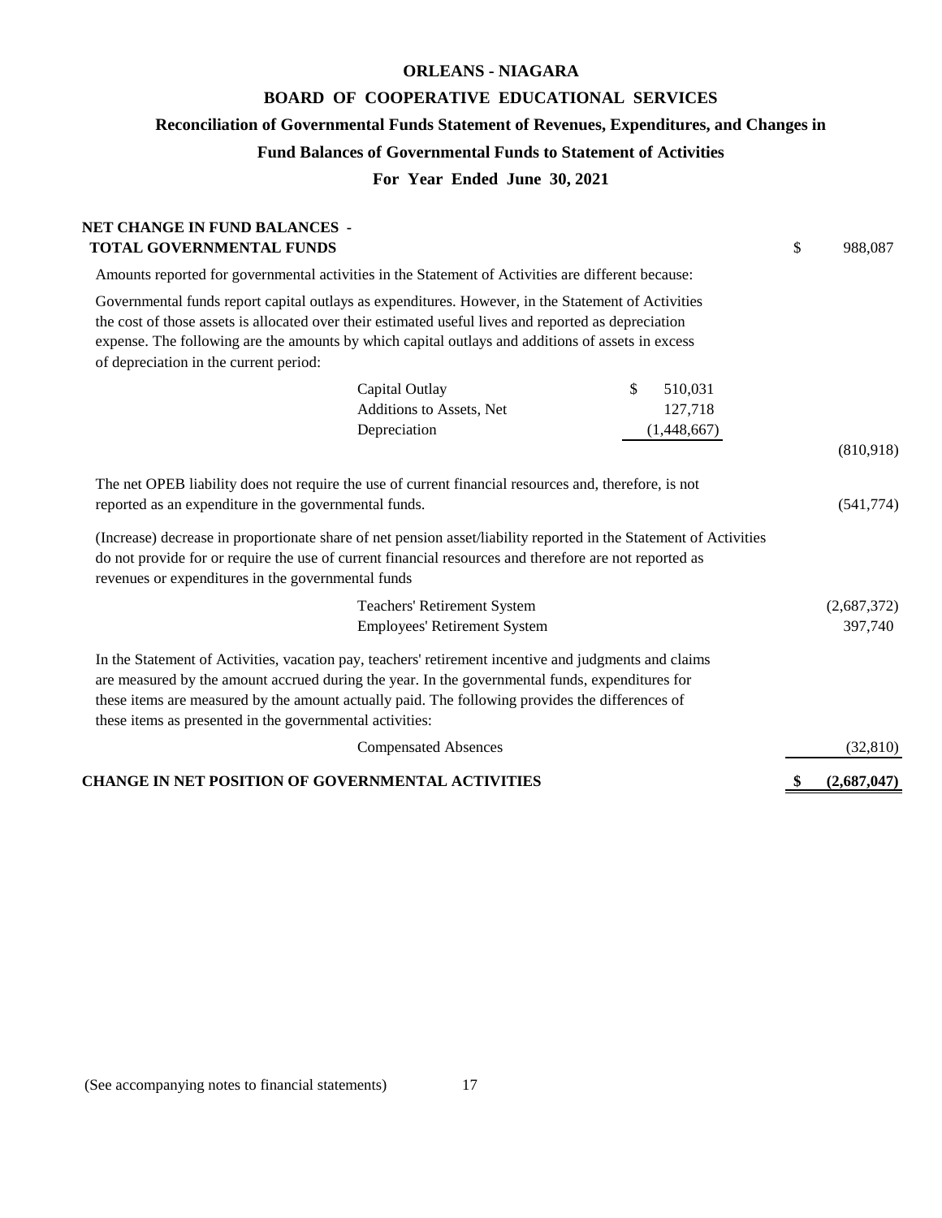# ORLEANS - NIAGARA

## BOARD OF COOPERATIVE EDUCATIONAL SERVICES

### Reconciliation of Governmental Funds Statement of Revenues, Expenditures, and Changes in Fund Balances of Governmental Funds to Statement of Activities

### For Year Ended June 30, 2021

| | | |
|---|---|---|
| **NET CHANGE IN FUND BALANCES - TOTAL GOVERNMENTAL FUNDS** | | $ 988,087 |
| Amounts reported for governmental activities in the Statement of Activities are different because: | | |
| Governmental funds report capital outlays as expenditures. However, in the Statement of Activities the cost of those assets is allocated over their estimated useful lives and reported as depreciation expense. The following are the amounts by which capital outlays and additions of assets in excess of depreciation in the current period: | | |
| Capital Outlay | $ 510,031 | |
| Additions to Assets, Net | 127,718 | |
| Depreciation | (1,448,667) | |
| | | (810,918) |
| The net OPEB liability does not require the use of current financial resources and, therefore, is not reported as an expenditure in the governmental funds. | | (541,774) |
| (Increase) decrease in proportionate share of net pension asset/liability reported in the Statement of Activities do not provide for or require the use of current financial resources and therefore are not reported as revenues or expenditures in the governmental funds | | |
| Teachers' Retirement System | | (2,687,372) |
| Employees' Retirement System | | 397,740 |
| In the Statement of Activities, vacation pay, teachers' retirement incentive and judgments and claims are measured by the amount accrued during the year. In the governmental funds, expenditures for these items are measured by the amount actually paid. The following provides the differences of these items as presented in the governmental activities: | | |
| Compensated Absences | | (32,810) |
| **CHANGE IN NET POSITION OF GOVERNMENTAL ACTIVITIES** | | **$ (2,687,047)** |

(See accompanying notes to financial statements)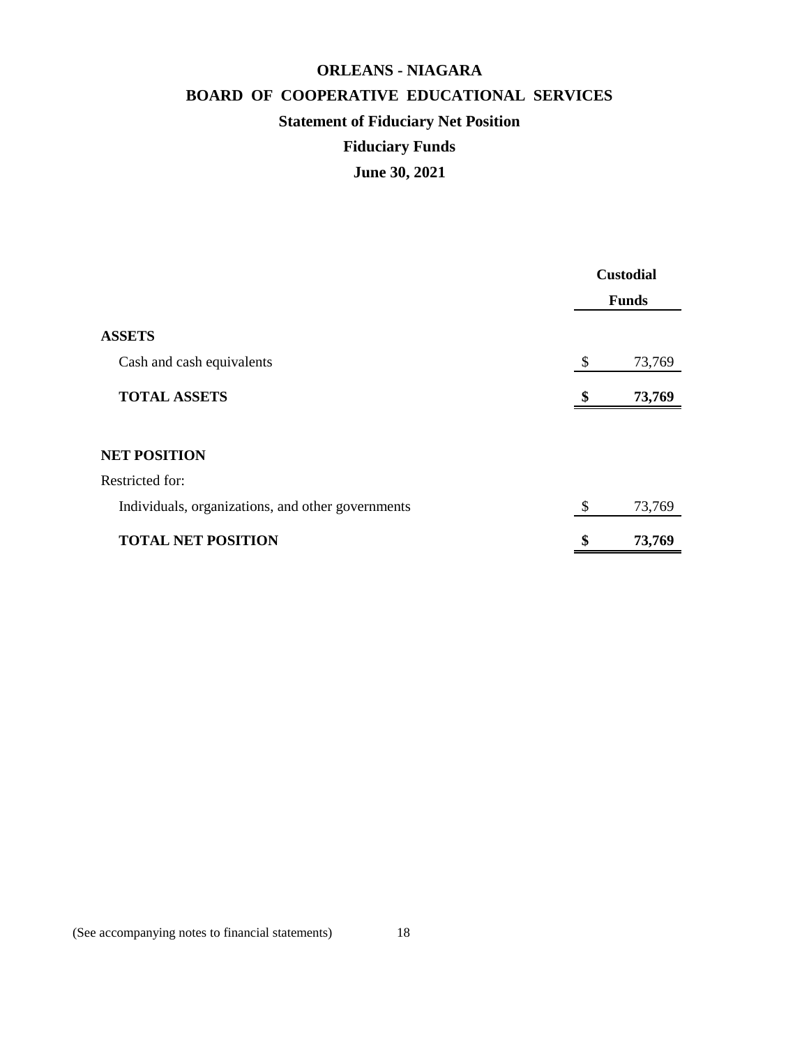# ORLEANS - NIAGARA

## BOARD OF COOPERATIVE EDUCATIONAL SERVICES

### Statement of Fiduciary Net Position

### Fiduciary Funds

### June 30, 2021

| | Custodial Funds |
|---|---|
| **ASSETS** | |
| Cash and cash equivalents | $ 73,769 |
| **TOTAL ASSETS** | **$ 73,769** |
| | |
| **NET POSITION** | |
| Restricted for: | |
| Individuals, organizations, and other governments | $ 73,769 |
| **TOTAL NET POSITION** | **$ 73,769** |

(See accompanying notes to financial statements)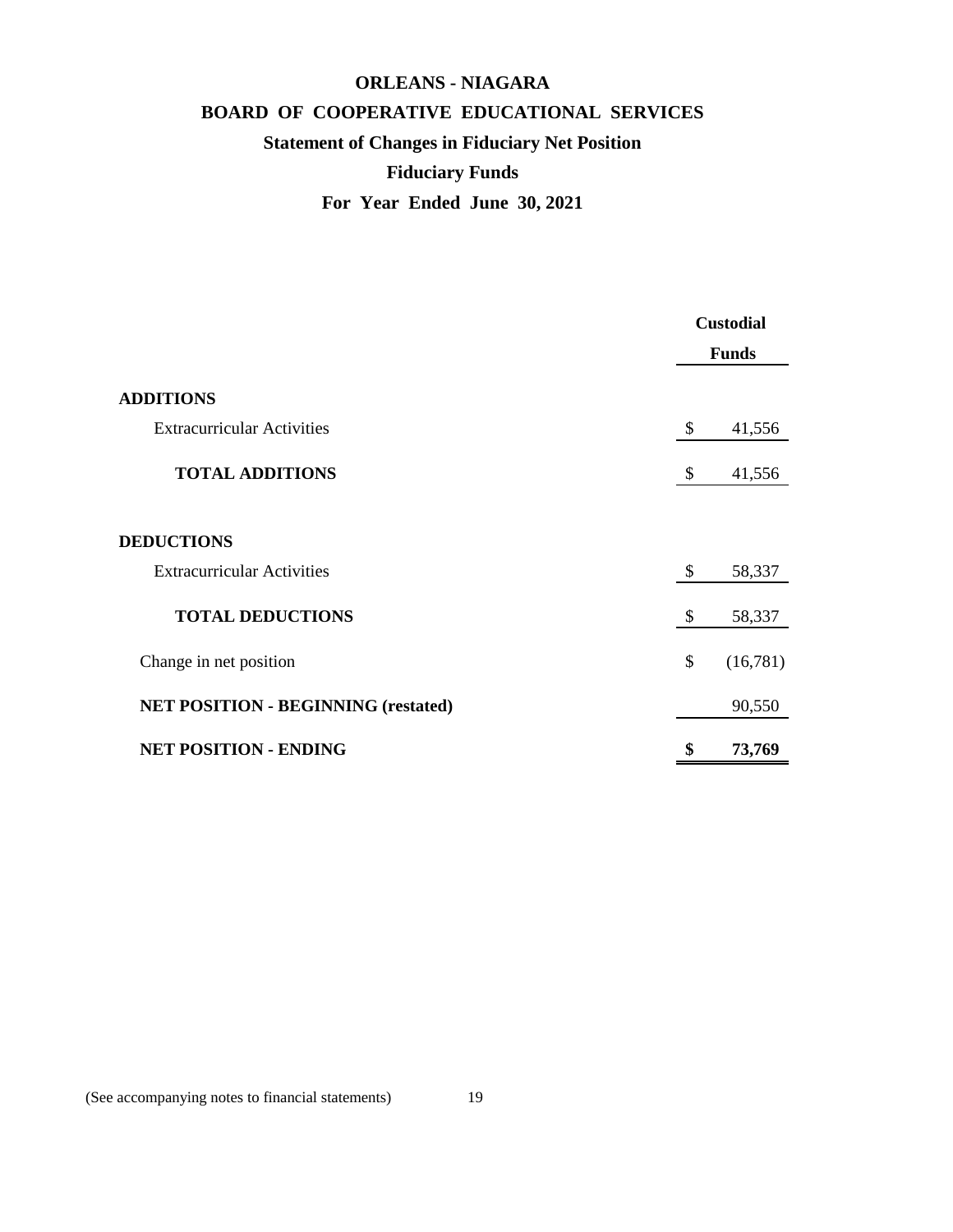# ORLEANS - NIAGARA

## BOARD OF COOPERATIVE EDUCATIONAL SERVICES

### Statement of Changes in Fiduciary Net Position

### Fiduciary Funds

### For Year Ended June 30, 2021

| | Custodial Funds |
|---|---|
| **ADDITIONS** | |
| Extracurricular Activities | $ 41,556 |
| **TOTAL ADDITIONS** | $ 41,556 |
| **DEDUCTIONS** | |
| Extracurricular Activities | $ 58,337 |
| **TOTAL DEDUCTIONS** | $ 58,337 |
| Change in net position | $ (16,781) |
| **NET POSITION - BEGINNING (restated)** | 90,550 |
| **NET POSITION - ENDING** | **$ 73,769** |

(See accompanying notes to financial statements)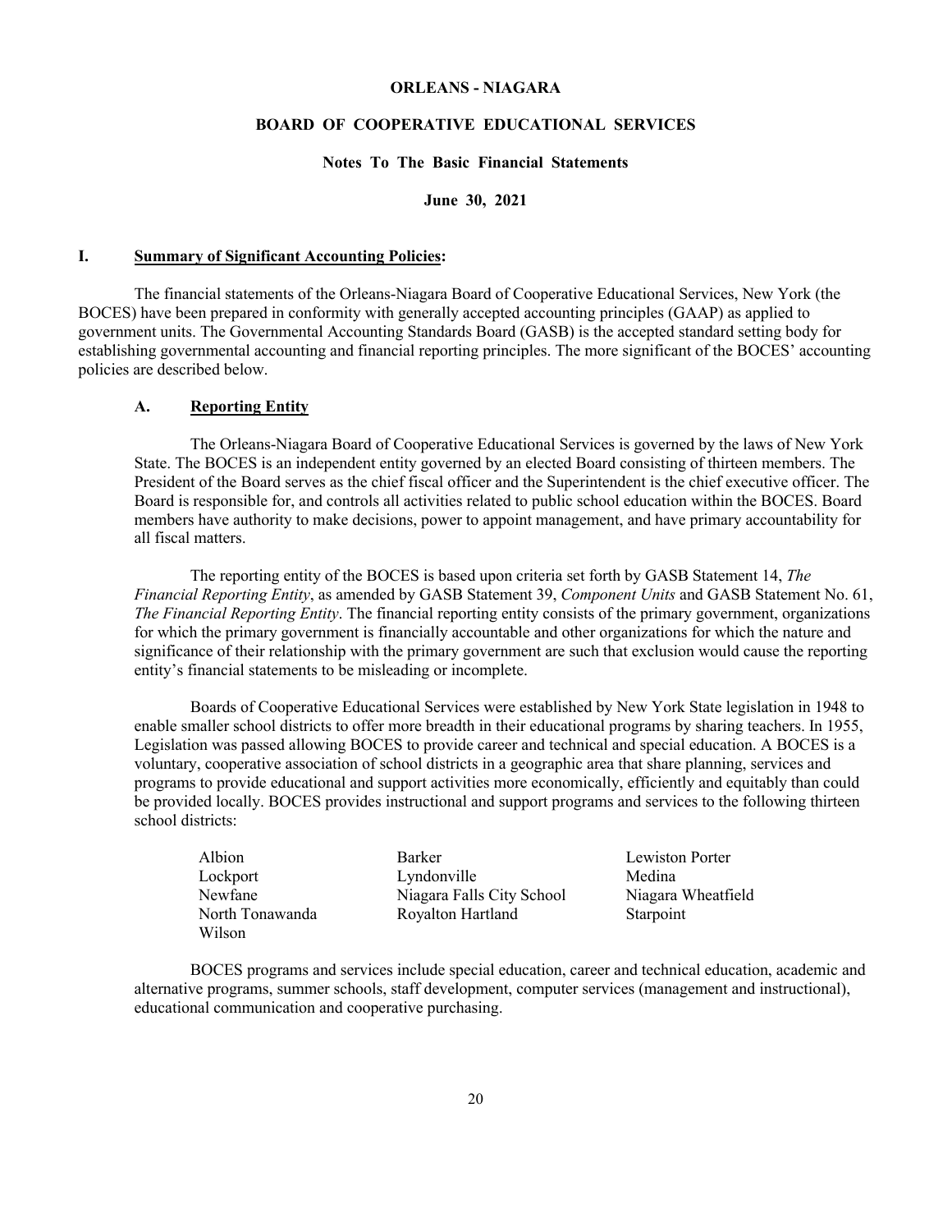# ORLEANS - NIAGARA

## BOARD OF COOPERATIVE EDUCATIONAL SERVICES

### Notes To The Basic Financial Statements

**June 30, 2021**

## I. Summary of Significant Accounting Policies:

The financial statements of the Orleans-Niagara Board of Cooperative Educational Services, New York (the BOCES) have been prepared in conformity with generally accepted accounting principles (GAAP) as applied to government units. The Governmental Accounting Standards Board (GASB) is the accepted standard setting body for establishing governmental accounting and financial reporting principles. The more significant of the BOCES' accounting policies are described below.

### A. Reporting Entity

The Orleans-Niagara Board of Cooperative Educational Services is governed by the laws of New York State. The BOCES is an independent entity governed by an elected Board consisting of thirteen members. The President of the Board serves as the chief fiscal officer and the Superintendent is the chief executive officer. The Board is responsible for, and controls all activities related to public school education within the BOCES. Board members have authority to make decisions, power to appoint management, and have primary accountability for all fiscal matters.

The reporting entity of the BOCES is based upon criteria set forth by GASB Statement 14, *The Financial Reporting Entity*, as amended by GASB Statement 39, *Component Units* and GASB Statement No. 61, *The Financial Reporting Entity*. The financial reporting entity consists of the primary government, organizations for which the primary government is financially accountable and other organizations for which the nature and significance of their relationship with the primary government are such that exclusion would cause the reporting entity's financial statements to be misleading or incomplete.

Boards of Cooperative Educational Services were established by New York State legislation in 1948 to enable smaller school districts to offer more breadth in their educational programs by sharing teachers. In 1955, Legislation was passed allowing BOCES to provide career and technical and special education. A BOCES is a voluntary, cooperative association of school districts in a geographic area that share planning, services and programs to provide educational and support activities more economically, efficiently and equitably than could be provided locally. BOCES provides instructional and support programs and services to the following thirteen school districts:

| | | |
|---|---|---|
| Albion | Barker | Lewiston Porter |
| Lockport | Lyndonville | Medina |
| Newfane | Niagara Falls City School | Niagara Wheatfield |
| North Tonawanda | Royalton Hartland | Starpoint |
| Wilson | | |

BOCES programs and services include special education, career and technical education, academic and alternative programs, summer schools, staff development, computer services (management and instructional), educational communication and cooperative purchasing.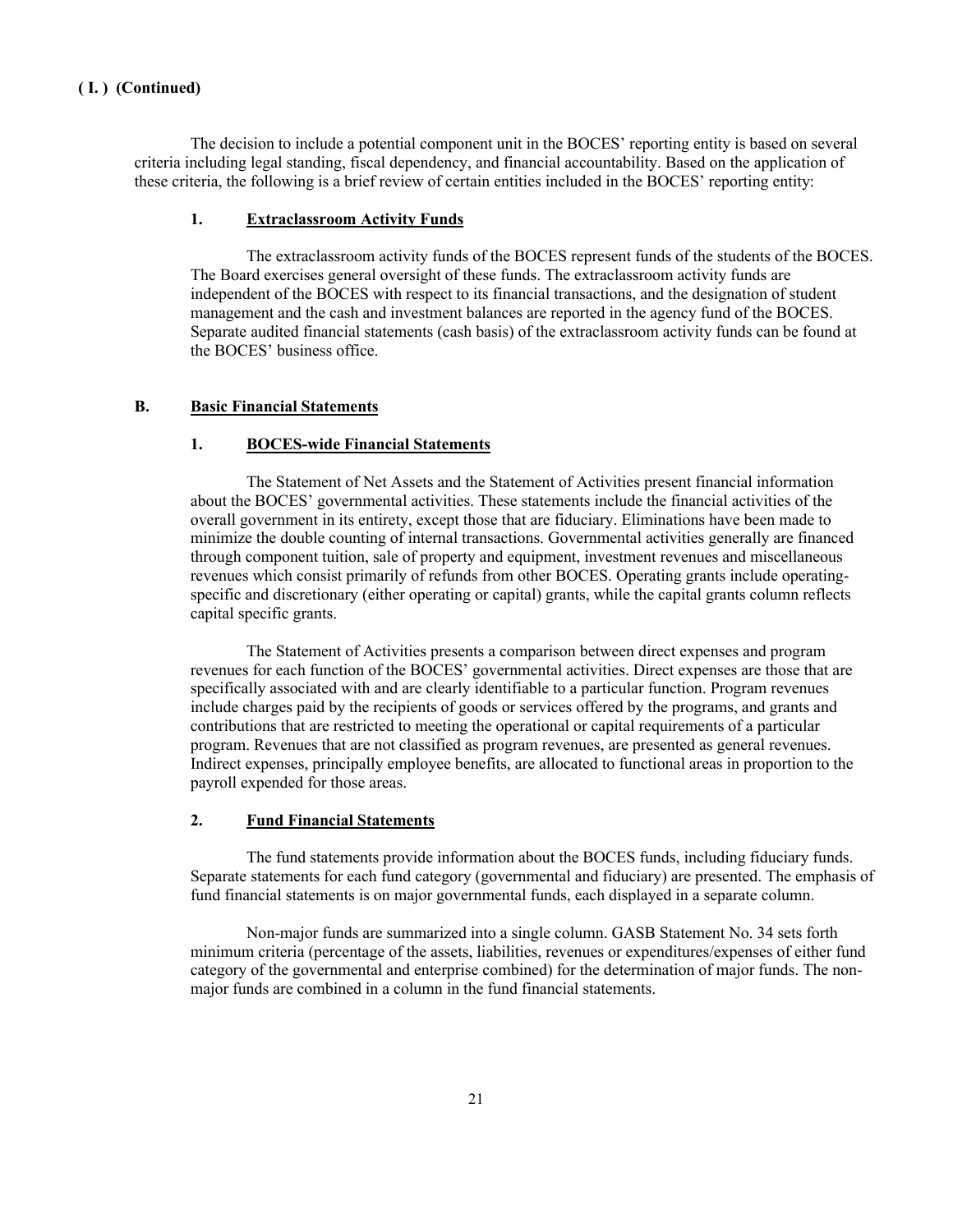**( I. ) (Continued)**

The decision to include a potential component unit in the BOCES' reporting entity is based on several criteria including legal standing, fiscal dependency, and financial accountability. Based on the application of these criteria, the following is a brief review of certain entities included in the BOCES' reporting entity:

**1. Extraclassroom Activity Funds**

The extraclassroom activity funds of the BOCES represent funds of the students of the BOCES. The Board exercises general oversight of these funds. The extraclassroom activity funds are independent of the BOCES with respect to its financial transactions, and the designation of student management and the cash and investment balances are reported in the agency fund of the BOCES. Separate audited financial statements (cash basis) of the extraclassroom activity funds can be found at the BOCES' business office.

**B. Basic Financial Statements**

**1. BOCES-wide Financial Statements**

The Statement of Net Assets and the Statement of Activities present financial information about the BOCES' governmental activities. These statements include the financial activities of the overall government in its entirety, except those that are fiduciary. Eliminations have been made to minimize the double counting of internal transactions. Governmental activities generally are financed through component tuition, sale of property and equipment, investment revenues and miscellaneous revenues which consist primarily of refunds from other BOCES. Operating grants include operating-specific and discretionary (either operating or capital) grants, while the capital grants column reflects capital specific grants.

The Statement of Activities presents a comparison between direct expenses and program revenues for each function of the BOCES' governmental activities. Direct expenses are those that are specifically associated with and are clearly identifiable to a particular function. Program revenues include charges paid by the recipients of goods or services offered by the programs, and grants and contributions that are restricted to meeting the operational or capital requirements of a particular program. Revenues that are not classified as program revenues, are presented as general revenues. Indirect expenses, principally employee benefits, are allocated to functional areas in proportion to the payroll expended for those areas.

**2. Fund Financial Statements**

The fund statements provide information about the BOCES funds, including fiduciary funds. Separate statements for each fund category (governmental and fiduciary) are presented. The emphasis of fund financial statements is on major governmental funds, each displayed in a separate column.

Non-major funds are summarized into a single column. GASB Statement No. 34 sets forth minimum criteria (percentage of the assets, liabilities, revenues or expenditures/expenses of either fund category of the governmental and enterprise combined) for the determination of major funds. The non-major funds are combined in a column in the fund financial statements.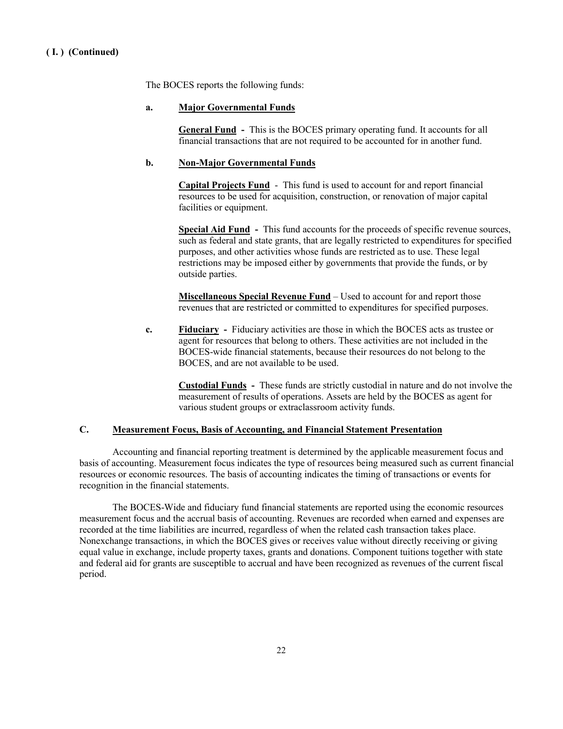**( I. ) (Continued)**

The BOCES reports the following funds:

**a. Major Governmental Funds**

**General Fund** - This is the BOCES primary operating fund. It accounts for all financial transactions that are not required to be accounted for in another fund.

**b. Non-Major Governmental Funds**

**Capital Projects Fund** - This fund is used to account for and report financial resources to be used for acquisition, construction, or renovation of major capital facilities or equipment.

**Special Aid Fund** - This fund accounts for the proceeds of specific revenue sources, such as federal and state grants, that are legally restricted to expenditures for specified purposes, and other activities whose funds are restricted as to use. These legal restrictions may be imposed either by governments that provide the funds, or by outside parties.

**Miscellaneous Special Revenue Fund** – Used to account for and report those revenues that are restricted or committed to expenditures for specified purposes.

**c. Fiduciary** - Fiduciary activities are those in which the BOCES acts as trustee or agent for resources that belong to others. These activities are not included in the BOCES-wide financial statements, because their resources do not belong to the BOCES, and are not available to be used.

**Custodial Funds** - These funds are strictly custodial in nature and do not involve the measurement of results of operations. Assets are held by the BOCES as agent for various student groups or extraclassroom activity funds.

## C. Measurement Focus, Basis of Accounting, and Financial Statement Presentation

Accounting and financial reporting treatment is determined by the applicable measurement focus and basis of accounting. Measurement focus indicates the type of resources being measured such as current financial resources or economic resources. The basis of accounting indicates the timing of transactions or events for recognition in the financial statements.

The BOCES-Wide and fiduciary fund financial statements are reported using the economic resources measurement focus and the accrual basis of accounting. Revenues are recorded when earned and expenses are recorded at the time liabilities are incurred, regardless of when the related cash transaction takes place. Nonexchange transactions, in which the BOCES gives or receives value without directly receiving or giving equal value in exchange, include property taxes, grants and donations. Component tuitions together with state and federal aid for grants are susceptible to accrual and have been recognized as revenues of the current fiscal period.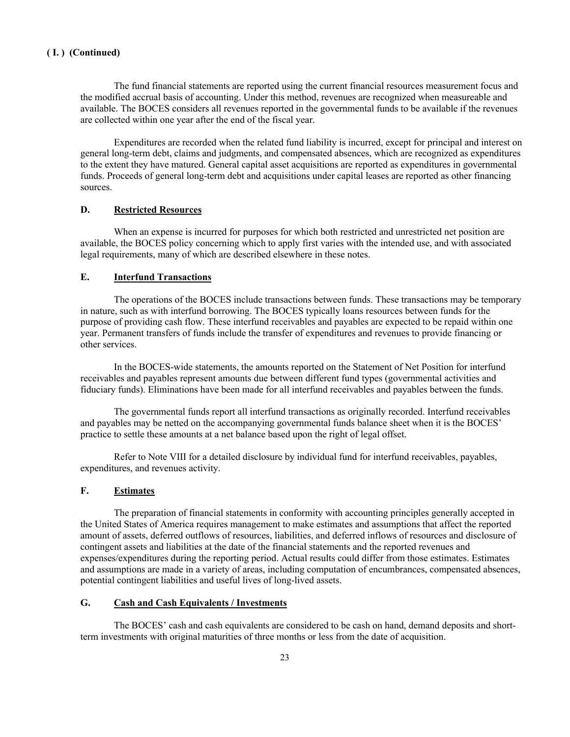**( I. ) (Continued)**

The fund financial statements are reported using the current financial resources measurement focus and the modified accrual basis of accounting. Under this method, revenues are recognized when measureable and available. The BOCES considers all revenues reported in the governmental funds to be available if the revenues are collected within one year after the end of the fiscal year.

Expenditures are recorded when the related fund liability is incurred, except for principal and interest on general long-term debt, claims and judgments, and compensated absences, which are recognized as expenditures to the extent they have matured. General capital asset acquisitions are reported as expenditures in governmental funds. Proceeds of general long-term debt and acquisitions under capital leases are reported as other financing sources.

### D. Restricted Resources

When an expense is incurred for purposes for which both restricted and unrestricted net position are available, the BOCES policy concerning which to apply first varies with the intended use, and with associated legal requirements, many of which are described elsewhere in these notes.

### E. Interfund Transactions

The operations of the BOCES include transactions between funds. These transactions may be temporary in nature, such as with interfund borrowing. The BOCES typically loans resources between funds for the purpose of providing cash flow. These interfund receivables and payables are expected to be repaid within one year. Permanent transfers of funds include the transfer of expenditures and revenues to provide financing or other services.

In the BOCES-wide statements, the amounts reported on the Statement of Net Position for interfund receivables and payables represent amounts due between different fund types (governmental activities and fiduciary funds). Eliminations have been made for all interfund receivables and payables between the funds.

The governmental funds report all interfund transactions as originally recorded. Interfund receivables and payables may be netted on the accompanying governmental funds balance sheet when it is the BOCES' practice to settle these amounts at a net balance based upon the right of legal offset.

Refer to Note VIII for a detailed disclosure by individual fund for interfund receivables, payables, expenditures, and revenues activity.

### F. Estimates

The preparation of financial statements in conformity with accounting principles generally accepted in the United States of America requires management to make estimates and assumptions that affect the reported amount of assets, deferred outflows of resources, liabilities, and deferred inflows of resources and disclosure of contingent assets and liabilities at the date of the financial statements and the reported revenues and expenses/expenditures during the reporting period. Actual results could differ from those estimates. Estimates and assumptions are made in a variety of areas, including computation of encumbrances, compensated absences, potential contingent liabilities and useful lives of long-lived assets.

### G. Cash and Cash Equivalents / Investments

The BOCES' cash and cash equivalents are considered to be cash on hand, demand deposits and short-term investments with original maturities of three months or less from the date of acquisition.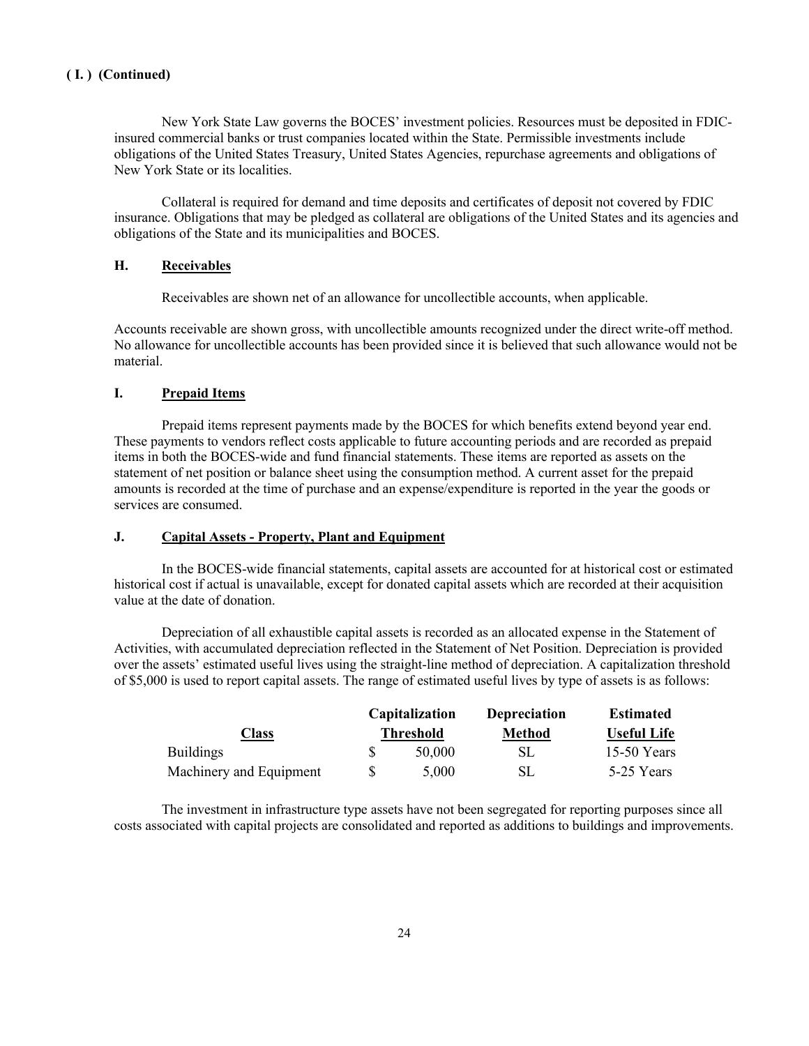**( I. ) (Continued)**

New York State Law governs the BOCES' investment policies. Resources must be deposited in FDIC-insured commercial banks or trust companies located within the State. Permissible investments include obligations of the United States Treasury, United States Agencies, repurchase agreements and obligations of New York State or its localities.

Collateral is required for demand and time deposits and certificates of deposit not covered by FDIC insurance. Obligations that may be pledged as collateral are obligations of the United States and its agencies and obligations of the State and its municipalities and BOCES.

**H. Receivables**

Receivables are shown net of an allowance for uncollectible accounts, when applicable.

Accounts receivable are shown gross, with uncollectible amounts recognized under the direct write-off method. No allowance for uncollectible accounts has been provided since it is believed that such allowance would not be material.

**I. Prepaid Items**

Prepaid items represent payments made by the BOCES for which benefits extend beyond year end. These payments to vendors reflect costs applicable to future accounting periods and are recorded as prepaid items in both the BOCES-wide and fund financial statements. These items are reported as assets on the statement of net position or balance sheet using the consumption method. A current asset for the prepaid amounts is recorded at the time of purchase and an expense/expenditure is reported in the year the goods or services are consumed.

**J. Capital Assets - Property, Plant and Equipment**

In the BOCES-wide financial statements, capital assets are accounted for at historical cost or estimated historical cost if actual is unavailable, except for donated capital assets which are recorded at their acquisition value at the date of donation.

Depreciation of all exhaustible capital assets is recorded as an allocated expense in the Statement of Activities, with accumulated depreciation reflected in the Statement of Net Position. Depreciation is provided over the assets' estimated useful lives using the straight-line method of depreciation. A capitalization threshold of $5,000 is used to report capital assets. The range of estimated useful lives by type of assets is as follows:

| Class | Capitalization Threshold | Depreciation Method | Estimated Useful Life |
|---|---|---|---|
| Buildings | $ 50,000 | SL | 15-50 Years |
| Machinery and Equipment | $ 5,000 | SL | 5-25 Years |

The investment in infrastructure type assets have not been segregated for reporting purposes since all costs associated with capital projects are consolidated and reported as additions to buildings and improvements.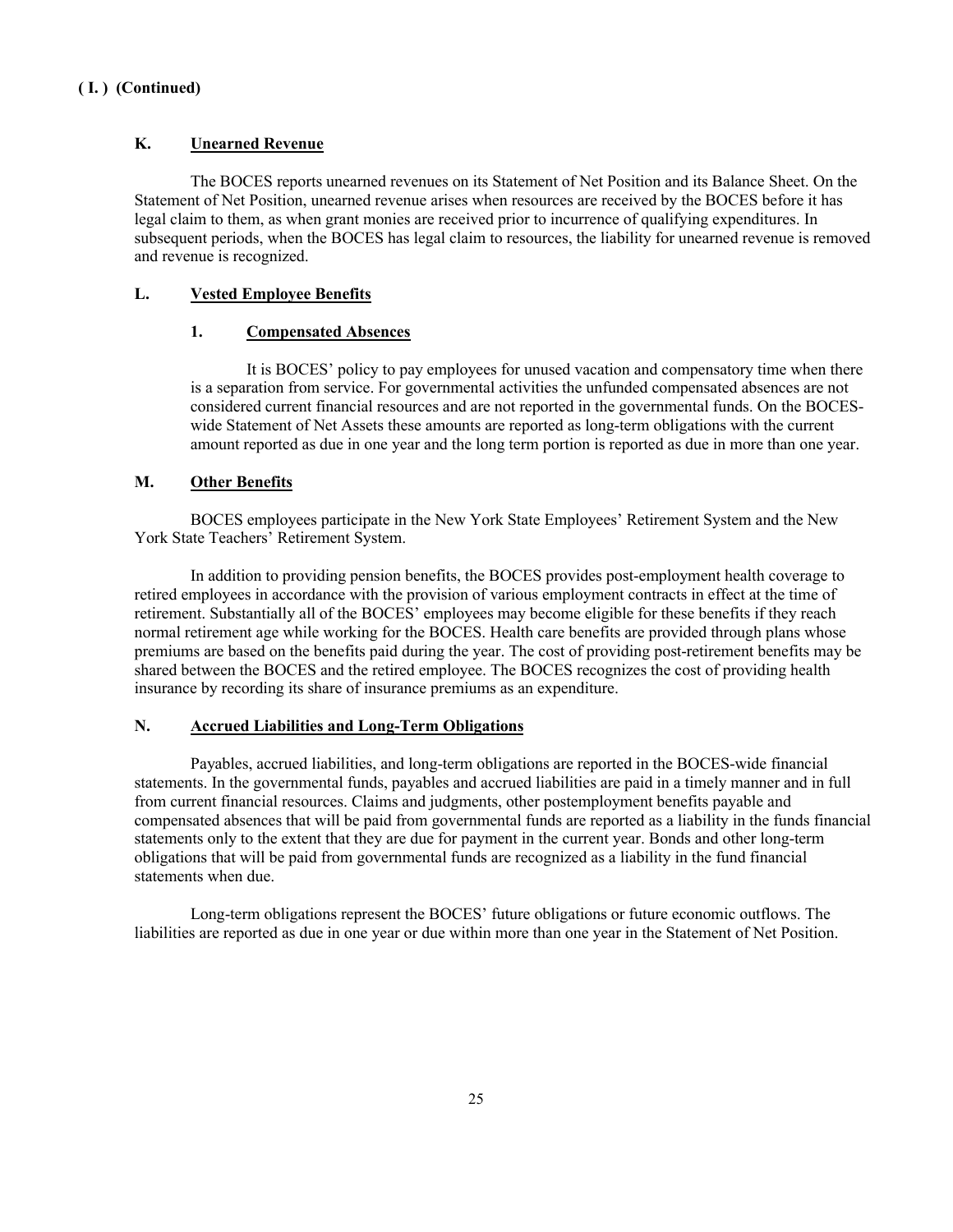**( I. ) (Continued)**

**K. Unearned Revenue**

The BOCES reports unearned revenues on its Statement of Net Position and its Balance Sheet. On the Statement of Net Position, unearned revenue arises when resources are received by the BOCES before it has legal claim to them, as when grant monies are received prior to incurrence of qualifying expenditures. In subsequent periods, when the BOCES has legal claim to resources, the liability for unearned revenue is removed and revenue is recognized.

**L. Vested Employee Benefits**

**1. Compensated Absences**

It is BOCES' policy to pay employees for unused vacation and compensatory time when there is a separation from service. For governmental activities the unfunded compensated absences are not considered current financial resources and are not reported in the governmental funds. On the BOCES-wide Statement of Net Assets these amounts are reported as long-term obligations with the current amount reported as due in one year and the long term portion is reported as due in more than one year.

**M. Other Benefits**

BOCES employees participate in the New York State Employees' Retirement System and the New York State Teachers' Retirement System.

In addition to providing pension benefits, the BOCES provides post-employment health coverage to retired employees in accordance with the provision of various employment contracts in effect at the time of retirement. Substantially all of the BOCES' employees may become eligible for these benefits if they reach normal retirement age while working for the BOCES. Health care benefits are provided through plans whose premiums are based on the benefits paid during the year. The cost of providing post-retirement benefits may be shared between the BOCES and the retired employee. The BOCES recognizes the cost of providing health insurance by recording its share of insurance premiums as an expenditure.

**N. Accrued Liabilities and Long-Term Obligations**

Payables, accrued liabilities, and long-term obligations are reported in the BOCES-wide financial statements. In the governmental funds, payables and accrued liabilities are paid in a timely manner and in full from current financial resources. Claims and judgments, other postemployment benefits payable and compensated absences that will be paid from governmental funds are reported as a liability in the funds financial statements only to the extent that they are due for payment in the current year. Bonds and other long-term obligations that will be paid from governmental funds are recognized as a liability in the fund financial statements when due.

Long-term obligations represent the BOCES' future obligations or future economic outflows. The liabilities are reported as due in one year or due within more than one year in the Statement of Net Position.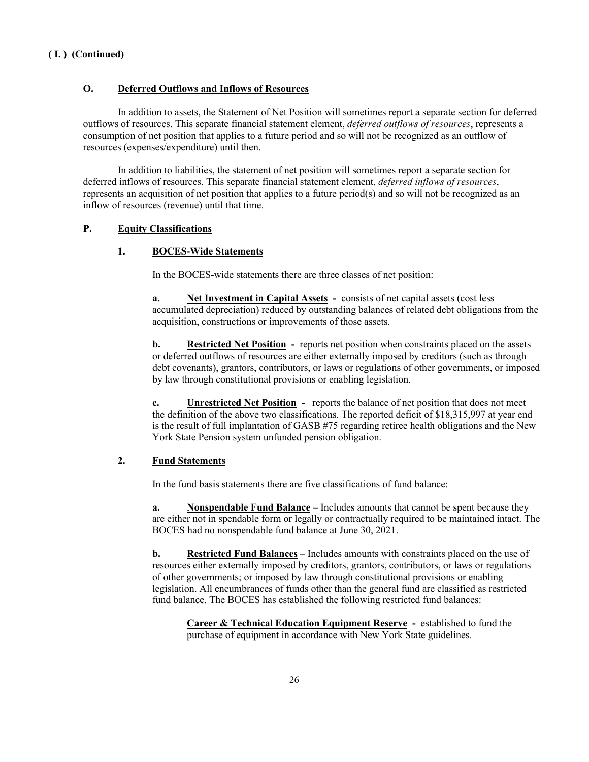**( I. ) (Continued)**

**O. Deferred Outflows and Inflows of Resources**

In addition to assets, the Statement of Net Position will sometimes report a separate section for deferred outflows of resources. This separate financial statement element, *deferred outflows of resources*, represents a consumption of net position that applies to a future period and so will not be recognized as an outflow of resources (expenses/expenditure) until then.

In addition to liabilities, the statement of net position will sometimes report a separate section for deferred inflows of resources. This separate financial statement element, *deferred inflows of resources*, represents an acquisition of net position that applies to a future period(s) and so will not be recognized as an inflow of resources (revenue) until that time.

**P. Equity Classifications**

**1. BOCES-Wide Statements**

In the BOCES-wide statements there are three classes of net position:

**a. Net Investment in Capital Assets -** consists of net capital assets (cost less accumulated depreciation) reduced by outstanding balances of related debt obligations from the acquisition, constructions or improvements of those assets.

**b. Restricted Net Position -** reports net position when constraints placed on the assets or deferred outflows of resources are either externally imposed by creditors (such as through debt covenants), grantors, contributors, or laws or regulations of other governments, or imposed by law through constitutional provisions or enabling legislation.

**c. Unrestricted Net Position -** reports the balance of net position that does not meet the definition of the above two classifications. The reported deficit of $18,315,997 at year end is the result of full implantation of GASB #75 regarding retiree health obligations and the New York State Pension system unfunded pension obligation.

**2. Fund Statements**

In the fund basis statements there are five classifications of fund balance:

**a. Nonspendable Fund Balance** – Includes amounts that cannot be spent because they are either not in spendable form or legally or contractually required to be maintained intact. The BOCES had no nonspendable fund balance at June 30, 2021.

**b. Restricted Fund Balances** – Includes amounts with constraints placed on the use of resources either externally imposed by creditors, grantors, contributors, or laws or regulations of other governments; or imposed by law through constitutional provisions or enabling legislation. All encumbrances of funds other than the general fund are classified as restricted fund balance. The BOCES has established the following restricted fund balances:

**Career & Technical Education Equipment Reserve -** established to fund the purchase of equipment in accordance with New York State guidelines.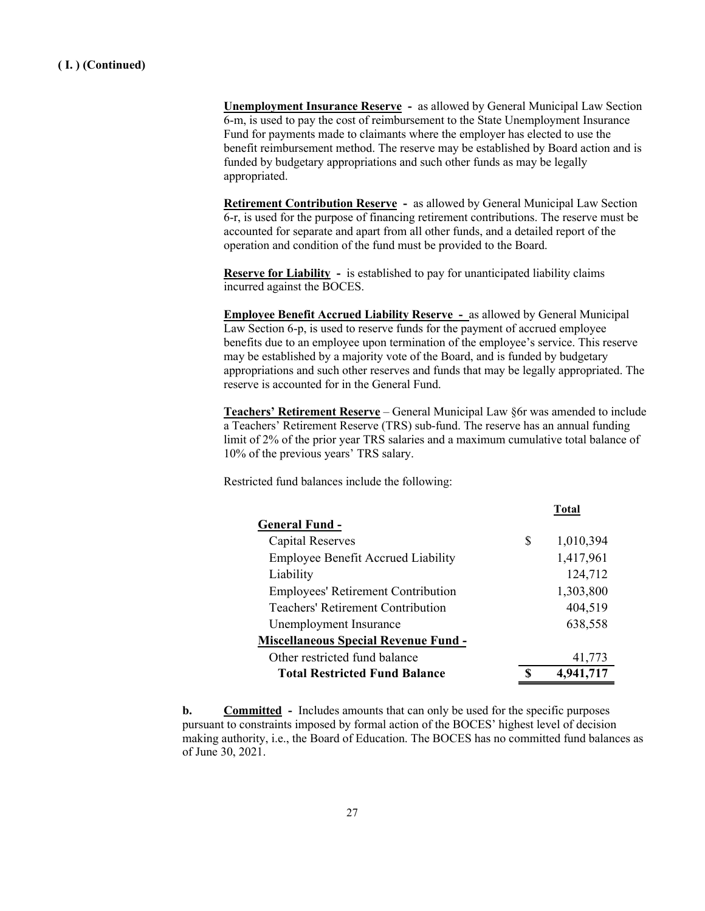**( I. ) (Continued)**

**Unemployment Insurance Reserve -** as allowed by General Municipal Law Section 6-m, is used to pay the cost of reimbursement to the State Unemployment Insurance Fund for payments made to claimants where the employer has elected to use the benefit reimbursement method. The reserve may be established by Board action and is funded by budgetary appropriations and such other funds as may be legally appropriated.

**Retirement Contribution Reserve -** as allowed by General Municipal Law Section 6-r, is used for the purpose of financing retirement contributions. The reserve must be accounted for separate and apart from all other funds, and a detailed report of the operation and condition of the fund must be provided to the Board.

**Reserve for Liability -** is established to pay for unanticipated liability claims incurred against the BOCES.

**Employee Benefit Accrued Liability Reserve -** as allowed by General Municipal Law Section 6-p, is used to reserve funds for the payment of accrued employee benefits due to an employee upon termination of the employee's service. This reserve may be established by a majority vote of the Board, and is funded by budgetary appropriations and such other reserves and funds that may be legally appropriated. The reserve is accounted for in the General Fund.

**Teachers' Retirement Reserve** – General Municipal Law §6r was amended to include a Teachers' Retirement Reserve (TRS) sub-fund. The reserve has an annual funding limit of 2% of the prior year TRS salaries and a maximum cumulative total balance of 10% of the previous years' TRS salary.

Restricted fund balances include the following:

| | | Total |
|---|---|---|
| **General Fund -** | | |
| Capital Reserves | $ | 1,010,394 |
| Employee Benefit Accrued Liability | | 1,417,961 |
| Liability | | 124,712 |
| Employees' Retirement Contribution | | 1,303,800 |
| Teachers' Retirement Contribution | | 404,519 |
| Unemployment Insurance | | 638,558 |
| **Miscellaneous Special Revenue Fund -** | | |
| Other restricted fund balance | | 41,773 |
| **Total Restricted Fund Balance** | **$** | **4,941,717** |

**b. Committed -** Includes amounts that can only be used for the specific purposes pursuant to constraints imposed by formal action of the BOCES' highest level of decision making authority, i.e., the Board of Education. The BOCES has no committed fund balances as of June 30, 2021.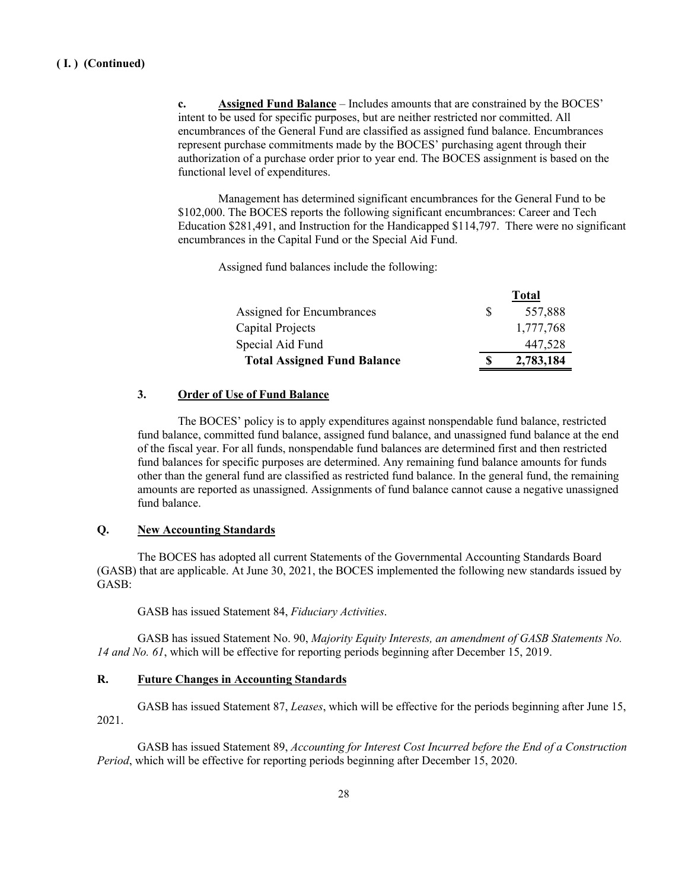**( I. ) (Continued)**

**c. Assigned Fund Balance** – Includes amounts that are constrained by the BOCES' intent to be used for specific purposes, but are neither restricted nor committed. All encumbrances of the General Fund are classified as assigned fund balance. Encumbrances represent purchase commitments made by the BOCES' purchasing agent through their authorization of a purchase order prior to year end. The BOCES assignment is based on the functional level of expenditures.

Management has determined significant encumbrances for the General Fund to be $102,000. The BOCES reports the following significant encumbrances: Career and Tech Education $281,491, and Instruction for the Handicapped $114,797. There were no significant encumbrances in the Capital Fund or the Special Aid Fund.

Assigned fund balances include the following:

| | Total |
|---|---|
| Assigned for Encumbrances | $ 557,888 |
| Capital Projects | 1,777,768 |
| Special Aid Fund | 447,528 |
| **Total Assigned Fund Balance** | **$ 2,783,184** |

### 3. Order of Use of Fund Balance

The BOCES' policy is to apply expenditures against nonspendable fund balance, restricted fund balance, committed fund balance, assigned fund balance, and unassigned fund balance at the end of the fiscal year. For all funds, nonspendable fund balances are determined first and then restricted fund balances for specific purposes are determined. Any remaining fund balance amounts for funds other than the general fund are classified as restricted fund balance. In the general fund, the remaining amounts are reported as unassigned. Assignments of fund balance cannot cause a negative unassigned fund balance.

## Q. New Accounting Standards

The BOCES has adopted all current Statements of the Governmental Accounting Standards Board (GASB) that are applicable. At June 30, 2021, the BOCES implemented the following new standards issued by GASB:

GASB has issued Statement 84, *Fiduciary Activities*.

GASB has issued Statement No. 90, *Majority Equity Interests, an amendment of GASB Statements No. 14 and No. 61*, which will be effective for reporting periods beginning after December 15, 2019.

## R. Future Changes in Accounting Standards

GASB has issued Statement 87, *Leases*, which will be effective for the periods beginning after June 15, 2021.

GASB has issued Statement 89, *Accounting for Interest Cost Incurred before the End of a Construction Period*, which will be effective for reporting periods beginning after December 15, 2020.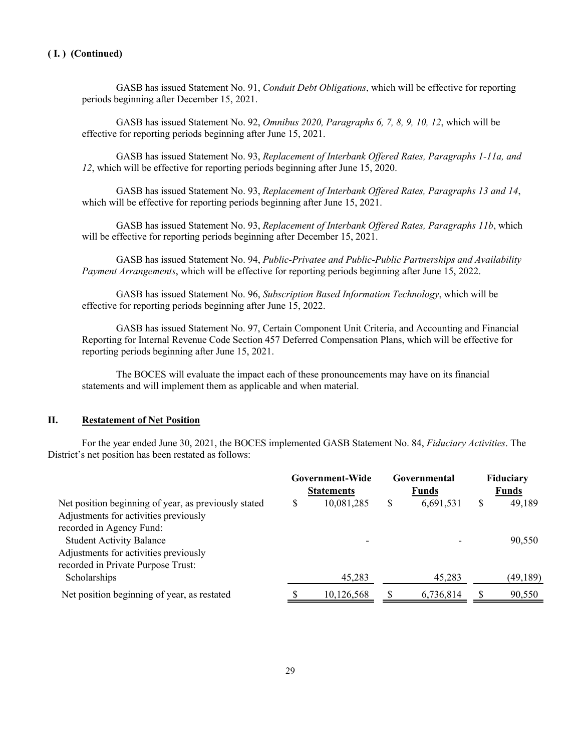**( I. ) (Continued)**

GASB has issued Statement No. 91, *Conduit Debt Obligations*, which will be effective for reporting periods beginning after December 15, 2021.

GASB has issued Statement No. 92, *Omnibus 2020, Paragraphs 6, 7, 8, 9, 10, 12*, which will be effective for reporting periods beginning after June 15, 2021.

GASB has issued Statement No. 93, *Replacement of Interbank Offered Rates, Paragraphs 1-11a, and 12*, which will be effective for reporting periods beginning after June 15, 2020.

GASB has issued Statement No. 93, *Replacement of Interbank Offered Rates, Paragraphs 13 and 14*, which will be effective for reporting periods beginning after June 15, 2021.

GASB has issued Statement No. 93, *Replacement of Interbank Offered Rates, Paragraphs 11b*, which will be effective for reporting periods beginning after December 15, 2021.

GASB has issued Statement No. 94, *Public-Privatee and Public-Public Partnerships and Availability Payment Arrangements*, which will be effective for reporting periods beginning after June 15, 2022.

GASB has issued Statement No. 96, *Subscription Based Information Technology*, which will be effective for reporting periods beginning after June 15, 2022.

GASB has issued Statement No. 97, Certain Component Unit Criteria, and Accounting and Financial Reporting for Internal Revenue Code Section 457 Deferred Compensation Plans, which will be effective for reporting periods beginning after June 15, 2021.

The BOCES will evaluate the impact each of these pronouncements may have on its financial statements and will implement them as applicable and when material.

## II. Restatement of Net Position

For the year ended June 30, 2021, the BOCES implemented GASB Statement No. 84, *Fiduciary Activities*. The District's net position has been restated as follows:

| | Government-Wide Statements | Governmental Funds | Fiduciary Funds |
|---|---|---|---|
| Net position beginning of year, as previously stated | $ 10,081,285 | $ 6,691,531 | $ 49,189 |
| Adjustments for activities previously recorded in Agency Fund: | | | |
| Student Activity Balance | - | - | 90,550 |
| Adjustments for activities previously recorded in Private Purpose Trust: | | | |
| Scholarships | 45,283 | 45,283 | (49,189) |
| Net position beginning of year, as restated | $ 10,126,568 | $ 6,736,814 | $ 90,550 |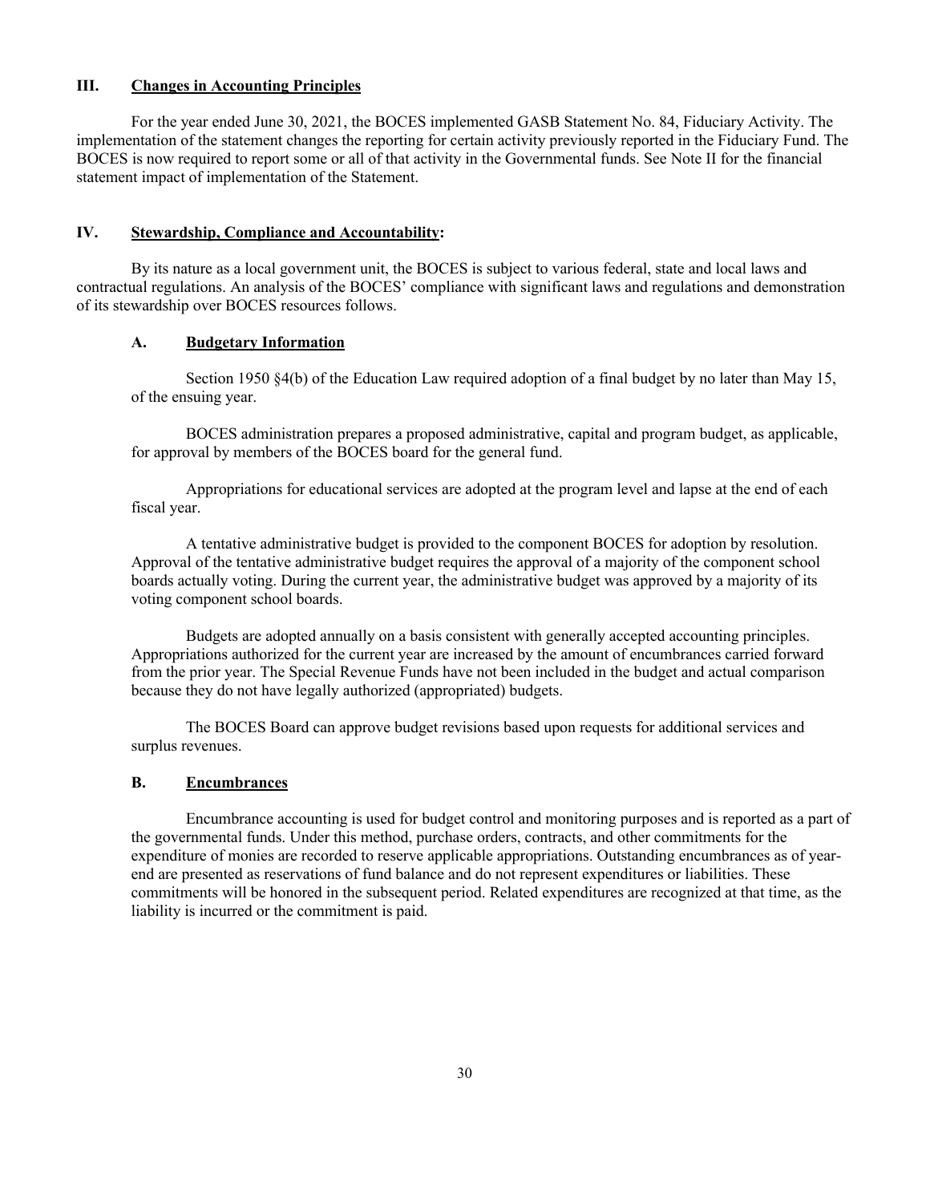## III. Changes in Accounting Principles

For the year ended June 30, 2021, the BOCES implemented GASB Statement No. 84, Fiduciary Activity. The implementation of the statement changes the reporting for certain activity previously reported in the Fiduciary Fund. The BOCES is now required to report some or all of that activity in the Governmental funds. See Note II for the financial statement impact of implementation of the Statement.

## IV. Stewardship, Compliance and Accountability:

By its nature as a local government unit, the BOCES is subject to various federal, state and local laws and contractual regulations. An analysis of the BOCES' compliance with significant laws and regulations and demonstration of its stewardship over BOCES resources follows.

### A. Budgetary Information

Section 1950 §4(b) of the Education Law required adoption of a final budget by no later than May 15, of the ensuing year.

BOCES administration prepares a proposed administrative, capital and program budget, as applicable, for approval by members of the BOCES board for the general fund.

Appropriations for educational services are adopted at the program level and lapse at the end of each fiscal year.

A tentative administrative budget is provided to the component BOCES for adoption by resolution. Approval of the tentative administrative budget requires the approval of a majority of the component school boards actually voting. During the current year, the administrative budget was approved by a majority of its voting component school boards.

Budgets are adopted annually on a basis consistent with generally accepted accounting principles. Appropriations authorized for the current year are increased by the amount of encumbrances carried forward from the prior year. The Special Revenue Funds have not been included in the budget and actual comparison because they do not have legally authorized (appropriated) budgets.

The BOCES Board can approve budget revisions based upon requests for additional services and surplus revenues.

### B. Encumbrances

Encumbrance accounting is used for budget control and monitoring purposes and is reported as a part of the governmental funds. Under this method, purchase orders, contracts, and other commitments for the expenditure of monies are recorded to reserve applicable appropriations. Outstanding encumbrances as of year-end are presented as reservations of fund balance and do not represent expenditures or liabilities. These commitments will be honored in the subsequent period. Related expenditures are recognized at that time, as the liability is incurred or the commitment is paid.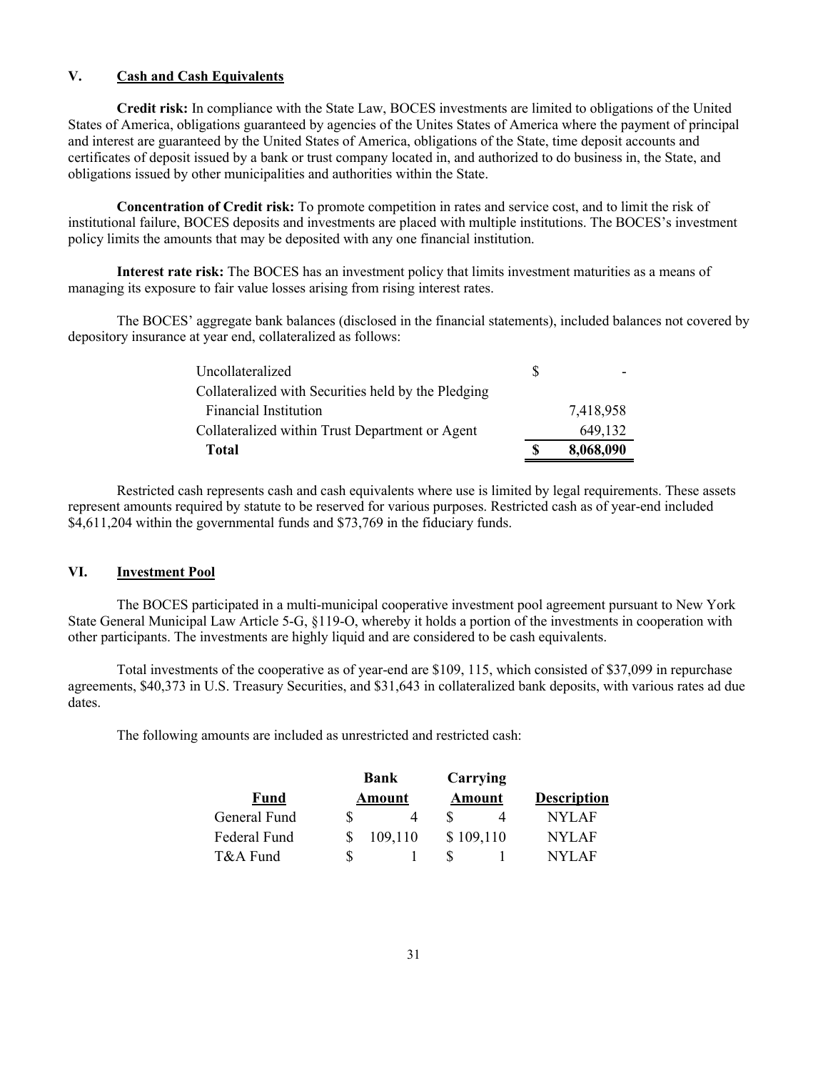## V. Cash and Cash Equivalents

**Credit risk:** In compliance with the State Law, BOCES investments are limited to obligations of the United States of America, obligations guaranteed by agencies of the Unites States of America where the payment of principal and interest are guaranteed by the United States of America, obligations of the State, time deposit accounts and certificates of deposit issued by a bank or trust company located in, and authorized to do business in, the State, and obligations issued by other municipalities and authorities within the State.

**Concentration of Credit risk:** To promote competition in rates and service cost, and to limit the risk of institutional failure, BOCES deposits and investments are placed with multiple institutions. The BOCES's investment policy limits the amounts that may be deposited with any one financial institution.

**Interest rate risk:** The BOCES has an investment policy that limits investment maturities as a means of managing its exposure to fair value losses arising from rising interest rates.

The BOCES' aggregate bank balances (disclosed in the financial statements), included balances not covered by depository insurance at year end, collateralized as follows:

| | |
|---|---|
| Uncollateralized | $ - |
| Collateralized with Securities held by the Pledging Financial Institution | 7,418,958 |
| Collateralized within Trust Department or Agent | 649,132 |
| **Total** | **$ 8,068,090** |

Restricted cash represents cash and cash equivalents where use is limited by legal requirements. These assets represent amounts required by statute to be reserved for various purposes. Restricted cash as of year-end included $4,611,204 within the governmental funds and $73,769 in the fiduciary funds.

## VI. Investment Pool

The BOCES participated in a multi-municipal cooperative investment pool agreement pursuant to New York State General Municipal Law Article 5-G, §119-O, whereby it holds a portion of the investments in cooperation with other participants. The investments are highly liquid and are considered to be cash equivalents.

Total investments of the cooperative as of year-end are $109, 115, which consisted of $37,099 in repurchase agreements, $40,373 in U.S. Treasury Securities, and $31,643 in collateralized bank deposits, with various rates ad due dates.

The following amounts are included as unrestricted and restricted cash:

| Fund | Bank Amount | Carrying Amount | Description |
|---|---|---|---|
| General Fund | $ 4 | $ 4 | NYLAF |
| Federal Fund | $ 109,110 | $ 109,110 | NYLAF |
| T&A Fund | $ 1 | $ 1 | NYLAF |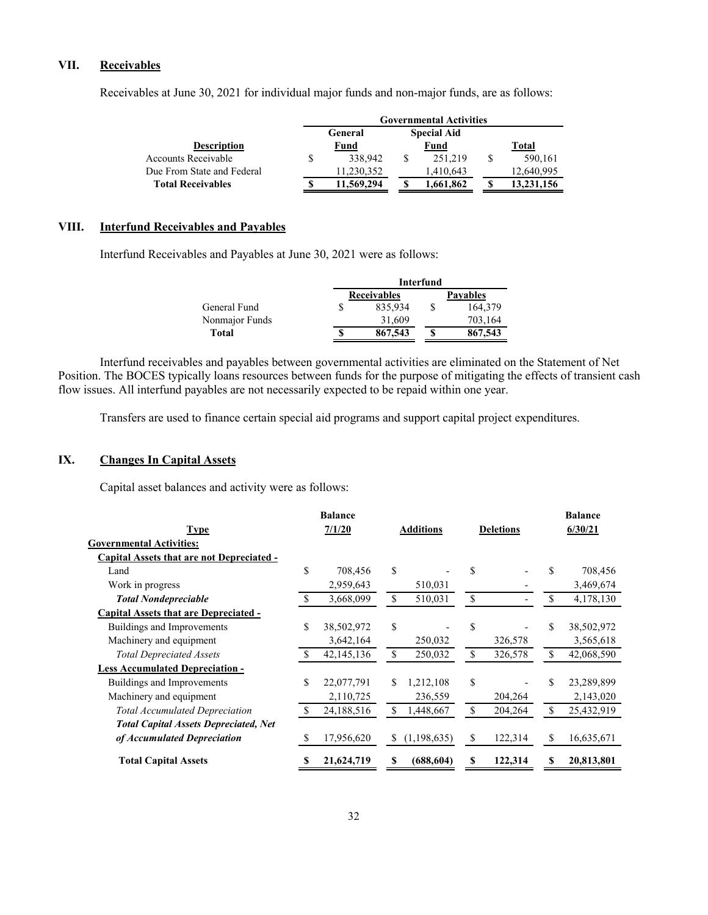## VII. Receivables

Receivables at June 30, 2021 for individual major funds and non-major funds, are as follows:

| | Governmental Activities | | |
|---|---|---|---|
| **Description** | **General Fund** | **Special Aid Fund** | **Total** |
| Accounts Receivable | $ 338,942 | $ 251,219 | $ 590,161 |
| Due From State and Federal | 11,230,352 | 1,410,643 | 12,640,995 |
| **Total Receivables** | **$ 11,569,294** | **$ 1,661,862** | **$ 13,231,156** |

## VIII. Interfund Receivables and Payables

Interfund Receivables and Payables at June 30, 2021 were as follows:

| | Interfund | |
|---|---|---|
| | **Receivables** | **Payables** |
| General Fund | $ 835,934 | $ 164,379 |
| Nonmajor Funds | 31,609 | 703,164 |
| **Total** | **$ 867,543** | **$ 867,543** |

Interfund receivables and payables between governmental activities are eliminated on the Statement of Net Position. The BOCES typically loans resources between funds for the purpose of mitigating the effects of transient cash flow issues. All interfund payables are not necessarily expected to be repaid within one year.

Transfers are used to finance certain special aid programs and support capital project expenditures.

## IX. Changes In Capital Assets

Capital asset balances and activity were as follows:

| Type | Balance 7/1/20 | Additions | Deletions | Balance 6/30/21 |
|---|---|---|---|---|
| **Governmental Activities:** | | | | |
| **Capital Assets that are not Depreciated -** | | | | |
| Land | $ 708,456 | $ - | $ - | $ 708,456 |
| Work in progress | 2,959,643 | 510,031 | - | 3,469,674 |
| ***Total Nondepreciable*** | $ 3,668,099 | $ 510,031 | $ - | $ 4,178,130 |
| **Capital Assets that are Depreciated -** | | | | |
| Buildings and Improvements | $ 38,502,972 | $ - | $ - | $ 38,502,972 |
| Machinery and equipment | 3,642,164 | 250,032 | 326,578 | 3,565,618 |
| *Total Depreciated Assets* | $ 42,145,136 | $ 250,032 | $ 326,578 | $ 42,068,590 |
| **Less Accumulated Depreciation -** | | | | |
| Buildings and Improvements | $ 22,077,791 | $ 1,212,108 | $ - | $ 23,289,899 |
| Machinery and equipment | 2,110,725 | 236,559 | 204,264 | 2,143,020 |
| *Total Accumulated Depreciation* | $ 24,188,516 | $ 1,448,667 | $ 204,264 | $ 25,432,919 |
| ***Total Capital Assets Depreciated, Net of Accumulated Depreciation*** | $ 17,956,620 | $ (1,198,635) | $ 122,314 | $ 16,635,671 |
| **Total Capital Assets** | **$ 21,624,719** | **$ (688,604)** | **$ 122,314** | **$ 20,813,801** |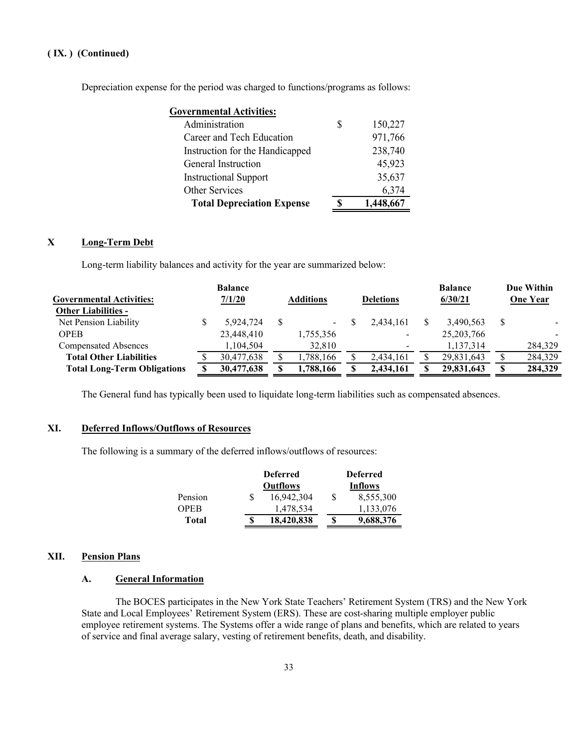**( IX. ) (Continued)**

Depreciation expense for the period was charged to functions/programs as follows:

| **Governmental Activities:** | |
|---|---|
| Administration | $ 150,227 |
| Career and Tech Education | 971,766 |
| Instruction for the Handicapped | 238,740 |
| General Instruction | 45,923 |
| Instructional Support | 35,637 |
| Other Services | 6,374 |
| **Total Depreciation Expense** | **$ 1,448,667** |

## X Long-Term Debt

Long-term liability balances and activity for the year are summarized below:

| **Governmental Activities:** | **Balance 7/1/20** | **Additions** | **Deletions** | **Balance 6/30/21** | **Due Within One Year** |
|---|---|---|---|---|---|
| **Other Liabilities -** | | | | | |
| Net Pension Liability | $ 5,924,724 | $ - | $ 2,434,161 | $ 3,490,563 | $ - |
| OPEB | 23,448,410 | 1,755,356 | - | 25,203,766 | - |
| Compensated Absences | 1,104,504 | 32,810 | - | 1,137,314 | 284,329 |
| **Total Other Liabilities** | $ 30,477,638 | $ 1,788,166 | $ 2,434,161 | $ 29,831,643 | $ 284,329 |
| **Total Long-Term Obligations** | **$ 30,477,638** | **$ 1,788,166** | **$ 2,434,161** | **$ 29,831,643** | **$ 284,329** |

The General fund has typically been used to liquidate long-term liabilities such as compensated absences.

## XI. Deferred Inflows/Outflows of Resources

The following is a summary of the deferred inflows/outflows of resources:

| | **Deferred Outflows** | **Deferred Inflows** |
|---|---|---|
| Pension | $ 16,942,304 | $ 8,555,300 |
| OPEB | 1,478,534 | 1,133,076 |
| **Total** | **$ 18,420,838** | **$ 9,688,376** |

## XII. Pension Plans

### A. General Information

The BOCES participates in the New York State Teachers' Retirement System (TRS) and the New York State and Local Employees' Retirement System (ERS). These are cost-sharing multiple employer public employee retirement systems. The Systems offer a wide range of plans and benefits, which are related to years of service and final average salary, vesting of retirement benefits, death, and disability.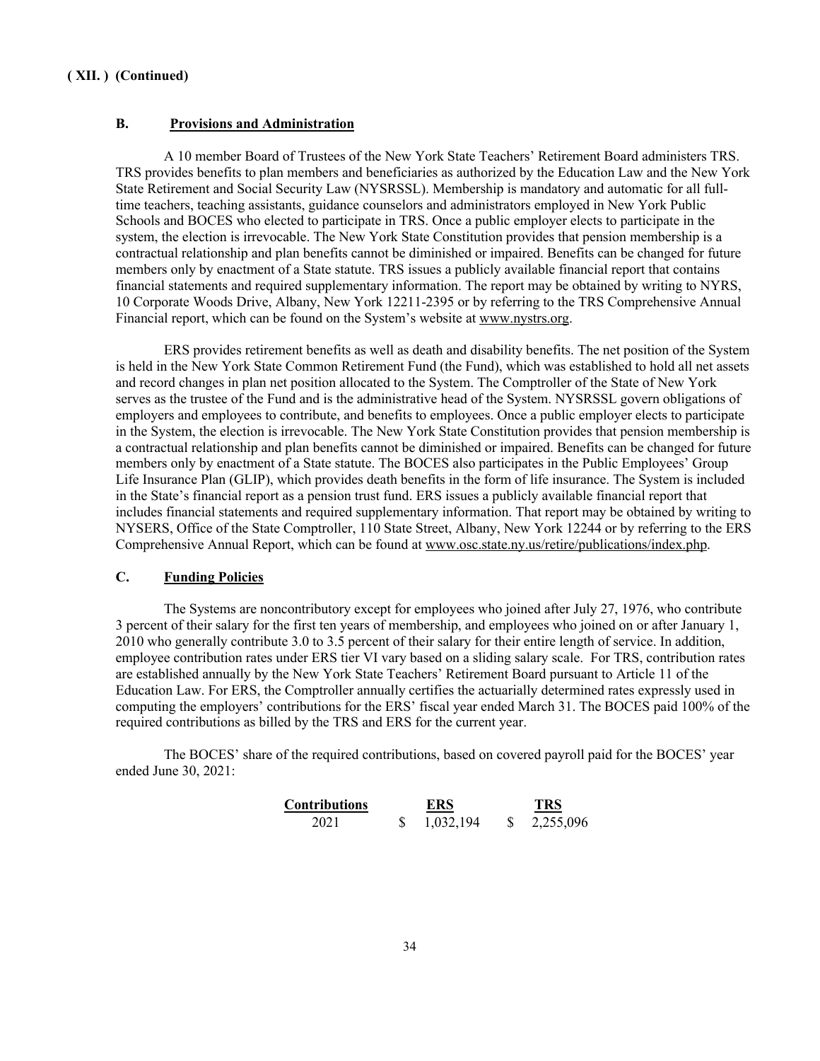**( XII. ) (Continued)**

## B. Provisions and Administration

A 10 member Board of Trustees of the New York State Teachers' Retirement Board administers TRS. TRS provides benefits to plan members and beneficiaries as authorized by the Education Law and the New York State Retirement and Social Security Law (NYSRSSL). Membership is mandatory and automatic for all full-time teachers, teaching assistants, guidance counselors and administrators employed in New York Public Schools and BOCES who elected to participate in TRS. Once a public employer elects to participate in the system, the election is irrevocable. The New York State Constitution provides that pension membership is a contractual relationship and plan benefits cannot be diminished or impaired. Benefits can be changed for future members only by enactment of a State statute. TRS issues a publicly available financial report that contains financial statements and required supplementary information. The report may be obtained by writing to NYRS, 10 Corporate Woods Drive, Albany, New York 12211-2395 or by referring to the TRS Comprehensive Annual Financial report, which can be found on the System's website at www.nystrs.org.

ERS provides retirement benefits as well as death and disability benefits. The net position of the System is held in the New York State Common Retirement Fund (the Fund), which was established to hold all net assets and record changes in plan net position allocated to the System. The Comptroller of the State of New York serves as the trustee of the Fund and is the administrative head of the System. NYSRSSL govern obligations of employers and employees to contribute, and benefits to employees. Once a public employer elects to participate in the System, the election is irrevocable. The New York State Constitution provides that pension membership is a contractual relationship and plan benefits cannot be diminished or impaired. Benefits can be changed for future members only by enactment of a State statute. The BOCES also participates in the Public Employees' Group Life Insurance Plan (GLIP), which provides death benefits in the form of life insurance. The System is included in the State's financial report as a pension trust fund. ERS issues a publicly available financial report that includes financial statements and required supplementary information. That report may be obtained by writing to NYSERS, Office of the State Comptroller, 110 State Street, Albany, New York 12244 or by referring to the ERS Comprehensive Annual Report, which can be found at www.osc.state.ny.us/retire/publications/index.php.

## C. Funding Policies

The Systems are noncontributory except for employees who joined after July 27, 1976, who contribute 3 percent of their salary for the first ten years of membership, and employees who joined on or after January 1, 2010 who generally contribute 3.0 to 3.5 percent of their salary for their entire length of service. In addition, employee contribution rates under ERS tier VI vary based on a sliding salary scale. For TRS, contribution rates are established annually by the New York State Teachers' Retirement Board pursuant to Article 11 of the Education Law. For ERS, the Comptroller annually certifies the actuarially determined rates expressly used in computing the employers' contributions for the ERS' fiscal year ended March 31. The BOCES paid 100% of the required contributions as billed by the TRS and ERS for the current year.

The BOCES' share of the required contributions, based on covered payroll paid for the BOCES' year ended June 30, 2021:

| Contributions | ERS | TRS |
|---|---|---|
| 2021 | $ 1,032,194 | $ 2,255,096 |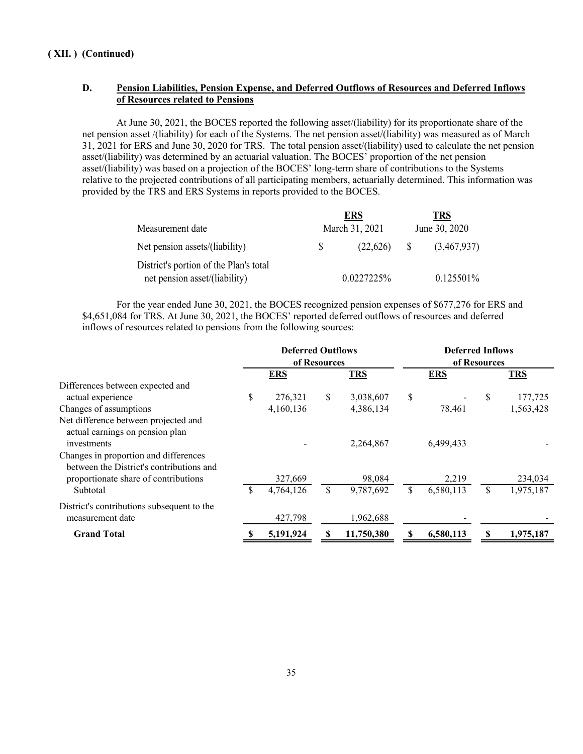**( XII. ) (Continued)**

**D. Pension Liabilities, Pension Expense, and Deferred Outflows of Resources and Deferred Inflows of Resources related to Pensions**

At June 30, 2021, the BOCES reported the following asset/(liability) for its proportionate share of the net pension asset /(liability) for each of the Systems. The net pension asset/(liability) was measured as of March 31, 2021 for ERS and June 30, 2020 for TRS. The total pension asset/(liability) used to calculate the net pension asset/(liability) was determined by an actuarial valuation. The BOCES' proportion of the net pension asset/(liability) was based on a projection of the BOCES' long-term share of contributions to the Systems relative to the projected contributions of all participating members, actuarially determined. This information was provided by the TRS and ERS Systems in reports provided to the BOCES.

| | ERS | TRS |
|---|---|---|
| Measurement date | March 31, 2021 | June 30, 2020 |
| Net pension assets/(liability) | $ (22,626) | $ (3,467,937) |
| District's portion of the Plan's total net pension asset/(liability) | 0.0227225% | 0.125501% |

For the year ended June 30, 2021, the BOCES recognized pension expenses of $677,276 for ERS and $4,651,084 for TRS. At June 30, 2021, the BOCES' reported deferred outflows of resources and deferred inflows of resources related to pensions from the following sources:

| | Deferred Outflows of Resources | | Deferred Inflows of Resources | |
|---|---|---|---|---|
| | ERS | TRS | ERS | TRS |
| Differences between expected and actual experience | $ 276,321 | $ 3,038,607 | $ - | $ 177,725 |
| Changes of assumptions | 4,160,136 | 4,386,134 | 78,461 | 1,563,428 |
| Net difference between projected and actual earnings on pension plan investments | - | 2,264,867 | 6,499,433 | - |
| Changes in proportion and differences between the District's contributions and proportionate share of contributions | 327,669 | 98,084 | 2,219 | 234,034 |
| Subtotal | $ 4,764,126 | $ 9,787,692 | $ 6,580,113 | $ 1,975,187 |
| District's contributions subsequent to the measurement date | 427,798 | 1,962,688 | - | - |
| **Grand Total** | **$ 5,191,924** | **$ 11,750,380** | **$ 6,580,113** | **$ 1,975,187** |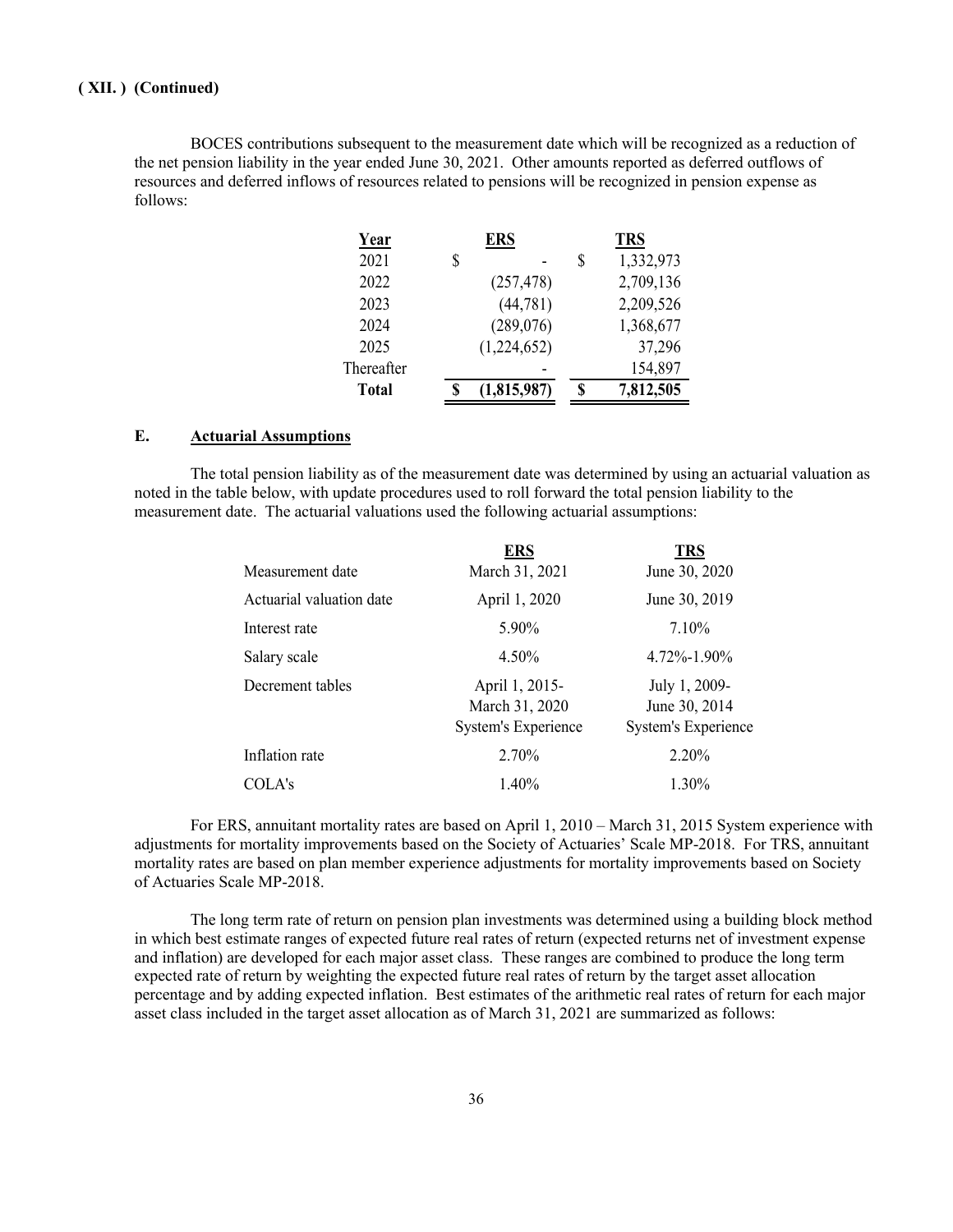**( XII. ) (Continued)**

BOCES contributions subsequent to the measurement date which will be recognized as a reduction of the net pension liability in the year ended June 30, 2021. Other amounts reported as deferred outflows of resources and deferred inflows of resources related to pensions will be recognized in pension expense as follows:

| Year | ERS | TRS |
|---|---|---|
| 2021 | $ - | $ 1,332,973 |
| 2022 | (257,478) | 2,709,136 |
| 2023 | (44,781) | 2,209,526 |
| 2024 | (289,076) | 1,368,677 |
| 2025 | (1,224,652) | 37,296 |
| Thereafter | - | 154,897 |
| **Total** | **$ (1,815,987)** | **$ 7,812,505** |

## E. Actuarial Assumptions

The total pension liability as of the measurement date was determined by using an actuarial valuation as noted in the table below, with update procedures used to roll forward the total pension liability to the measurement date. The actuarial valuations used the following actuarial assumptions:

| | ERS | TRS |
|---|---|---|
| Measurement date | March 31, 2021 | June 30, 2020 |
| Actuarial valuation date | April 1, 2020 | June 30, 2019 |
| Interest rate | 5.90% | 7.10% |
| Salary scale | 4.50% | 4.72%-1.90% |
| Decrement tables | April 1, 2015- March 31, 2020 System's Experience | July 1, 2009- June 30, 2014 System's Experience |
| Inflation rate | 2.70% | 2.20% |
| COLA's | 1.40% | 1.30% |

For ERS, annuitant mortality rates are based on April 1, 2010 – March 31, 2015 System experience with adjustments for mortality improvements based on the Society of Actuaries' Scale MP-2018. For TRS, annuitant mortality rates are based on plan member experience adjustments for mortality improvements based on Society of Actuaries Scale MP-2018.

The long term rate of return on pension plan investments was determined using a building block method in which best estimate ranges of expected future real rates of return (expected returns net of investment expense and inflation) are developed for each major asset class. These ranges are combined to produce the long term expected rate of return by weighting the expected future real rates of return by the target asset allocation percentage and by adding expected inflation. Best estimates of the arithmetic real rates of return for each major asset class included in the target asset allocation as of March 31, 2021 are summarized as follows: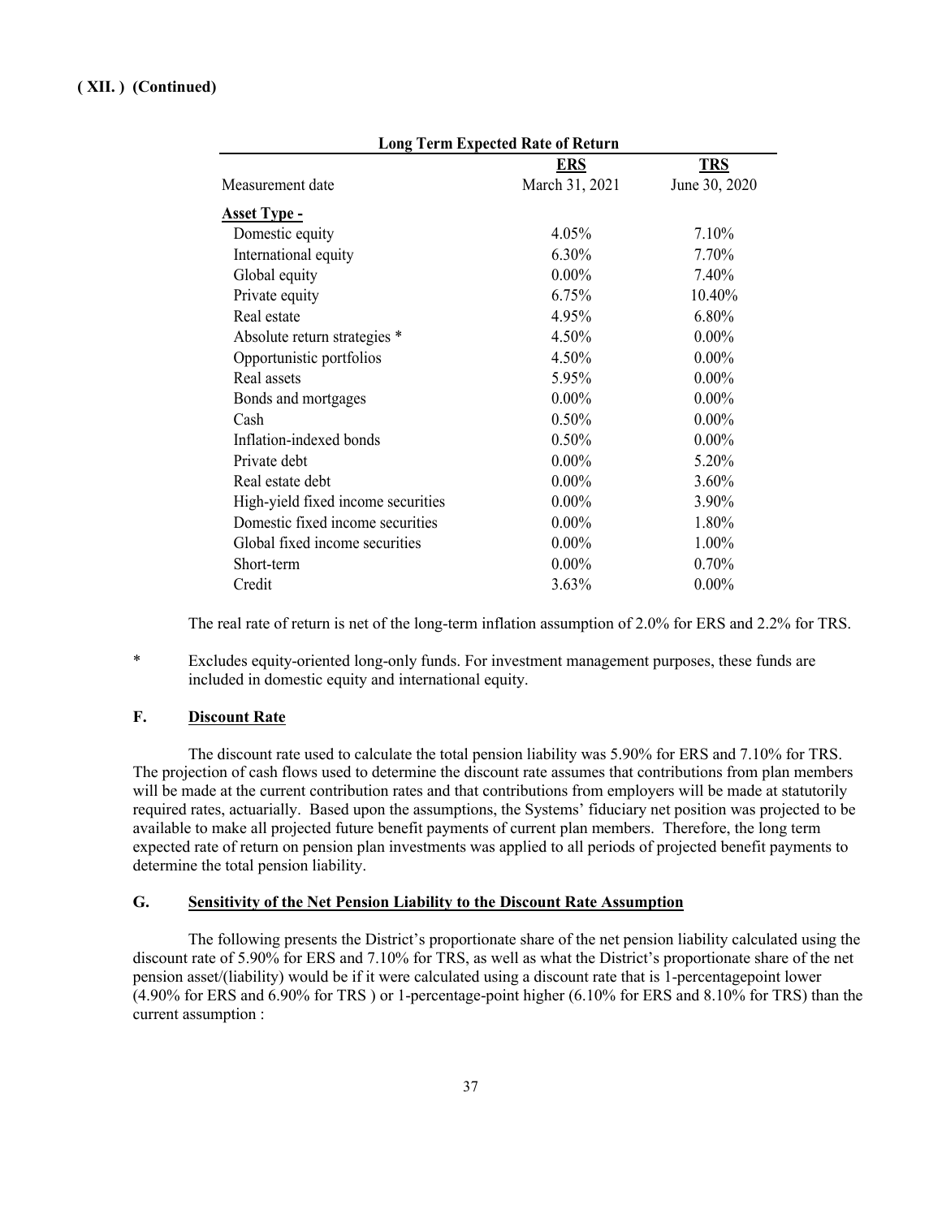**( XII. ) (Continued)**

| Long Term Expected Rate of Return | | |
|---|---|---|
| | **ERS** | **TRS** |
| Measurement date | March 31, 2021 | June 30, 2020 |
| **Asset Type -** | | |
| Domestic equity | 4.05% | 7.10% |
| International equity | 6.30% | 7.70% |
| Global equity | 0.00% | 7.40% |
| Private equity | 6.75% | 10.40% |
| Real estate | 4.95% | 6.80% |
| Absolute return strategies * | 4.50% | 0.00% |
| Opportunistic portfolios | 4.50% | 0.00% |
| Real assets | 5.95% | 0.00% |
| Bonds and mortgages | 0.00% | 0.00% |
| Cash | 0.50% | 0.00% |
| Inflation-indexed bonds | 0.50% | 0.00% |
| Private debt | 0.00% | 5.20% |
| Real estate debt | 0.00% | 3.60% |
| High-yield fixed income securities | 0.00% | 3.90% |
| Domestic fixed income securities | 0.00% | 1.80% |
| Global fixed income securities | 0.00% | 1.00% |
| Short-term | 0.00% | 0.70% |
| Credit | 3.63% | 0.00% |

The real rate of return is net of the long-term inflation assumption of 2.0% for ERS and 2.2% for TRS.

\* Excludes equity-oriented long-only funds. For investment management purposes, these funds are included in domestic equity and international equity.

## F. Discount Rate

The discount rate used to calculate the total pension liability was 5.90% for ERS and 7.10% for TRS. The projection of cash flows used to determine the discount rate assumes that contributions from plan members will be made at the current contribution rates and that contributions from employers will be made at statutorily required rates, actuarially. Based upon the assumptions, the Systems' fiduciary net position was projected to be available to make all projected future benefit payments of current plan members. Therefore, the long term expected rate of return on pension plan investments was applied to all periods of projected benefit payments to determine the total pension liability.

## G. Sensitivity of the Net Pension Liability to the Discount Rate Assumption

The following presents the District's proportionate share of the net pension liability calculated using the discount rate of 5.90% for ERS and 7.10% for TRS, as well as what the District's proportionate share of the net pension asset/(liability) would be if it were calculated using a discount rate that is 1-percentagepoint lower (4.90% for ERS and 6.90% for TRS ) or 1-percentage-point higher (6.10% for ERS and 8.10% for TRS) than the current assumption :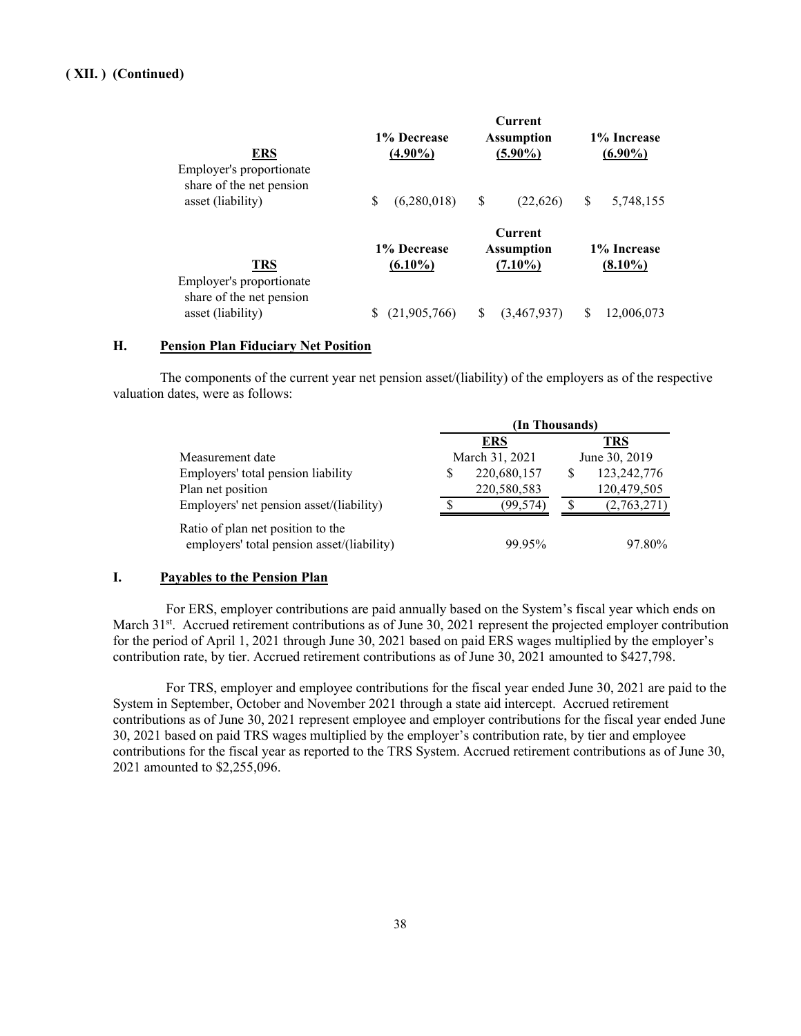**( XII. ) (Continued)**

| ERS | 1% Decrease (4.90%) | Current Assumption (5.90%) | 1% Increase (6.90%) |
|---|---|---|---|
| Employer's proportionate share of the net pension asset (liability) | $ (6,280,018) | $ (22,626) | $ 5,748,155 |

| TRS | 1% Decrease (6.10%) | Current Assumption (7.10%) | 1% Increase (8.10%) |
|---|---|---|---|
| Employer's proportionate share of the net pension asset (liability) | $ (21,905,766) | $ (3,467,937) | $ 12,006,073 |

## H. Pension Plan Fiduciary Net Position

The components of the current year net pension asset/(liability) of the employers as of the respective valuation dates, were as follows:

| | (In Thousands) | |
|---|---|---|
| | ERS | TRS |
| Measurement date | March 31, 2021 | June 30, 2019 |
| Employers' total pension liability | $ 220,680,157 | $ 123,242,776 |
| Plan net position | 220,580,583 | 120,479,505 |
| Employers' net pension asset/(liability) | $ (99,574) | $ (2,763,271) |
| Ratio of plan net position to the employers' total pension asset/(liability) | 99.95% | 97.80% |

## I. Payables to the Pension Plan

For ERS, employer contributions are paid annually based on the System's fiscal year which ends on March 31st. Accrued retirement contributions as of June 30, 2021 represent the projected employer contribution for the period of April 1, 2021 through June 30, 2021 based on paid ERS wages multiplied by the employer's contribution rate, by tier. Accrued retirement contributions as of June 30, 2021 amounted to $427,798.

For TRS, employer and employee contributions for the fiscal year ended June 30, 2021 are paid to the System in September, October and November 2021 through a state aid intercept. Accrued retirement contributions as of June 30, 2021 represent employee and employer contributions for the fiscal year ended June 30, 2021 based on paid TRS wages multiplied by the employer's contribution rate, by tier and employee contributions for the fiscal year as reported to the TRS System. Accrued retirement contributions as of June 30, 2021 amounted to $2,255,096.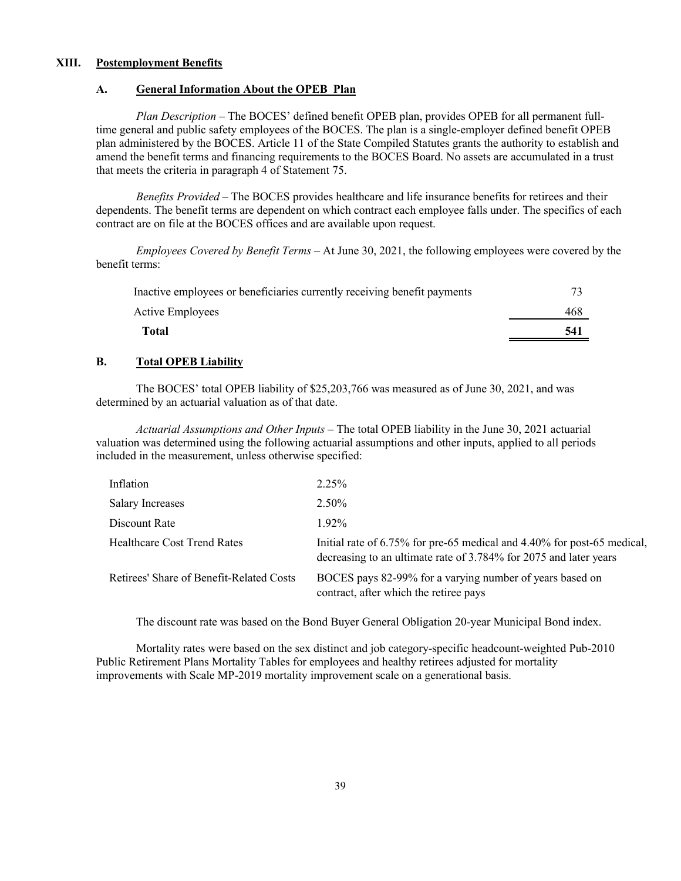## XIII. Postemployment Benefits

### A. General Information About the OPEB Plan

*Plan Description* – The BOCES' defined benefit OPEB plan, provides OPEB for all permanent full-time general and public safety employees of the BOCES. The plan is a single-employer defined benefit OPEB plan administered by the BOCES. Article 11 of the State Compiled Statutes grants the authority to establish and amend the benefit terms and financing requirements to the BOCES Board. No assets are accumulated in a trust that meets the criteria in paragraph 4 of Statement 75.

*Benefits Provided* – The BOCES provides healthcare and life insurance benefits for retirees and their dependents. The benefit terms are dependent on which contract each employee falls under. The specifics of each contract are on file at the BOCES offices and are available upon request.

*Employees Covered by Benefit Terms* – At June 30, 2021, the following employees were covered by the benefit terms:

| | |
|---|---|
| Inactive employees or beneficiaries currently receiving benefit payments | 73 |
| Active Employees | 468 |
| **Total** | **541** |

### B. Total OPEB Liability

The BOCES' total OPEB liability of $25,203,766 was measured as of June 30, 2021, and was determined by an actuarial valuation as of that date.

*Actuarial Assumptions and Other Inputs* – The total OPEB liability in the June 30, 2021 actuarial valuation was determined using the following actuarial assumptions and other inputs, applied to all periods included in the measurement, unless otherwise specified:

| | |
|---|---|
| Inflation | 2.25% |
| Salary Increases | 2.50% |
| Discount Rate | 1.92% |
| Healthcare Cost Trend Rates | Initial rate of 6.75% for pre-65 medical and 4.40% for post-65 medical, decreasing to an ultimate rate of 3.784% for 2075 and later years |
| Retirees' Share of Benefit-Related Costs | BOCES pays 82-99% for a varying number of years based on contract, after which the retiree pays |

The discount rate was based on the Bond Buyer General Obligation 20-year Municipal Bond index.

Mortality rates were based on the sex distinct and job category-specific headcount-weighted Pub-2010 Public Retirement Plans Mortality Tables for employees and healthy retirees adjusted for mortality improvements with Scale MP-2019 mortality improvement scale on a generational basis.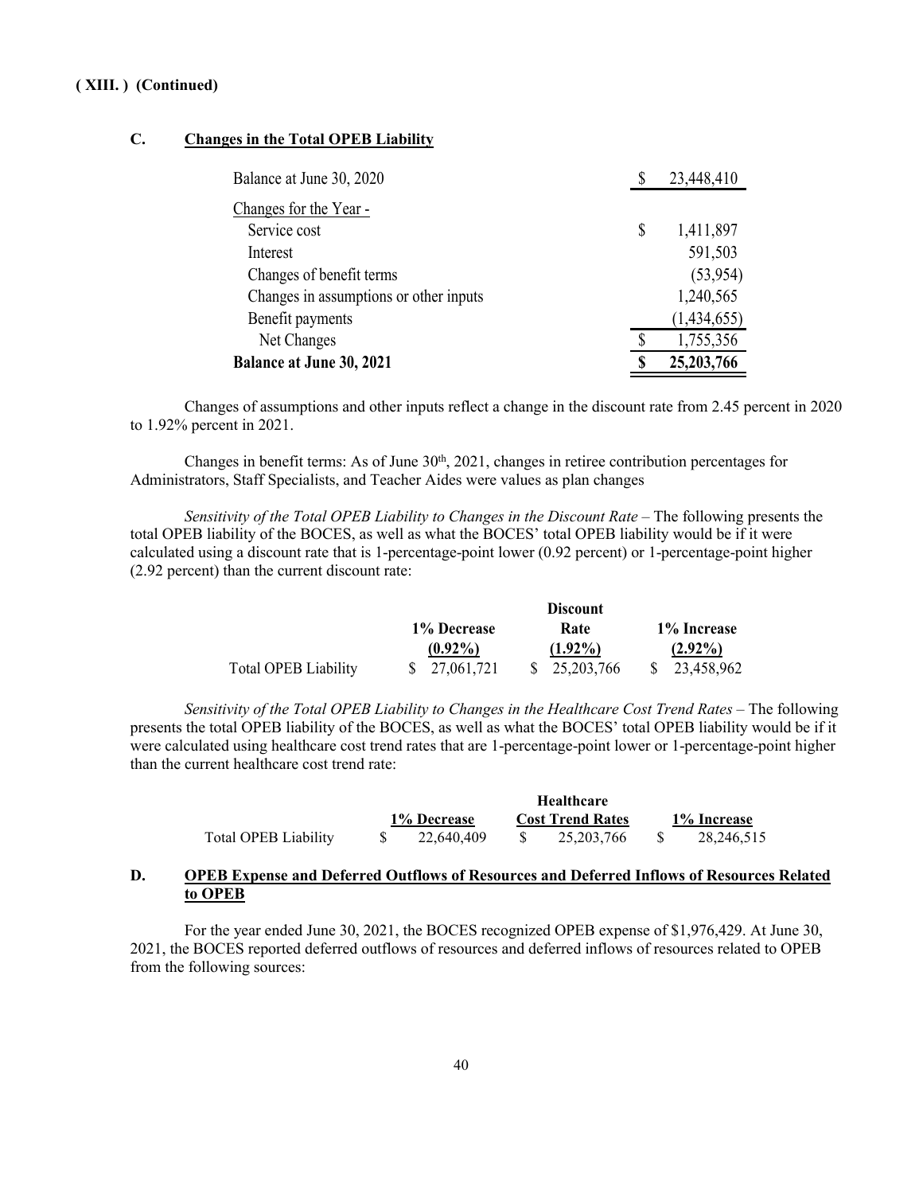**( XIII. ) (Continued)**

## C. Changes in the Total OPEB Liability

| | |
|---|---|
| Balance at June 30, 2020 | $ 23,448,410 |
| Changes for the Year - | |
| Service cost | $ 1,411,897 |
| Interest | 591,503 |
| Changes of benefit terms | (53,954) |
| Changes in assumptions or other inputs | 1,240,565 |
| Benefit payments | (1,434,655) |
| Net Changes | $ 1,755,356 |
| **Balance at June 30, 2021** | **$ 25,203,766** |

Changes of assumptions and other inputs reflect a change in the discount rate from 2.45 percent in 2020 to 1.92% percent in 2021.

Changes in benefit terms: As of June 30th, 2021, changes in retiree contribution percentages for Administrators, Staff Specialists, and Teacher Aides were values as plan changes

*Sensitivity of the Total OPEB Liability to Changes in the Discount Rate* – The following presents the total OPEB liability of the BOCES, as well as what the BOCES' total OPEB liability would be if it were calculated using a discount rate that is 1-percentage-point lower (0.92 percent) or 1-percentage-point higher (2.92 percent) than the current discount rate:

| | 1% Decrease (0.92%) | Discount Rate (1.92%) | 1% Increase (2.92%) |
|---|---|---|---|
| Total OPEB Liability | $ 27,061,721 | $ 25,203,766 | $ 23,458,962 |

*Sensitivity of the Total OPEB Liability to Changes in the Healthcare Cost Trend Rates* – The following presents the total OPEB liability of the BOCES, as well as what the BOCES' total OPEB liability would be if it were calculated using healthcare cost trend rates that are 1-percentage-point lower or 1-percentage-point higher than the current healthcare cost trend rate:

| | 1% Decrease | Healthcare Cost Trend Rates | 1% Increase |
|---|---|---|---|
| Total OPEB Liability | $ 22,640,409 | $ 25,203,766 | $ 28,246,515 |

## D. OPEB Expense and Deferred Outflows of Resources and Deferred Inflows of Resources Related to OPEB

For the year ended June 30, 2021, the BOCES recognized OPEB expense of $1,976,429. At June 30, 2021, the BOCES reported deferred outflows of resources and deferred inflows of resources related to OPEB from the following sources: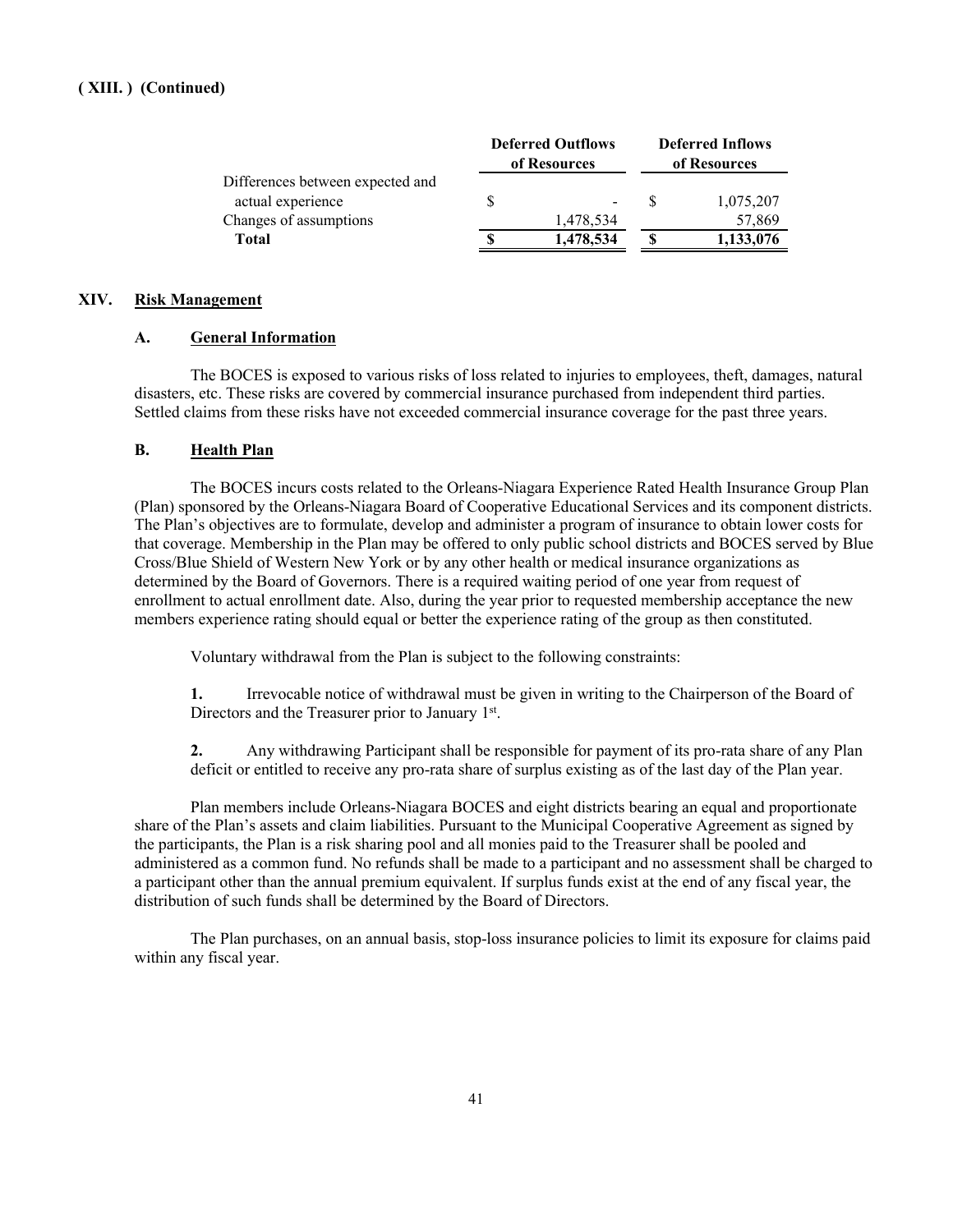**( XIII. ) (Continued)**

| | Deferred Outflows of Resources | Deferred Inflows of Resources |
|---|---|---|
| Differences between expected and actual experience | $ - | $ 1,075,207 |
| Changes of assumptions | 1,478,534 | 57,869 |
| **Total** | **$ 1,478,534** | **$ 1,133,076** |

## XIV. Risk Management

### A. General Information

The BOCES is exposed to various risks of loss related to injuries to employees, theft, damages, natural disasters, etc. These risks are covered by commercial insurance purchased from independent third parties. Settled claims from these risks have not exceeded commercial insurance coverage for the past three years.

### B. Health Plan

The BOCES incurs costs related to the Orleans-Niagara Experience Rated Health Insurance Group Plan (Plan) sponsored by the Orleans-Niagara Board of Cooperative Educational Services and its component districts. The Plan's objectives are to formulate, develop and administer a program of insurance to obtain lower costs for that coverage. Membership in the Plan may be offered to only public school districts and BOCES served by Blue Cross/Blue Shield of Western New York or by any other health or medical insurance organizations as determined by the Board of Governors. There is a required waiting period of one year from request of enrollment to actual enrollment date. Also, during the year prior to requested membership acceptance the new members experience rating should equal or better the experience rating of the group as then constituted.

Voluntary withdrawal from the Plan is subject to the following constraints:

**1.** Irrevocable notice of withdrawal must be given in writing to the Chairperson of the Board of Directors and the Treasurer prior to January 1st.

**2.** Any withdrawing Participant shall be responsible for payment of its pro-rata share of any Plan deficit or entitled to receive any pro-rata share of surplus existing as of the last day of the Plan year.

Plan members include Orleans-Niagara BOCES and eight districts bearing an equal and proportionate share of the Plan's assets and claim liabilities. Pursuant to the Municipal Cooperative Agreement as signed by the participants, the Plan is a risk sharing pool and all monies paid to the Treasurer shall be pooled and administered as a common fund. No refunds shall be made to a participant and no assessment shall be charged to a participant other than the annual premium equivalent. If surplus funds exist at the end of any fiscal year, the distribution of such funds shall be determined by the Board of Directors.

The Plan purchases, on an annual basis, stop-loss insurance policies to limit its exposure for claims paid within any fiscal year.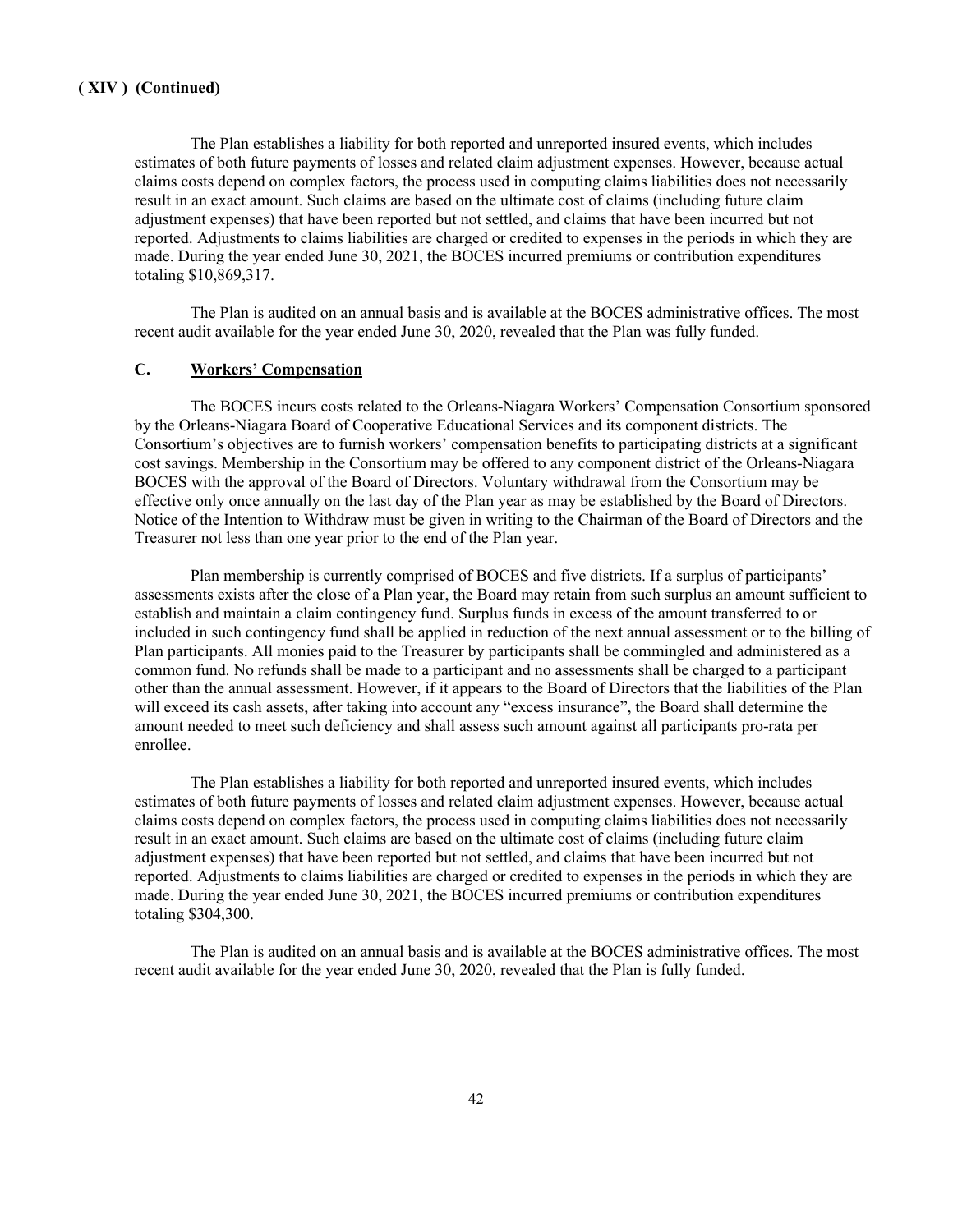**( XIV ) (Continued)**

The Plan establishes a liability for both reported and unreported insured events, which includes estimates of both future payments of losses and related claim adjustment expenses. However, because actual claims costs depend on complex factors, the process used in computing claims liabilities does not necessarily result in an exact amount. Such claims are based on the ultimate cost of claims (including future claim adjustment expenses) that have been reported but not settled, and claims that have been incurred but not reported. Adjustments to claims liabilities are charged or credited to expenses in the periods in which they are made. During the year ended June 30, 2021, the BOCES incurred premiums or contribution expenditures totaling $10,869,317.

The Plan is audited on an annual basis and is available at the BOCES administrative offices. The most recent audit available for the year ended June 30, 2020, revealed that the Plan was fully funded.

### C. Workers' Compensation

The BOCES incurs costs related to the Orleans-Niagara Workers' Compensation Consortium sponsored by the Orleans-Niagara Board of Cooperative Educational Services and its component districts. The Consortium's objectives are to furnish workers' compensation benefits to participating districts at a significant cost savings. Membership in the Consortium may be offered to any component district of the Orleans-Niagara BOCES with the approval of the Board of Directors. Voluntary withdrawal from the Consortium may be effective only once annually on the last day of the Plan year as may be established by the Board of Directors. Notice of the Intention to Withdraw must be given in writing to the Chairman of the Board of Directors and the Treasurer not less than one year prior to the end of the Plan year.

Plan membership is currently comprised of BOCES and five districts. If a surplus of participants' assessments exists after the close of a Plan year, the Board may retain from such surplus an amount sufficient to establish and maintain a claim contingency fund. Surplus funds in excess of the amount transferred to or included in such contingency fund shall be applied in reduction of the next annual assessment or to the billing of Plan participants. All monies paid to the Treasurer by participants shall be commingled and administered as a common fund. No refunds shall be made to a participant and no assessments shall be charged to a participant other than the annual assessment. However, if it appears to the Board of Directors that the liabilities of the Plan will exceed its cash assets, after taking into account any "excess insurance", the Board shall determine the amount needed to meet such deficiency and shall assess such amount against all participants pro-rata per enrollee.

The Plan establishes a liability for both reported and unreported insured events, which includes estimates of both future payments of losses and related claim adjustment expenses. However, because actual claims costs depend on complex factors, the process used in computing claims liabilities does not necessarily result in an exact amount. Such claims are based on the ultimate cost of claims (including future claim adjustment expenses) that have been reported but not settled, and claims that have been incurred but not reported. Adjustments to claims liabilities are charged or credited to expenses in the periods in which they are made. During the year ended June 30, 2021, the BOCES incurred premiums or contribution expenditures totaling $304,300.

The Plan is audited on an annual basis and is available at the BOCES administrative offices. The most recent audit available for the year ended June 30, 2020, revealed that the Plan is fully funded.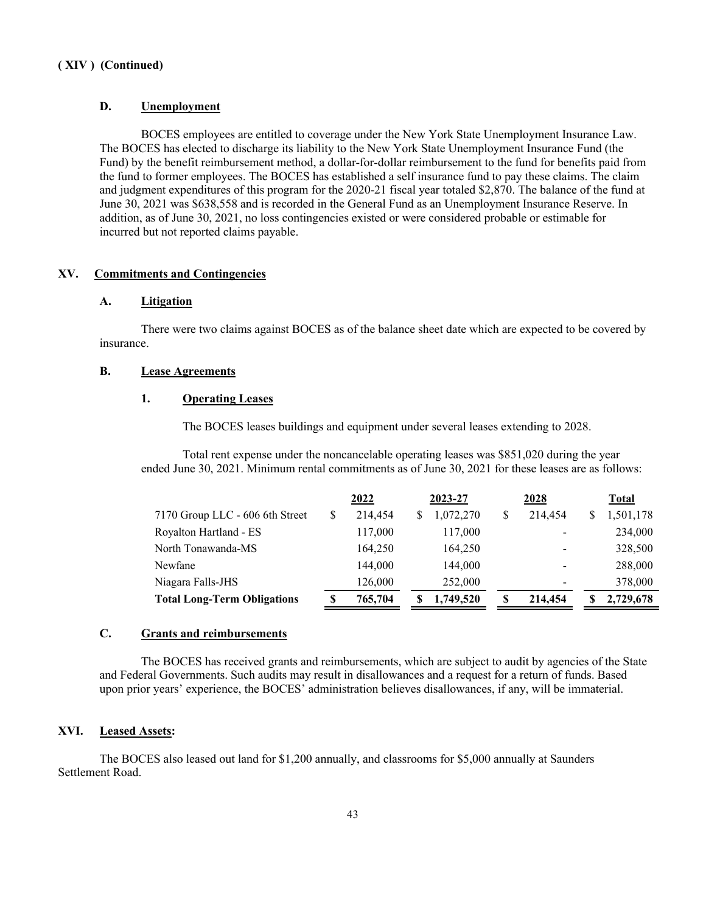**( XIV ) (Continued)**

#### D. Unemployment

BOCES employees are entitled to coverage under the New York State Unemployment Insurance Law. The BOCES has elected to discharge its liability to the New York State Unemployment Insurance Fund (the Fund) by the benefit reimbursement method, a dollar-for-dollar reimbursement to the fund for benefits paid from the fund to former employees. The BOCES has established a self insurance fund to pay these claims. The claim and judgment expenditures of this program for the 2020-21 fiscal year totaled $2,870. The balance of the fund at June 30, 2021 was $638,558 and is recorded in the General Fund as an Unemployment Insurance Reserve. In addition, as of June 30, 2021, no loss contingencies existed or were considered probable or estimable for incurred but not reported claims payable.

## XV. Commitments and Contingencies

### A. Litigation

There were two claims against BOCES as of the balance sheet date which are expected to be covered by insurance.

### B. Lease Agreements

#### 1. Operating Leases

The BOCES leases buildings and equipment under several leases extending to 2028.

Total rent expense under the noncancelable operating leases was $851,020 during the year ended June 30, 2021. Minimum rental commitments as of June 30, 2021 for these leases are as follows:

| | 2022 | 2023-27 | 2028 | Total |
|---|---|---|---|---|
| 7170 Group LLC - 606 6th Street | $ 214,454 | $ 1,072,270 | $ 214,454 | $ 1,501,178 |
| Royalton Hartland - ES | 117,000 | 117,000 | - | 234,000 |
| North Tonawanda-MS | 164,250 | 164,250 | - | 328,500 |
| Newfane | 144,000 | 144,000 | - | 288,000 |
| Niagara Falls-JHS | 126,000 | 252,000 | - | 378,000 |
| **Total Long-Term Obligations** | **$ 765,704** | **$ 1,749,520** | **$ 214,454** | **$ 2,729,678** |

### C. Grants and reimbursements

The BOCES has received grants and reimbursements, which are subject to audit by agencies of the State and Federal Governments. Such audits may result in disallowances and a request for a return of funds. Based upon prior years' experience, the BOCES' administration believes disallowances, if any, will be immaterial.

## XVI. Leased Assets:

The BOCES also leased out land for $1,200 annually, and classrooms for $5,000 annually at Saunders Settlement Road.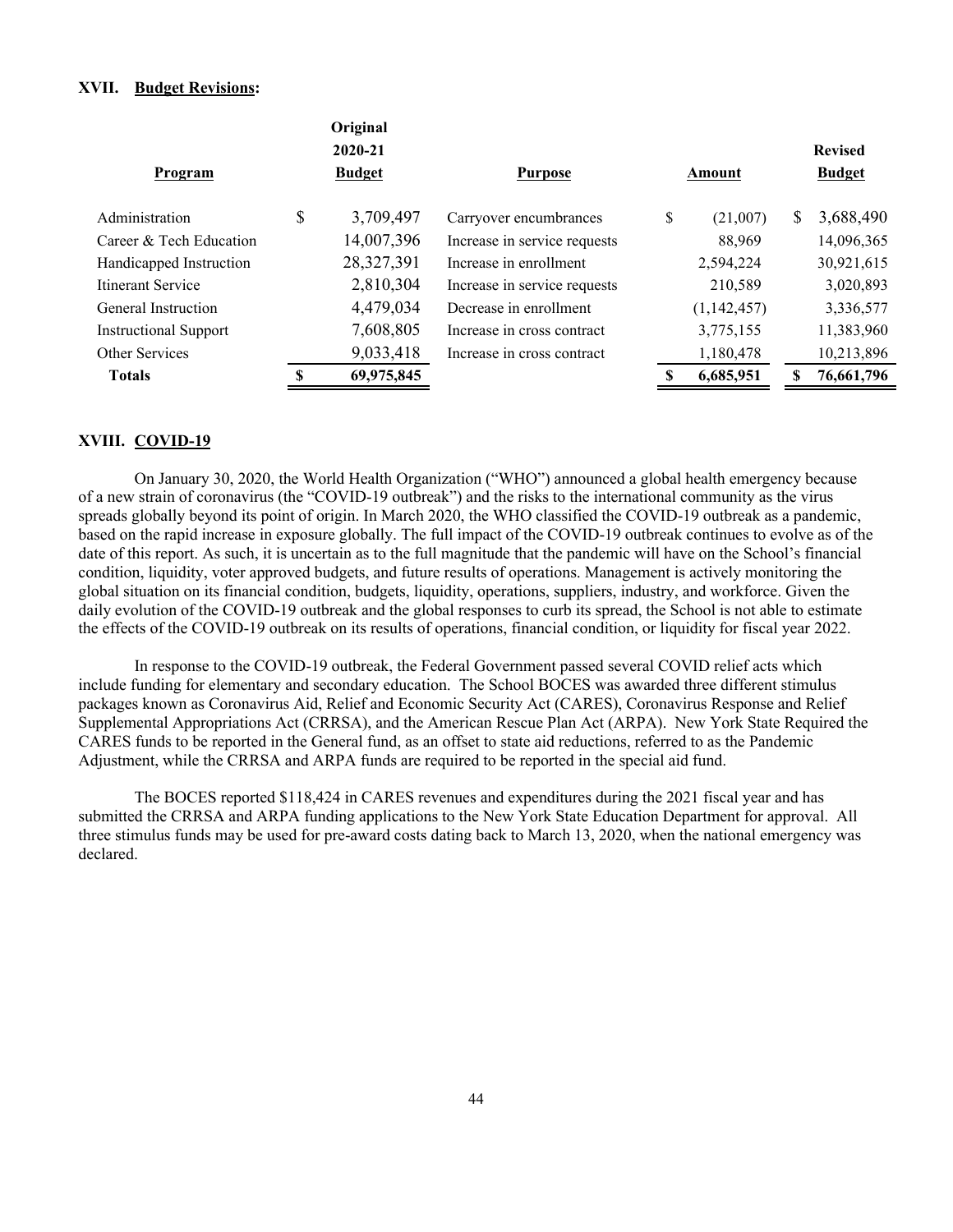### XVII. Budget Revisions:

| Program | Original 2020-21 Budget | Purpose | Amount | Revised Budget |
|---|---|---|---|---|
| Administration | $ 3,709,497 | Carryover encumbrances | $ (21,007) | $ 3,688,490 |
| Career & Tech Education | 14,007,396 | Increase in service requests | 88,969 | 14,096,365 |
| Handicapped Instruction | 28,327,391 | Increase in enrollment | 2,594,224 | 30,921,615 |
| Itinerant Service | 2,810,304 | Increase in service requests | 210,589 | 3,020,893 |
| General Instruction | 4,479,034 | Decrease in enrollment | (1,142,457) | 3,336,577 |
| Instructional Support | 7,608,805 | Increase in cross contract | 3,775,155 | 11,383,960 |
| Other Services | 9,033,418 | Increase in cross contract | 1,180,478 | 10,213,896 |
| **Totals** | **$ 69,975,845** | | **$ 6,685,951** | **$ 76,661,796** |

### XVIII. COVID-19

On January 30, 2020, the World Health Organization ("WHO") announced a global health emergency because of a new strain of coronavirus (the "COVID-19 outbreak") and the risks to the international community as the virus spreads globally beyond its point of origin. In March 2020, the WHO classified the COVID-19 outbreak as a pandemic, based on the rapid increase in exposure globally. The full impact of the COVID-19 outbreak continues to evolve as of the date of this report. As such, it is uncertain as to the full magnitude that the pandemic will have on the School's financial condition, liquidity, voter approved budgets, and future results of operations. Management is actively monitoring the global situation on its financial condition, budgets, liquidity, operations, suppliers, industry, and workforce. Given the daily evolution of the COVID-19 outbreak and the global responses to curb its spread, the School is not able to estimate the effects of the COVID-19 outbreak on its results of operations, financial condition, or liquidity for fiscal year 2022.

In response to the COVID-19 outbreak, the Federal Government passed several COVID relief acts which include funding for elementary and secondary education. The School BOCES was awarded three different stimulus packages known as Coronavirus Aid, Relief and Economic Security Act (CARES), Coronavirus Response and Relief Supplemental Appropriations Act (CRRSA), and the American Rescue Plan Act (ARPA). New York State Required the CARES funds to be reported in the General fund, as an offset to state aid reductions, referred to as the Pandemic Adjustment, while the CRRSA and ARPA funds are required to be reported in the special aid fund.

The BOCES reported $118,424 in CARES revenues and expenditures during the 2021 fiscal year and has submitted the CRRSA and ARPA funding applications to the New York State Education Department for approval. All three stimulus funds may be used for pre-award costs dating back to March 13, 2020, when the national emergency was declared.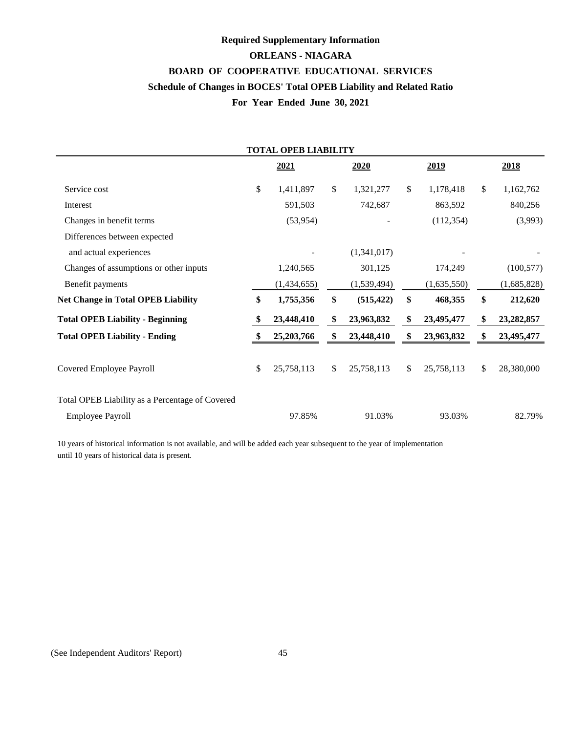# Required Supplementary Information

## ORLEANS - NIAGARA

## BOARD OF COOPERATIVE EDUCATIONAL SERVICES

### Schedule of Changes in BOCES' Total OPEB Liability and Related Ratio

### For Year Ended June 30, 2021

| TOTAL OPEB LIABILITY | 2021 | 2020 | 2019 | 2018 |
|---|---|---|---|---|
| Service cost | $ 1,411,897 | $ 1,321,277 | $ 1,178,418 | $ 1,162,762 |
| Interest | 591,503 | 742,687 | 863,592 | 840,256 |
| Changes in benefit terms | (53,954) | - | (112,354) | (3,993) |
| Differences between expected and actual experiences | - | (1,341,017) | - | - |
| Changes of assumptions or other inputs | 1,240,565 | 301,125 | 174,249 | (100,577) |
| Benefit payments | (1,434,655) | (1,539,494) | (1,635,550) | (1,685,828) |
| **Net Change in Total OPEB Liability** | **$ 1,755,356** | **$ (515,422)** | **$ 468,355** | **$ 212,620** |
| **Total OPEB Liability - Beginning** | **$ 23,448,410** | **$ 23,963,832** | **$ 23,495,477** | **$ 23,282,857** |
| **Total OPEB Liability - Ending** | **$ 25,203,766** | **$ 23,448,410** | **$ 23,963,832** | **$ 23,495,477** |
| Covered Employee Payroll | $ 25,758,113 | $ 25,758,113 | $ 25,758,113 | $ 28,380,000 |
| Total OPEB Liability as a Percentage of Covered Employee Payroll | 97.85% | 91.03% | 93.03% | 82.79% |

10 years of historical information is not available, and will be added each year subsequent to the year of implementation until 10 years of historical data is present.

(See Independent Auditors' Report)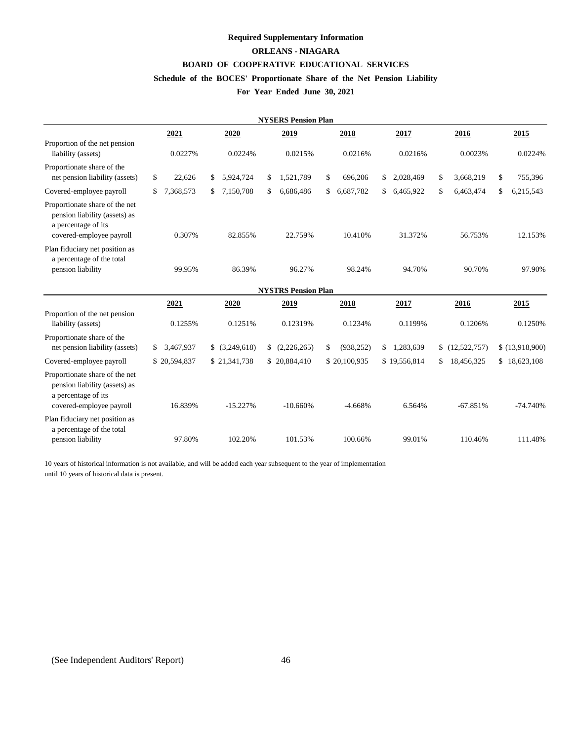**Required Supplementary Information**

**ORLEANS - NIAGARA**

**BOARD OF COOPERATIVE EDUCATIONAL SERVICES**

**Schedule of the BOCES' Proportionate Share of the Net Pension Liability**

**For Year Ended June 30, 2021**

**NYSERS Pension Plan**

| | 2021 | 2020 | 2019 | 2018 | 2017 | 2016 | 2015 |
|---|---|---|---|---|---|---|---|
| Proportion of the net pension liability (assets) | 0.0227% | 0.0224% | 0.0215% | 0.0216% | 0.0216% | 0.0023% | 0.0224% |
| Proportionate share of the net pension liability (assets) | $ 22,626 | $ 5,924,724 | $ 1,521,789 | $ 696,206 | $ 2,028,469 | $ 3,668,219 | $ 755,396 |
| Covered-employee payroll | $ 7,368,573 | $ 7,150,708 | $ 6,686,486 | $ 6,687,782 | $ 6,465,922 | $ 6,463,474 | $ 6,215,543 |
| Proportionate share of the net pension liability (assets) as a percentage of its covered-employee payroll | 0.307% | 82.855% | 22.759% | 10.410% | 31.372% | 56.753% | 12.153% |
| Plan fiduciary net position as a percentage of the total pension liability | 99.95% | 86.39% | 96.27% | 98.24% | 94.70% | 90.70% | 97.90% |

**NYSTRS Pension Plan**

| | 2021 | 2020 | 2019 | 2018 | 2017 | 2016 | 2015 |
|---|---|---|---|---|---|---|---|
| Proportion of the net pension liability (assets) | 0.1255% | 0.1251% | 0.12319% | 0.1234% | 0.1199% | 0.1206% | 0.1250% |
| Proportionate share of the net pension liability (assets) | $ 3,467,937 | $ (3,249,618) | $ (2,226,265) | $ (938,252) | $ 1,283,639 | $ (12,522,757) | $ (13,918,900) |
| Covered-employee payroll | $ 20,594,837 | $ 21,341,738 | $ 20,884,410 | $ 20,100,935 | $ 19,556,814 | $ 18,456,325 | $ 18,623,108 |
| Proportionate share of the net pension liability (assets) as a percentage of its covered-employee payroll | 16.839% | -15.227% | -10.660% | -4.668% | 6.564% | -67.851% | -74.740% |
| Plan fiduciary net position as a percentage of the total pension liability | 97.80% | 102.20% | 101.53% | 100.66% | 99.01% | 110.46% | 111.48% |

10 years of historical information is not available, and will be added each year subsequent to the year of implementation until 10 years of historical data is present.

(See Independent Auditors' Report)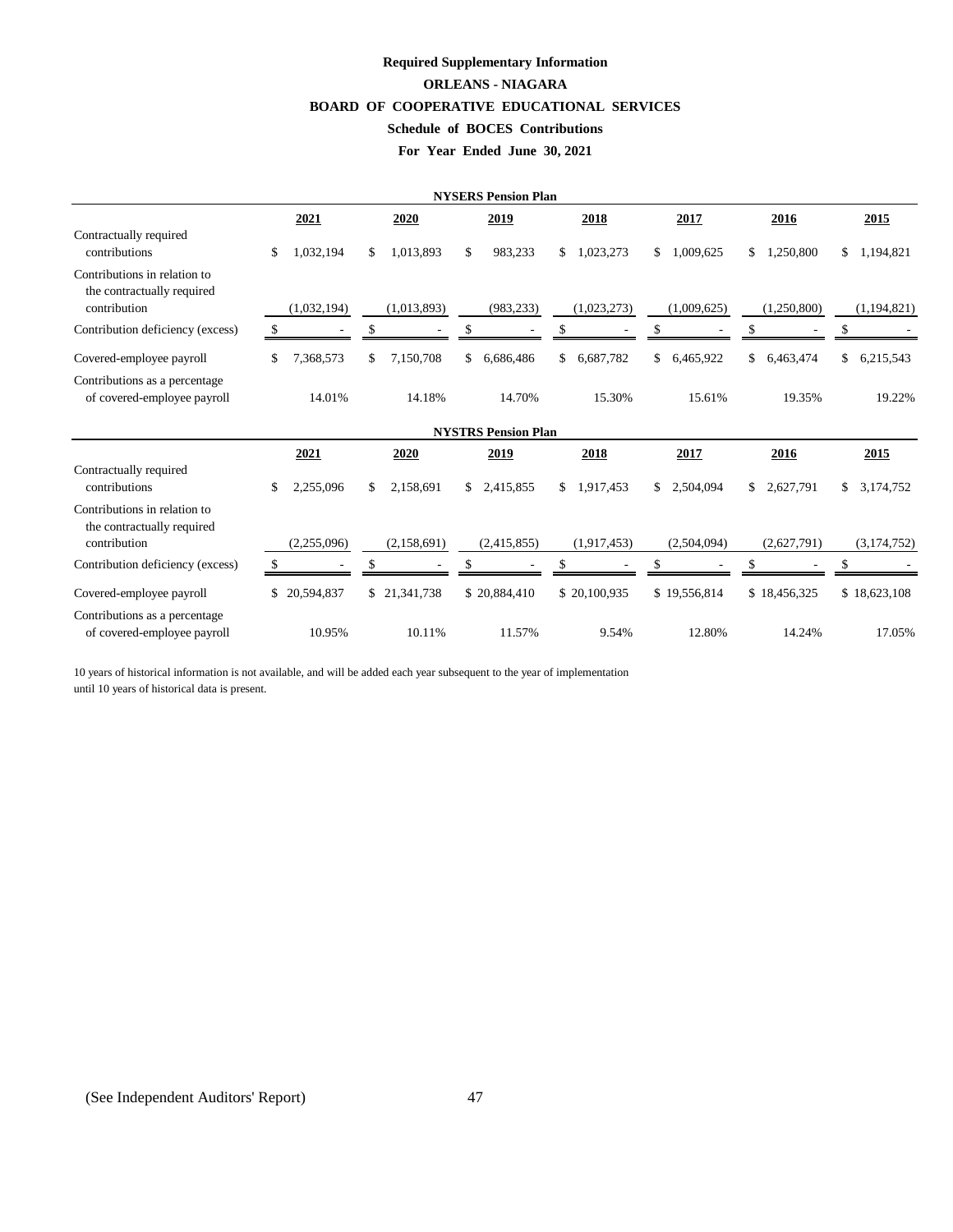**Required Supplementary Information**

**ORLEANS - NIAGARA**

**BOARD OF COOPERATIVE EDUCATIONAL SERVICES**

**Schedule of BOCES Contributions**

**For Year Ended June 30, 2021**

**NYSERS Pension Plan**

| | 2021 | 2020 | 2019 | 2018 | 2017 | 2016 | 2015 |
|---|---|---|---|---|---|---|---|
| Contractually required contributions | $ 1,032,194 | $ 1,013,893 | $ 983,233 | $ 1,023,273 | $ 1,009,625 | $ 1,250,800 | $ 1,194,821 |
| Contributions in relation to the contractually required contribution | (1,032,194) | (1,013,893) | (983,233) | (1,023,273) | (1,009,625) | (1,250,800) | (1,194,821) |
| Contribution deficiency (excess) | $ - | $ - | $ - | $ - | $ - | $ - | $ - |
| Covered-employee payroll | $ 7,368,573 | $ 7,150,708 | $ 6,686,486 | $ 6,687,782 | $ 6,465,922 | $ 6,463,474 | $ 6,215,543 |
| Contributions as a percentage of covered-employee payroll | 14.01% | 14.18% | 14.70% | 15.30% | 15.61% | 19.35% | 19.22% |

**NYSTRS Pension Plan**

| | 2021 | 2020 | 2019 | 2018 | 2017 | 2016 | 2015 |
|---|---|---|---|---|---|---|---|
| Contractually required contributions | $ 2,255,096 | $ 2,158,691 | $ 2,415,855 | $ 1,917,453 | $ 2,504,094 | $ 2,627,791 | $ 3,174,752 |
| Contributions in relation to the contractually required contribution | (2,255,096) | (2,158,691) | (2,415,855) | (1,917,453) | (2,504,094) | (2,627,791) | (3,174,752) |
| Contribution deficiency (excess) | $ - | $ - | $ - | $ - | $ - | $ - | $ - |
| Covered-employee payroll | $ 20,594,837 | $ 21,341,738 | $ 20,884,410 | $ 20,100,935 | $ 19,556,814 | $ 18,456,325 | $ 18,623,108 |
| Contributions as a percentage of covered-employee payroll | 10.95% | 10.11% | 11.57% | 9.54% | 12.80% | 14.24% | 17.05% |

10 years of historical information is not available, and will be added each year subsequent to the year of implementation until 10 years of historical data is present.

(See Independent Auditors' Report)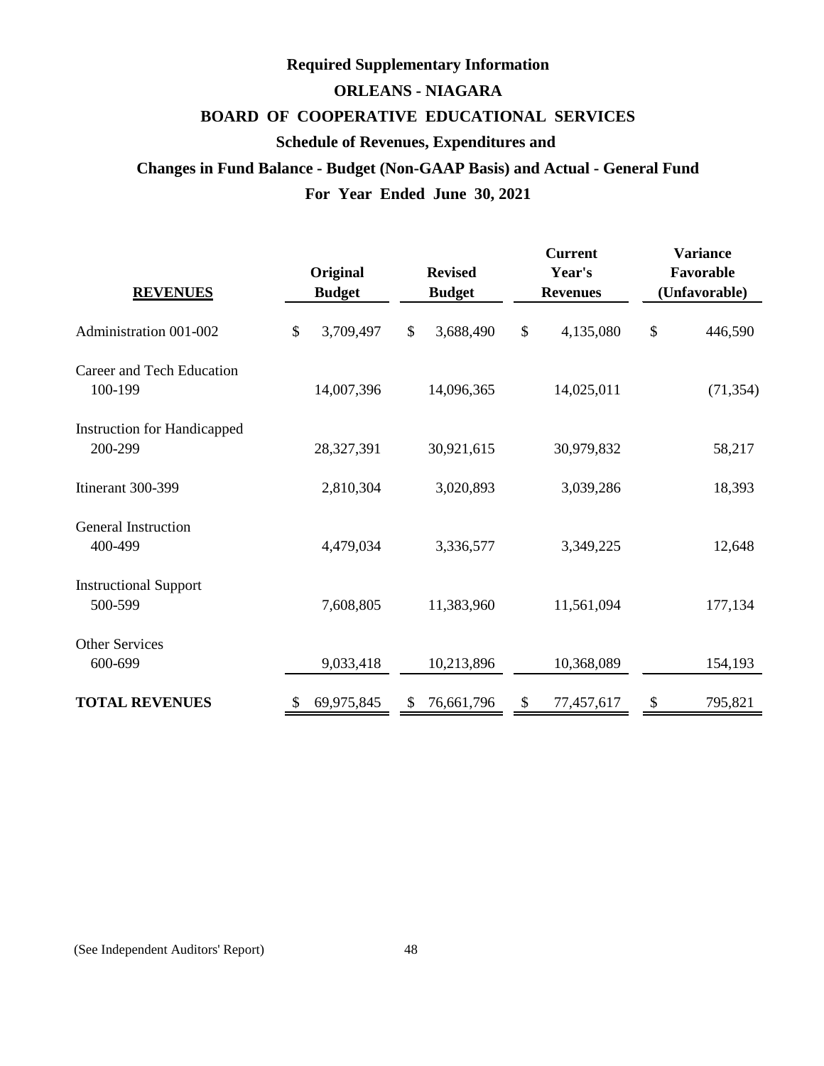# Required Supplementary Information

## ORLEANS - NIAGARA

## BOARD OF COOPERATIVE EDUCATIONAL SERVICES

### Schedule of Revenues, Expenditures and

### Changes in Fund Balance - Budget (Non-GAAP Basis) and Actual - General Fund

### For Year Ended June 30, 2021

| **REVENUES** | **Original Budget** | **Revised Budget** | **Current Year's Revenues** | **Variance Favorable (Unfavorable)** |
|---|---|---|---|---|
| Administration 001-002 | $ 3,709,497 | $ 3,688,490 | $ 4,135,080 | $ 446,590 |
| Career and Tech Education 100-199 | 14,007,396 | 14,096,365 | 14,025,011 | (71,354) |
| Instruction for Handicapped 200-299 | 28,327,391 | 30,921,615 | 30,979,832 | 58,217 |
| Itinerant 300-399 | 2,810,304 | 3,020,893 | 3,039,286 | 18,393 |
| General Instruction 400-499 | 4,479,034 | 3,336,577 | 3,349,225 | 12,648 |
| Instructional Support 500-599 | 7,608,805 | 11,383,960 | 11,561,094 | 177,134 |
| Other Services 600-699 | 9,033,418 | 10,213,896 | 10,368,089 | 154,193 |
| **TOTAL REVENUES** | $ 69,975,845 | $ 76,661,796 | $ 77,457,617 | $ 795,821 |

(See Independent Auditors' Report)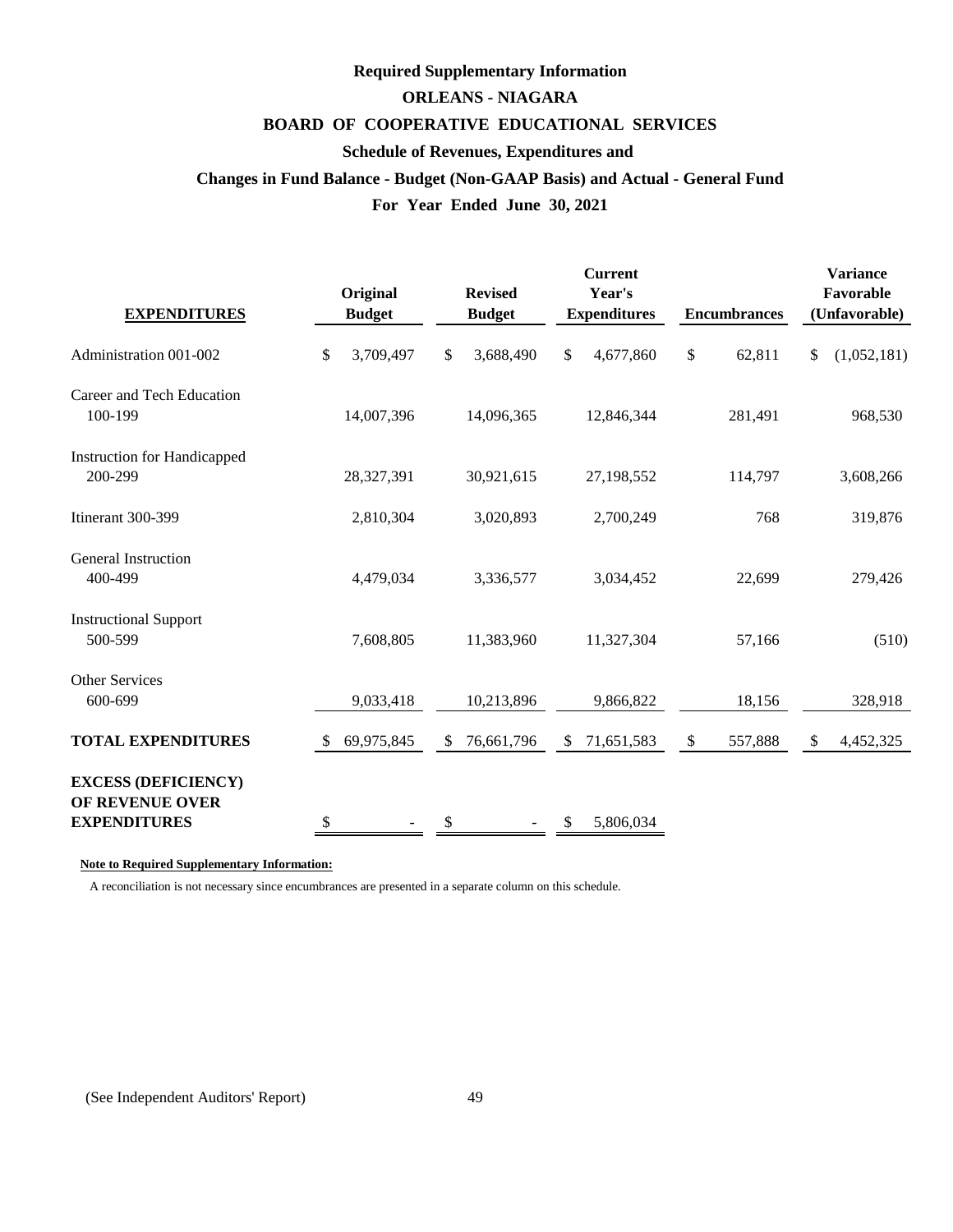# Required Supplementary Information

## ORLEANS - NIAGARA

## BOARD OF COOPERATIVE EDUCATIONAL SERVICES

### Schedule of Revenues, Expenditures and

### Changes in Fund Balance - Budget (Non-GAAP Basis) and Actual - General Fund

### For Year Ended June 30, 2021

| EXPENDITURES | Original Budget | Revised Budget | Current Year's Expenditures | Encumbrances | Variance Favorable (Unfavorable) |
|---|---|---|---|---|---|
| Administration 001-002 | $ 3,709,497 | $ 3,688,490 | $ 4,677,860 | $ 62,811 | $ (1,052,181) |
| Career and Tech Education 100-199 | 14,007,396 | 14,096,365 | 12,846,344 | 281,491 | 968,530 |
| Instruction for Handicapped 200-299 | 28,327,391 | 30,921,615 | 27,198,552 | 114,797 | 3,608,266 |
| Itinerant 300-399 | 2,810,304 | 3,020,893 | 2,700,249 | 768 | 319,876 |
| General Instruction 400-499 | 4,479,034 | 3,336,577 | 3,034,452 | 22,699 | 279,426 |
| Instructional Support 500-599 | 7,608,805 | 11,383,960 | 11,327,304 | 57,166 | (510) |
| Other Services 600-699 | 9,033,418 | 10,213,896 | 9,866,822 | 18,156 | 328,918 |
| **TOTAL EXPENDITURES** | $ 69,975,845 | $ 76,661,796 | $ 71,651,583 | $ 557,888 | $ 4,452,325 |
| **EXCESS (DEFICIENCY) OF REVENUE OVER EXPENDITURES** | $ - | $ - | $ 5,806,034 | | |

**Note to Required Supplementary Information:**

A reconciliation is not necessary since encumbrances are presented in a separate column on this schedule.

(See Independent Auditors' Report)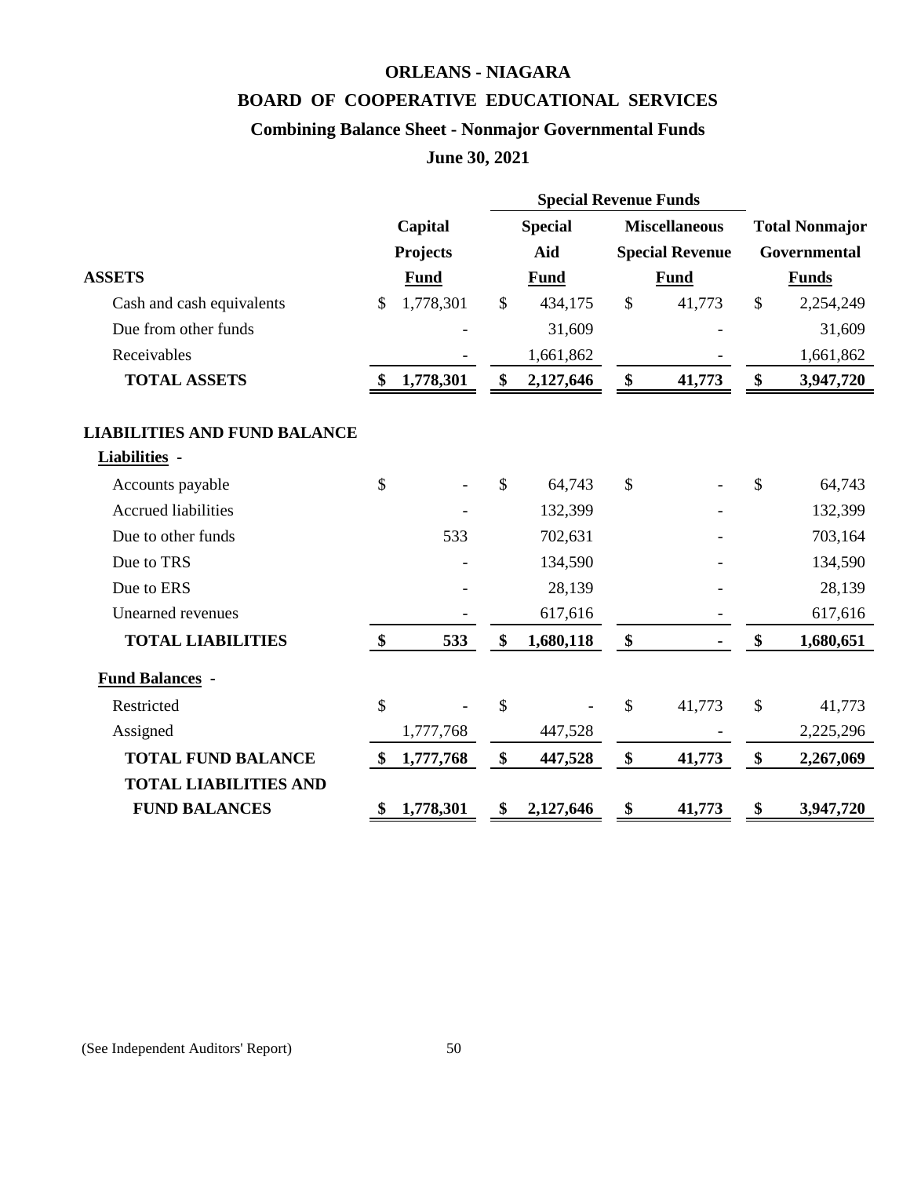# ORLEANS - NIAGARA

## BOARD OF COOPERATIVE EDUCATIONAL SERVICES

### Combining Balance Sheet - Nonmajor Governmental Funds

### June 30, 2021

| | | Special Revenue Funds | | |
|---|---|---|---|---|
| | Capital Projects Fund | Special Aid Fund | Miscellaneous Special Revenue Fund | Total Nonmajor Governmental Funds |
| **ASSETS** | | | | |
| Cash and cash equivalents | $ 1,778,301 | $ 434,175 | $ 41,773 | $ 2,254,249 |
| Due from other funds | - | 31,609 | - | 31,609 |
| Receivables | - | 1,661,862 | - | 1,661,862 |
| **TOTAL ASSETS** | **$ 1,778,301** | **$ 2,127,646** | **$ 41,773** | **$ 3,947,720** |
| **LIABILITIES AND FUND BALANCE** | | | | |
| **Liabilities** - | | | | |
| Accounts payable | $ - | $ 64,743 | $ - | $ 64,743 |
| Accrued liabilities | - | 132,399 | - | 132,399 |
| Due to other funds | 533 | 702,631 | - | 703,164 |
| Due to TRS | - | 134,590 | - | 134,590 |
| Due to ERS | - | 28,139 | - | 28,139 |
| Unearned revenues | - | 617,616 | - | 617,616 |
| **TOTAL LIABILITIES** | **$ 533** | **$ 1,680,118** | **$ -** | **$ 1,680,651** |
| **Fund Balances** - | | | | |
| Restricted | $ - | $ - | $ 41,773 | $ 41,773 |
| Assigned | 1,777,768 | 447,528 | - | 2,225,296 |
| **TOTAL FUND BALANCE** | **$ 1,777,768** | **$ 447,528** | **$ 41,773** | **$ 2,267,069** |
| **TOTAL LIABILITIES AND FUND BALANCES** | **$ 1,778,301** | **$ 2,127,646** | **$ 41,773** | **$ 3,947,720** |

(See Independent Auditors' Report)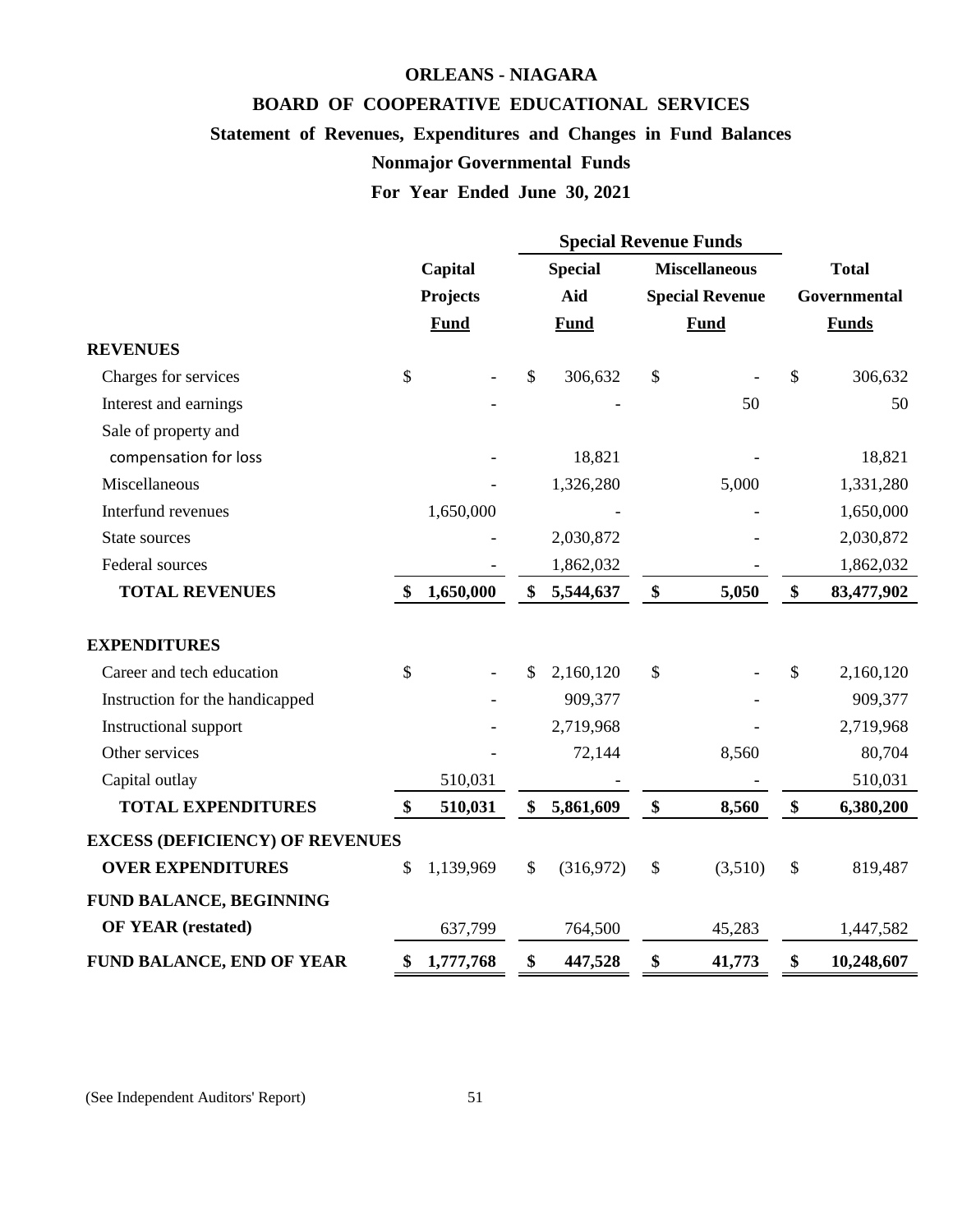# ORLEANS - NIAGARA

## BOARD OF COOPERATIVE EDUCATIONAL SERVICES

### Statement of Revenues, Expenditures and Changes in Fund Balances

### Nonmajor Governmental Funds

### For Year Ended June 30, 2021

| | Capital Projects Fund | Special Revenue Funds | | Total Governmental Funds |
|---|---|---|---|---|
| | | Special Aid Fund | Miscellaneous Special Revenue Fund | |
| **REVENUES** | | | | |
| Charges for services | $ - | $ 306,632 | $ - | $ 306,632 |
| Interest and earnings | - | - | 50 | 50 |
| Sale of property and compensation for loss | - | 18,821 | - | 18,821 |
| Miscellaneous | - | 1,326,280 | 5,000 | 1,331,280 |
| Interfund revenues | 1,650,000 | - | - | 1,650,000 |
| State sources | - | 2,030,872 | - | 2,030,872 |
| Federal sources | - | 1,862,032 | - | 1,862,032 |
| **TOTAL REVENUES** | **$ 1,650,000** | **$ 5,544,637** | **$ 5,050** | **$ 83,477,902** |
| **EXPENDITURES** | | | | |
| Career and tech education | $ - | $ 2,160,120 | $ - | $ 2,160,120 |
| Instruction for the handicapped | - | 909,377 | - | 909,377 |
| Instructional support | - | 2,719,968 | - | 2,719,968 |
| Other services | - | 72,144 | 8,560 | 80,704 |
| Capital outlay | 510,031 | - | - | 510,031 |
| **TOTAL EXPENDITURES** | **$ 510,031** | **$ 5,861,609** | **$ 8,560** | **$ 6,380,200** |
| **EXCESS (DEFICIENCY) OF REVENUES OVER EXPENDITURES** | $ 1,139,969 | $ (316,972) | $ (3,510) | $ 819,487 |
| **FUND BALANCE, BEGINNING OF YEAR (restated)** | 637,799 | 764,500 | 45,283 | 1,447,582 |
| **FUND BALANCE, END OF YEAR** | **$ 1,777,768** | **$ 447,528** | **$ 41,773** | **$ 10,248,607** |

(See Independent Auditors' Report)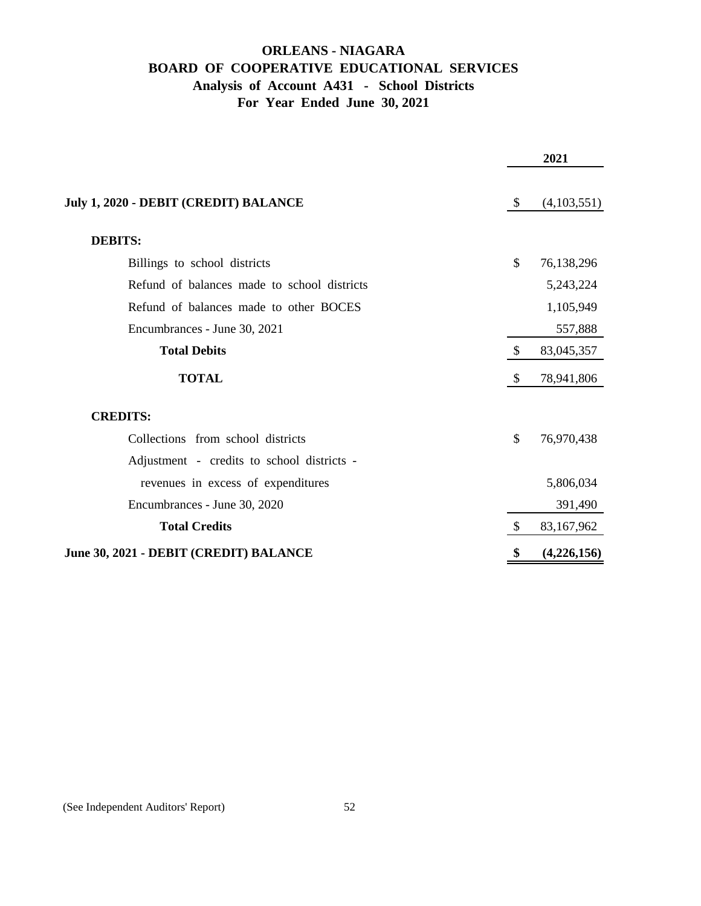# ORLEANS - NIAGARA
## BOARD OF COOPERATIVE EDUCATIONAL SERVICES
### Analysis of Account A431 - School Districts
### For Year Ended June 30, 2021

| | | 2021 |
|---|---|---|
| **July 1, 2020 - DEBIT (CREDIT) BALANCE** | $ | (4,103,551) |
| **DEBITS:** | | |
| Billings to school districts | $ | 76,138,296 |
| Refund of balances made to school districts | | 5,243,224 |
| Refund of balances made to other BOCES | | 1,105,949 |
| Encumbrances - June 30, 2021 | | 557,888 |
| **Total Debits** | $ | 83,045,357 |
| **TOTAL** | $ | 78,941,806 |
| **CREDITS:** | | |
| Collections from school districts | $ | 76,970,438 |
| Adjustment - credits to school districts - revenues in excess of expenditures | | 5,806,034 |
| Encumbrances - June 30, 2020 | | 391,490 |
| **Total Credits** | $ | 83,167,962 |
| **June 30, 2021 - DEBIT (CREDIT) BALANCE** | **$** | **(4,226,156)** |

(See Independent Auditors' Report)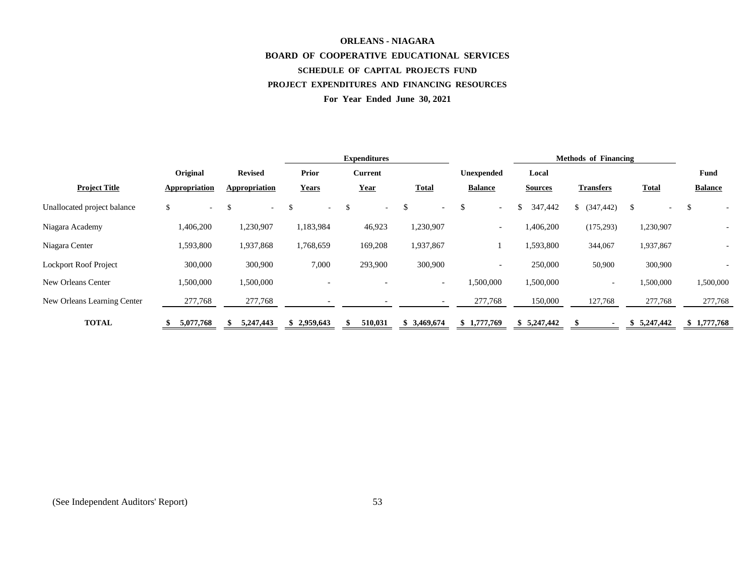# ORLEANS - NIAGARA

# BOARD OF COOPERATIVE EDUCATIONAL SERVICES

## SCHEDULE OF CAPITAL PROJECTS FUND

## PROJECT EXPENDITURES AND FINANCING RESOURCES

### For Year Ended June 30, 2021

| | | | Expenditures | | | | Methods of Financing | | | |
|---|---|---|---|---|---|---|---|---|---|---|
| Project Title | Original Appropriation | Revised Appropriation | Prior Years | Current Year | Total | Unexpended Balance | Local Sources | Transfers | Total | Fund Balance |
| Unallocated project balance | $ - | $ - | $ - | $ - | $ - | $ - | $ 347,442 | $ (347,442) | $ - | $ - |
| Niagara Academy | 1,406,200 | 1,230,907 | 1,183,984 | 46,923 | 1,230,907 | - | 1,406,200 | (175,293) | 1,230,907 | - |
| Niagara Center | 1,593,800 | 1,937,868 | 1,768,659 | 169,208 | 1,937,867 | 1 | 1,593,800 | 344,067 | 1,937,867 | - |
| Lockport Roof Project | 300,000 | 300,900 | 7,000 | 293,900 | 300,900 | - | 250,000 | 50,900 | 300,900 | - |
| New Orleans Center | 1,500,000 | 1,500,000 | - | - | - | 1,500,000 | 1,500,000 | - | 1,500,000 | 1,500,000 |
| New Orleans Learning Center | 277,768 | 277,768 | - | - | - | 277,768 | 150,000 | 127,768 | 277,768 | 277,768 |
| **TOTAL** | **$ 5,077,768** | **$ 5,247,443** | **$ 2,959,643** | **$ 510,031** | **$ 3,469,674** | **$ 1,777,769** | **$ 5,247,442** | **$ -** | **$ 5,247,442** | **$ 1,777,768** |

(See Independent Auditors' Report)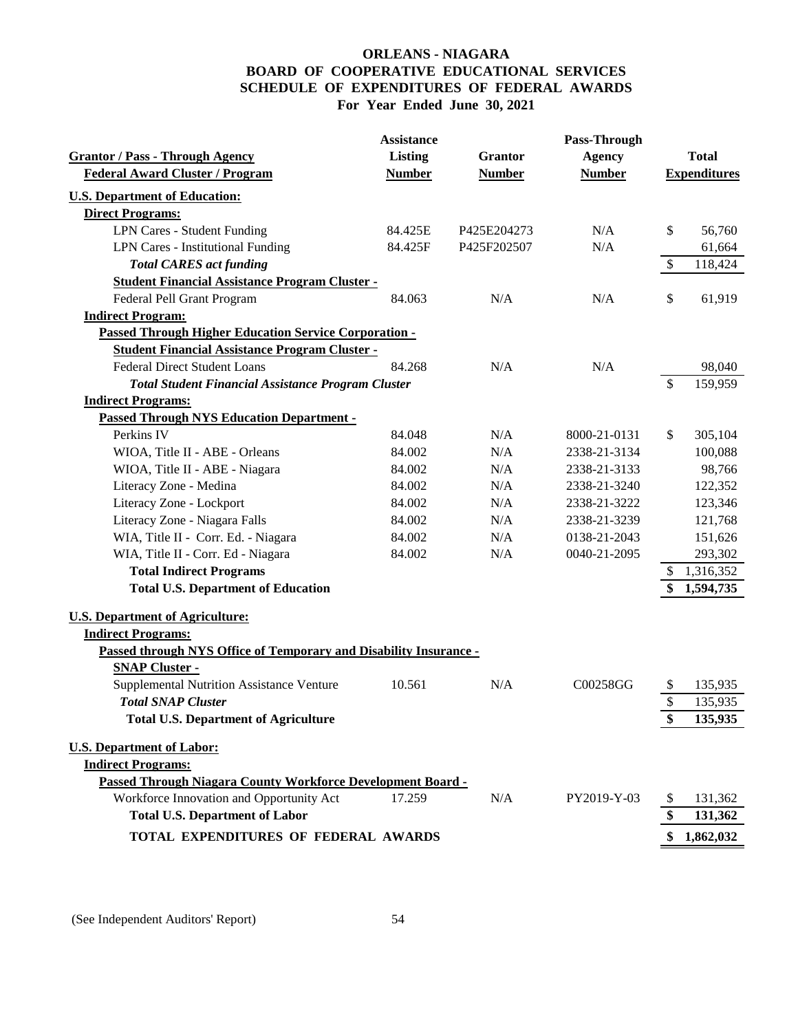# ORLEANS - NIAGARA
# BOARD OF COOPERATIVE EDUCATIONAL SERVICES
# SCHEDULE OF EXPENDITURES OF FEDERAL AWARDS
## For Year Ended June 30, 2021

| Grantor / Pass - Through Agency<br>Federal Award Cluster / Program | Assistance Listing Number | Grantor Number | Pass-Through Agency Number | Total Expenditures |
|---|---|---|---|---|
| **U.S. Department of Education:** | | | | |
| **Direct Programs:** | | | | |
| LPN Cares - Student Funding | 84.425E | P425E204273 | N/A | $ 56,760 |
| LPN Cares - Institutional Funding | 84.425F | P425F202507 | N/A | 61,664 |
| ***Total CARES act funding*** | | | | $ 118,424 |
| **Student Financial Assistance Program Cluster -** | | | | |
| Federal Pell Grant Program | 84.063 | N/A | N/A | $ 61,919 |
| **Indirect Program:** | | | | |
| **Passed Through Higher Education Service Corporation -** | | | | |
| **Student Financial Assistance Program Cluster -** | | | | |
| Federal Direct Student Loans | 84.268 | N/A | N/A | 98,040 |
| ***Total Student Financial Assistance Program Cluster*** | | | | $ 159,959 |
| **Indirect Programs:** | | | | |
| **Passed Through NYS Education Department -** | | | | |
| Perkins IV | 84.048 | N/A | 8000-21-0131 | $ 305,104 |
| WIOA, Title II - ABE - Orleans | 84.002 | N/A | 2338-21-3134 | 100,088 |
| WIOA, Title II - ABE - Niagara | 84.002 | N/A | 2338-21-3133 | 98,766 |
| Literacy Zone - Medina | 84.002 | N/A | 2338-21-3240 | 122,352 |
| Literacy Zone - Lockport | 84.002 | N/A | 2338-21-3222 | 123,346 |
| Literacy Zone - Niagara Falls | 84.002 | N/A | 2338-21-3239 | 121,768 |
| WIA, Title II - Corr. Ed. - Niagara | 84.002 | N/A | 0138-21-2043 | 151,626 |
| WIA, Title II - Corr. Ed - Niagara | 84.002 | N/A | 0040-21-2095 | 293,302 |
| **Total Indirect Programs** | | | | $ 1,316,352 |
| **Total U.S. Department of Education** | | | | **$ 1,594,735** |
| **U.S. Department of Agriculture:** | | | | |
| **Indirect Programs:** | | | | |
| **Passed through NYS Office of Temporary and Disability Insurance -** | | | | |
| **SNAP Cluster -** | | | | |
| Supplemental Nutrition Assistance Venture | 10.561 | N/A | C00258GG | $ 135,935 |
| ***Total SNAP Cluster*** | | | | $ 135,935 |
| **Total U.S. Department of Agriculture** | | | | **$ 135,935** |
| **U.S. Department of Labor:** | | | | |
| **Indirect Programs:** | | | | |
| **Passed Through Niagara County Workforce Development Board -** | | | | |
| Workforce Innovation and Opportunity Act | 17.259 | N/A | PY2019-Y-03 | $ 131,362 |
| **Total U.S. Department of Labor** | | | | **$ 131,362** |
| **TOTAL EXPENDITURES OF FEDERAL AWARDS** | | | | **$ 1,862,032** |

(See Independent Auditors' Report)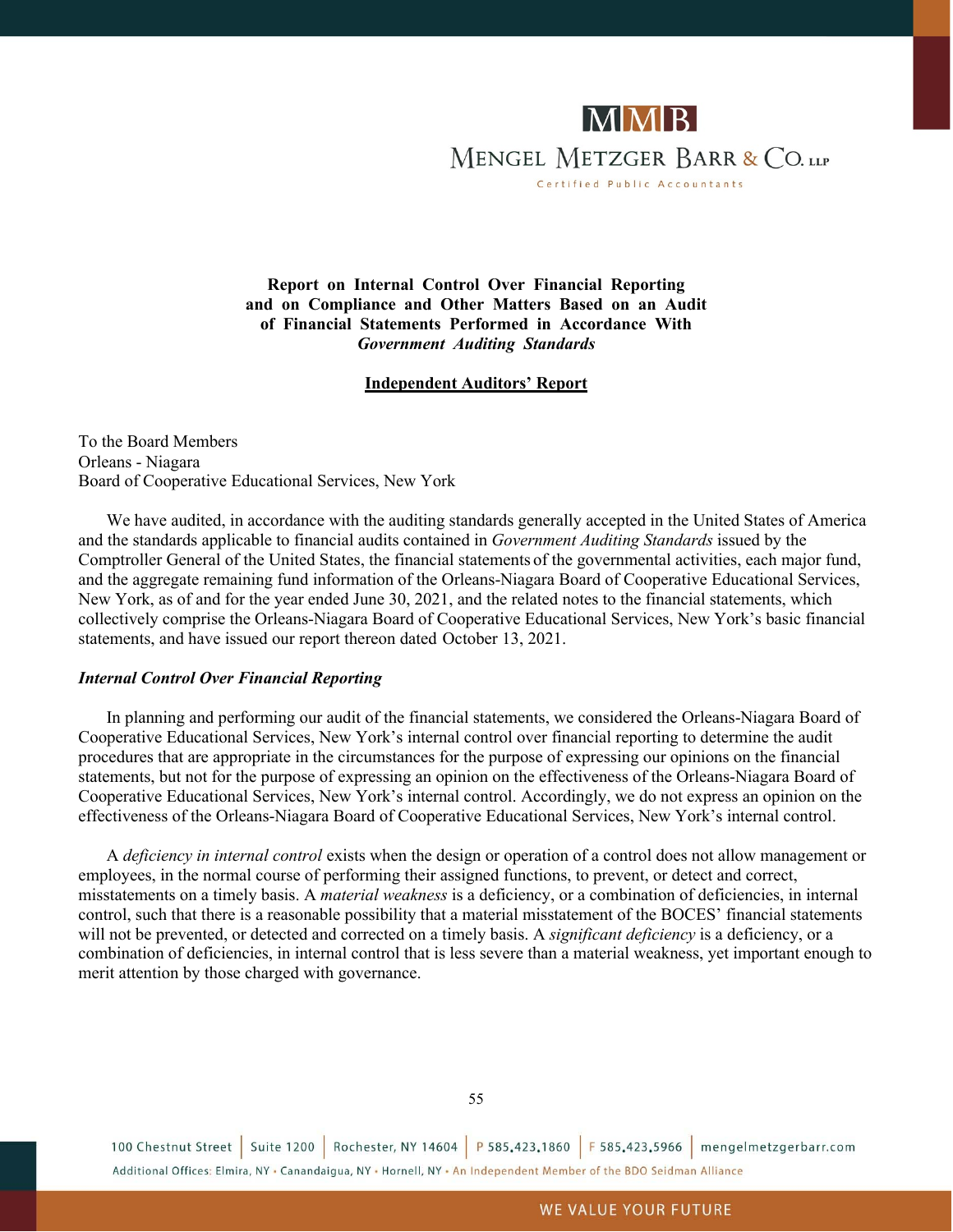**Report on Internal Control Over Financial Reporting and on Compliance and Other Matters Based on an Audit of Financial Statements Performed in Accordance With *Government Auditing Standards***

**Independent Auditors' Report**

To the Board Members
Orleans - Niagara
Board of Cooperative Educational Services, New York

We have audited, in accordance with the auditing standards generally accepted in the United States of America and the standards applicable to financial audits contained in *Government Auditing Standards* issued by the Comptroller General of the United States, the financial statements of the governmental activities, each major fund, and the aggregate remaining fund information of the Orleans-Niagara Board of Cooperative Educational Services, New York, as of and for the year ended June 30, 2021, and the related notes to the financial statements, which collectively comprise the Orleans-Niagara Board of Cooperative Educational Services, New York's basic financial statements, and have issued our report thereon dated October 13, 2021.

***Internal Control Over Financial Reporting***

In planning and performing our audit of the financial statements, we considered the Orleans-Niagara Board of Cooperative Educational Services, New York's internal control over financial reporting to determine the audit procedures that are appropriate in the circumstances for the purpose of expressing our opinions on the financial statements, but not for the purpose of expressing an opinion on the effectiveness of the Orleans-Niagara Board of Cooperative Educational Services, New York's internal control. Accordingly, we do not express an opinion on the effectiveness of the Orleans-Niagara Board of Cooperative Educational Services, New York's internal control.

A *deficiency in internal control* exists when the design or operation of a control does not allow management or employees, in the normal course of performing their assigned functions, to prevent, or detect and correct, misstatements on a timely basis. A *material weakness* is a deficiency, or a combination of deficiencies, in internal control, such that there is a reasonable possibility that a material misstatement of the BOCES' financial statements will not be prevented, or detected and corrected on a timely basis. A *significant deficiency* is a deficiency, or a combination of deficiencies, in internal control that is less severe than a material weakness, yet important enough to merit attention by those charged with governance.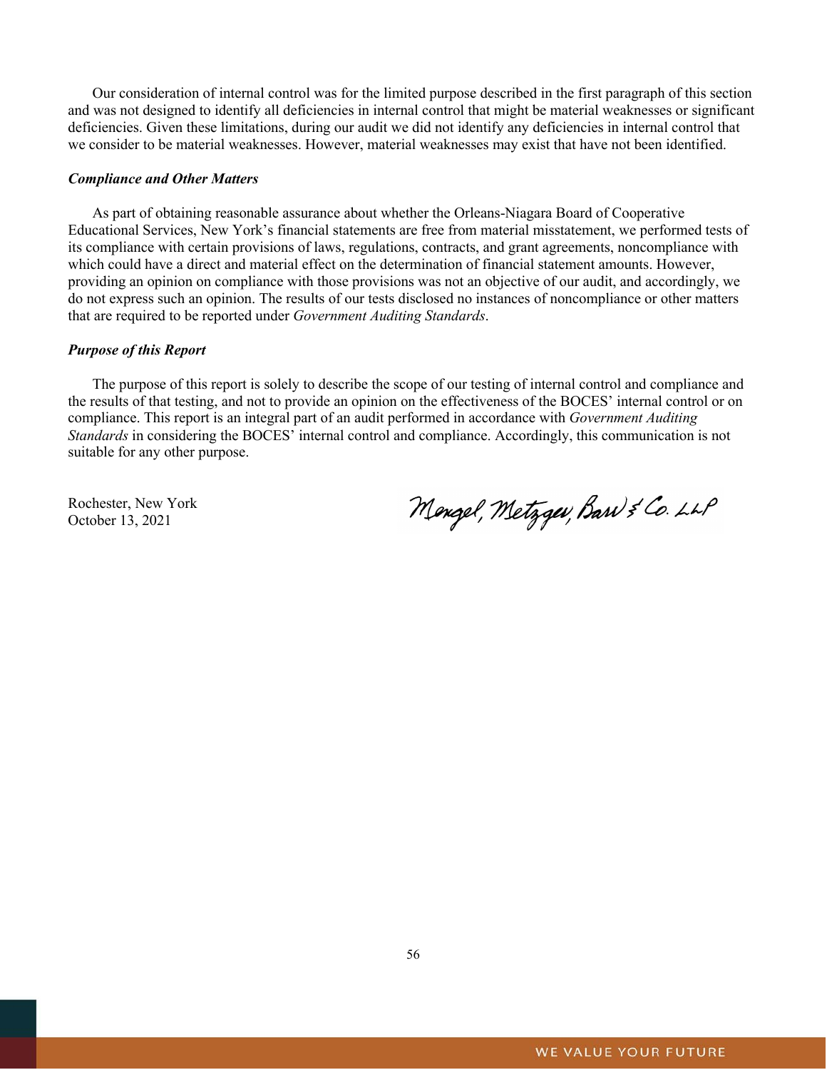Our consideration of internal control was for the limited purpose described in the first paragraph of this section and was not designed to identify all deficiencies in internal control that might be material weaknesses or significant deficiencies. Given these limitations, during our audit we did not identify any deficiencies in internal control that we consider to be material weaknesses. However, material weaknesses may exist that have not been identified.

***Compliance and Other Matters***

As part of obtaining reasonable assurance about whether the Orleans-Niagara Board of Cooperative Educational Services, New York's financial statements are free from material misstatement, we performed tests of its compliance with certain provisions of laws, regulations, contracts, and grant agreements, noncompliance with which could have a direct and material effect on the determination of financial statement amounts. However, providing an opinion on compliance with those provisions was not an objective of our audit, and accordingly, we do not express such an opinion. The results of our tests disclosed no instances of noncompliance or other matters that are required to be reported under *Government Auditing Standards*.

***Purpose of this Report***

The purpose of this report is solely to describe the scope of our testing of internal control and compliance and the results of that testing, and not to provide an opinion on the effectiveness of the BOCES' internal control or on compliance. This report is an integral part of an audit performed in accordance with *Government Auditing Standards* in considering the BOCES' internal control and compliance. Accordingly, this communication is not suitable for any other purpose.

Rochester, New York
October 13, 2021

Mengel, Metzger, Barr & Co. LLP

WE VALUE YOUR FUTURE